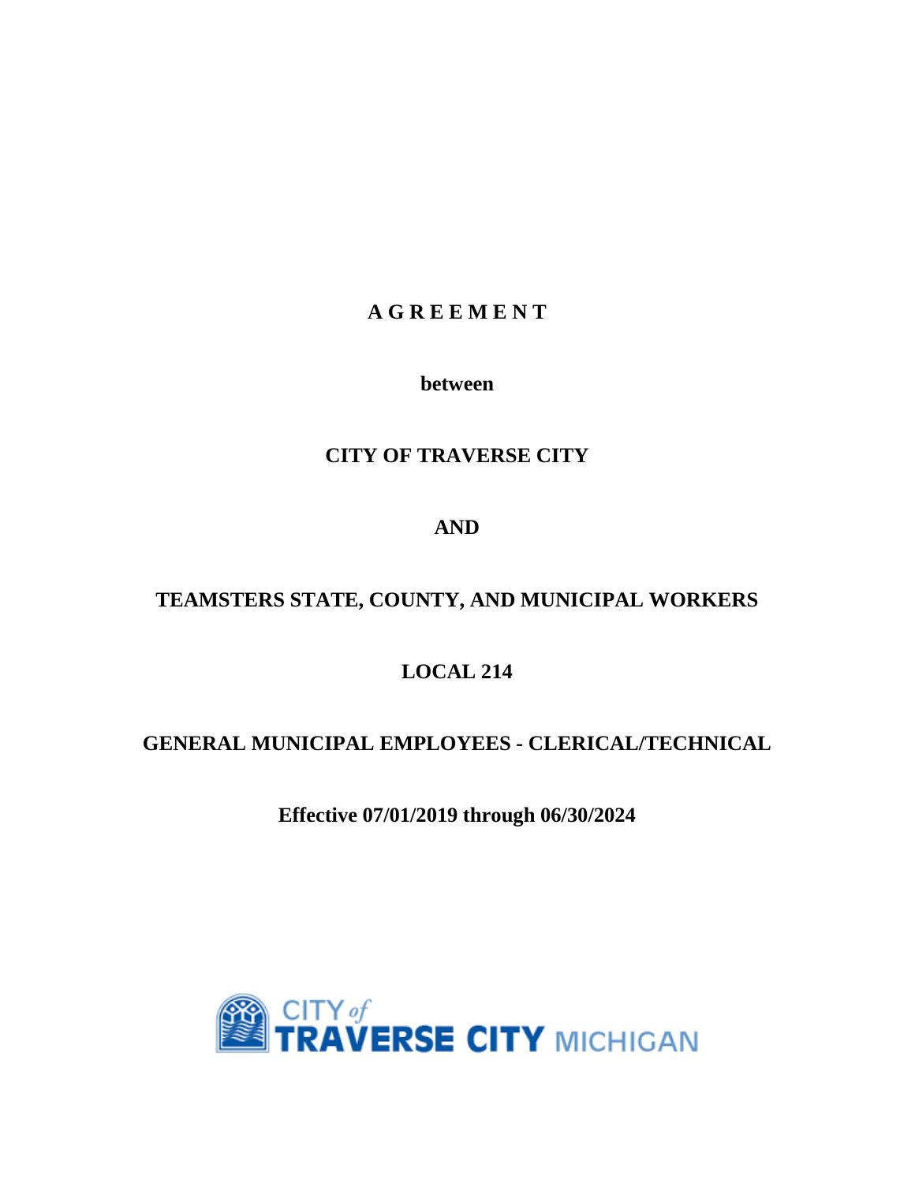# A G R E E M E N T

**between**

**CITY OF TRAVERSE CITY**

**AND**

**TEAMSTERS STATE, COUNTY, AND MUNICIPAL WORKERS**

**LOCAL 214**

**GENERAL MUNICIPAL EMPLOYEES - CLERICAL/TECHNICAL**

**Effective 07/01/2019 through 06/30/2024**

CITY of TRAVERSE CITY MICHIGAN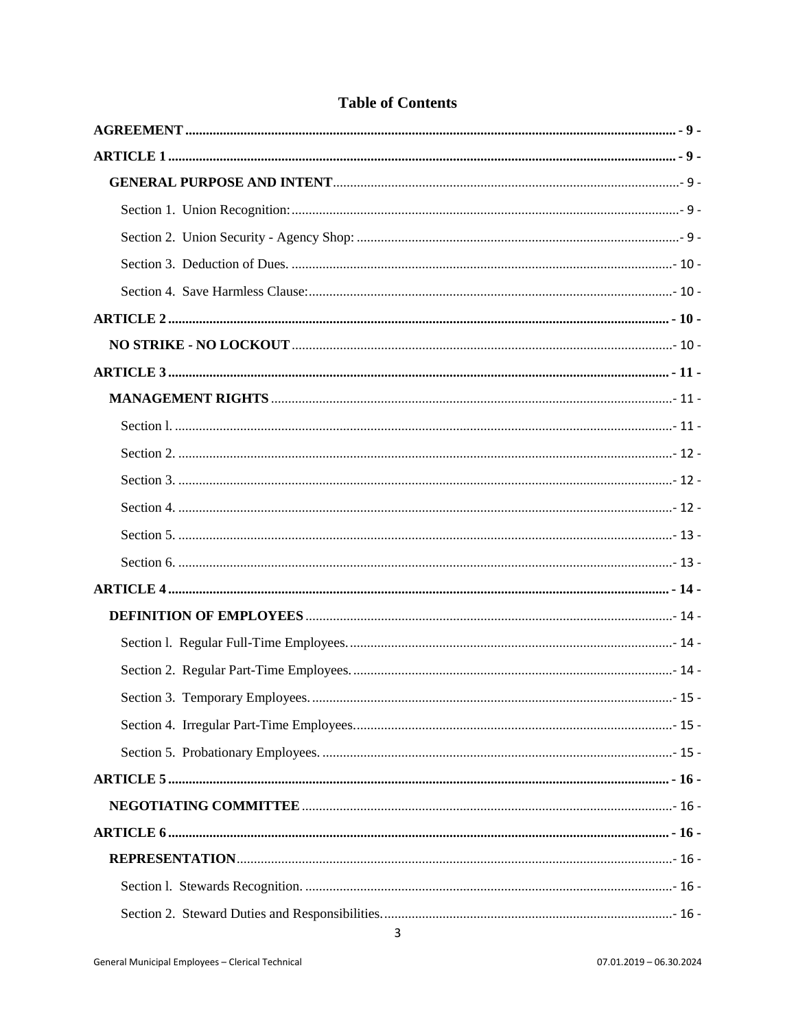# Table of Contents

**AGREEMENT** ..... - 9 -

**ARTICLE 1** ..... - 9 -

**GENERAL PURPOSE AND INTENT** ..... - 9 -

Section 1. Union Recognition: ..... - 9 -

Section 2. Union Security - Agency Shop: ..... - 9 -

Section 3. Deduction of Dues. ..... - 10 -

Section 4. Save Harmless Clause: ..... - 10 -

**ARTICLE 2** ..... - 10 -

**NO STRIKE - NO LOCKOUT** ..... - 10 -

**ARTICLE 3** ..... - 11 -

**MANAGEMENT RIGHTS** ..... - 11 -

Section l. ..... - 11 -

Section 2. ..... - 12 -

Section 3. ..... - 12 -

Section 4. ..... - 12 -

Section 5. ..... - 13 -

Section 6. ..... - 13 -

**ARTICLE 4** ..... - 14 -

**DEFINITION OF EMPLOYEES** ..... - 14 -

Section l. Regular Full-Time Employees. ..... - 14 -

Section 2. Regular Part-Time Employees. ..... - 14 -

Section 3. Temporary Employees. ..... - 15 -

Section 4. Irregular Part-Time Employees. ..... - 15 -

Section 5. Probationary Employees. ..... - 15 -

**ARTICLE 5** ..... - 16 -

**NEGOTIATING COMMITTEE** ..... - 16 -

**ARTICLE 6** ..... - 16 -

**REPRESENTATION** ..... - 16 -

Section l. Stewards Recognition. ..... - 16 -

Section 2. Steward Duties and Responsibilities. ..... - 16 -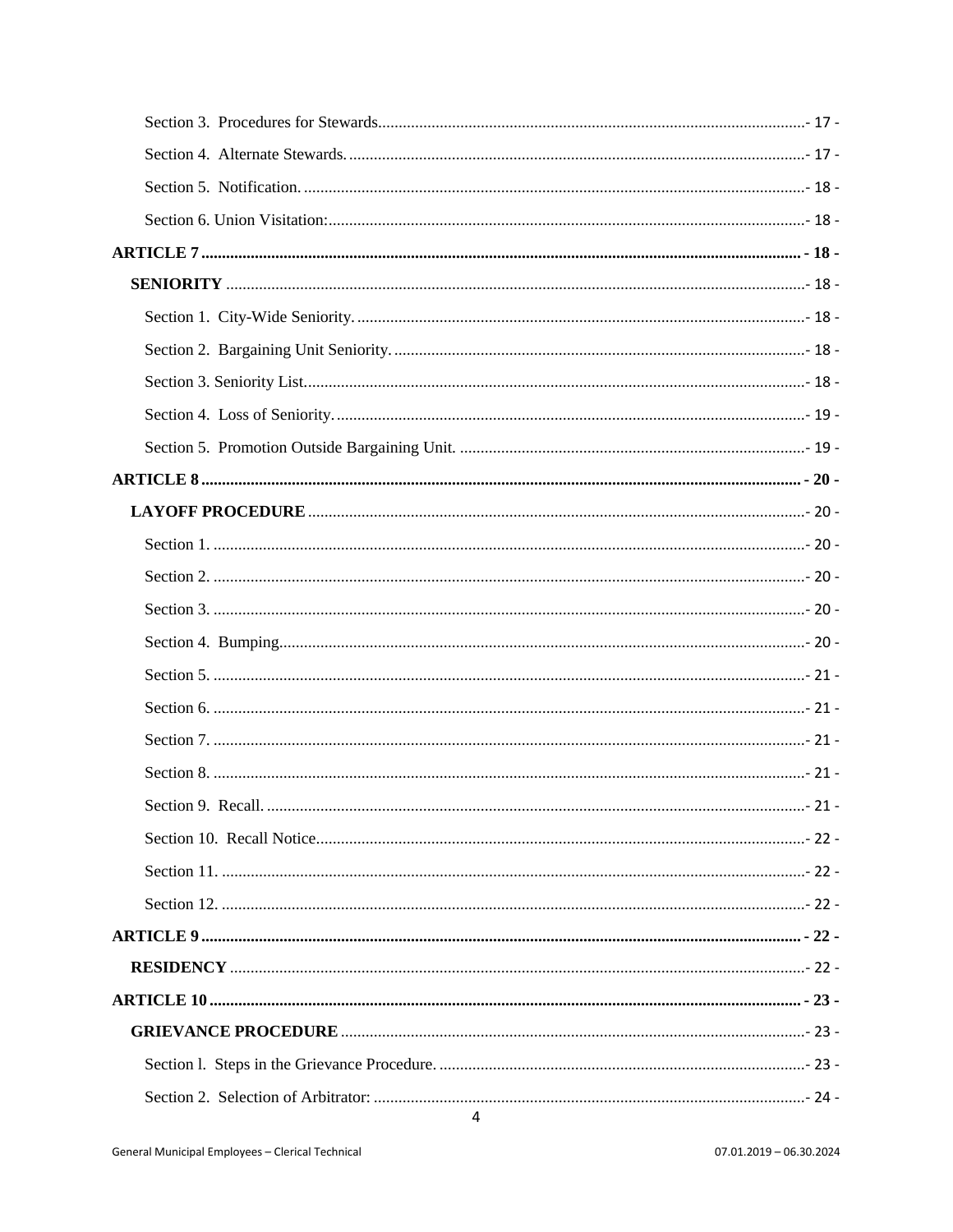Section 3. Procedures for Stewards.......................................................................................................- 17 -

Section 4. Alternate Stewards. ..............................................................................................................- 17 -

Section 5. Notification. .........................................................................................................................- 18 -

Section 6. Union Visitation:..................................................................................................................- 18 -

**ARTICLE 7** ................................................................................................................................................ **- 18 -**

**SENIORITY** ...........................................................................................................................................- 18 -

Section 1. City-Wide Seniority. ............................................................................................................- 18 -

Section 2. Bargaining Unit Seniority. ...................................................................................................- 18 -

Section 3. Seniority List.........................................................................................................................- 18 -

Section 4. Loss of Seniority. .................................................................................................................- 19 -

Section 5. Promotion Outside Bargaining Unit. ...................................................................................- 19 -

**ARTICLE 8** ................................................................................................................................................ **- 20 -**

**LAYOFF PROCEDURE** .......................................................................................................................- 20 -

Section 1. ..............................................................................................................................................- 20 -

Section 2. ..............................................................................................................................................- 20 -

Section 3. ..............................................................................................................................................- 20 -

Section 4. Bumping...............................................................................................................................- 20 -

Section 5. ..............................................................................................................................................- 21 -

Section 6. ..............................................................................................................................................- 21 -

Section 7. ..............................................................................................................................................- 21 -

Section 8. ..............................................................................................................................................- 21 -

Section 9. Recall. ..................................................................................................................................- 21 -

Section 10. Recall Notice......................................................................................................................- 22 -

Section 11. ............................................................................................................................................- 22 -

Section 12. ............................................................................................................................................- 22 -

**ARTICLE 9** ................................................................................................................................................ **- 22 -**

**RESIDENCY** ..........................................................................................................................................- 22 -

**ARTICLE 10** .............................................................................................................................................. **- 23 -**

**GRIEVANCE PROCEDURE** ................................................................................................................- 23 -

Section l. Steps in the Grievance Procedure. .........................................................................................- 23 -

Section 2. Selection of Arbitrator: ........................................................................................................- 24 -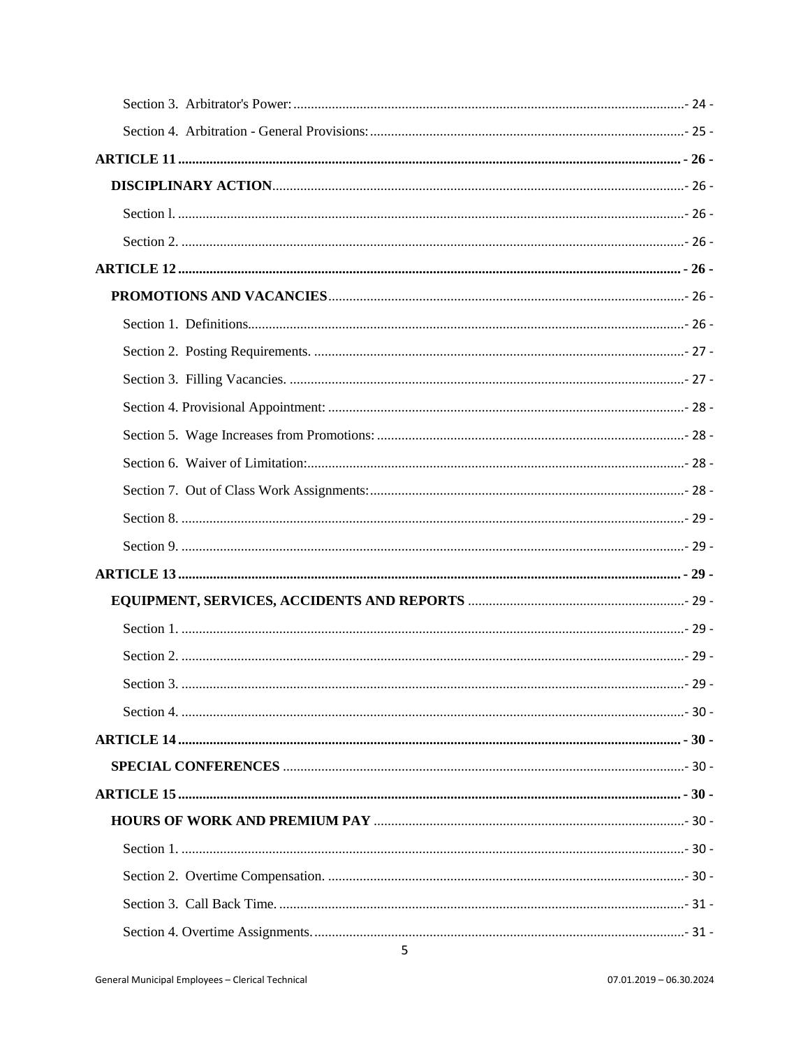Section 3. Arbitrator's Power: ................................................................................................................- 24 -

Section 4. Arbitration - General Provisions: ..........................................................................................- 25 -

**ARTICLE 11** ................................................................................................................................................ **- 26 -**

**DISCIPLINARY ACTION** ...................................................................................................................- 26 -

Section l. ...............................................................................................................................................- 26 -

Section 2. ..............................................................................................................................................- 26 -

**ARTICLE 12** ................................................................................................................................................ **- 26 -**

**PROMOTIONS AND VACANCIES** .....................................................................................................- 26 -

Section 1. Definitions ............................................................................................................................- 26 -

Section 2. Posting Requirements. ..........................................................................................................- 27 -

Section 3. Filling Vacancies. .................................................................................................................- 27 -

Section 4. Provisional Appointment: .....................................................................................................- 28 -

Section 5. Wage Increases from Promotions: ........................................................................................- 28 -

Section 6. Waiver of Limitation: ...........................................................................................................- 28 -

Section 7. Out of Class Work Assignments: ..........................................................................................- 28 -

Section 8. ..............................................................................................................................................- 29 -

Section 9. ..............................................................................................................................................- 29 -

**ARTICLE 13** ................................................................................................................................................ **- 29 -**

**EQUIPMENT, SERVICES, ACCIDENTS AND REPORTS** ..............................................................- 29 -

Section 1. ..............................................................................................................................................- 29 -

Section 2. ..............................................................................................................................................- 29 -

Section 3. ..............................................................................................................................................- 29 -

Section 4. ..............................................................................................................................................- 30 -

**ARTICLE 14** ................................................................................................................................................ **- 30 -**

**SPECIAL CONFERENCES** ..................................................................................................................- 30 -

**ARTICLE 15** ................................................................................................................................................ **- 30 -**

**HOURS OF WORK AND PREMIUM PAY** ........................................................................................- 30 -

Section 1. ..............................................................................................................................................- 30 -

Section 2. Overtime Compensation. ......................................................................................................- 30 -

Section 3. Call Back Time. ...................................................................................................................- 31 -

Section 4. Overtime Assignments. .........................................................................................................- 31 -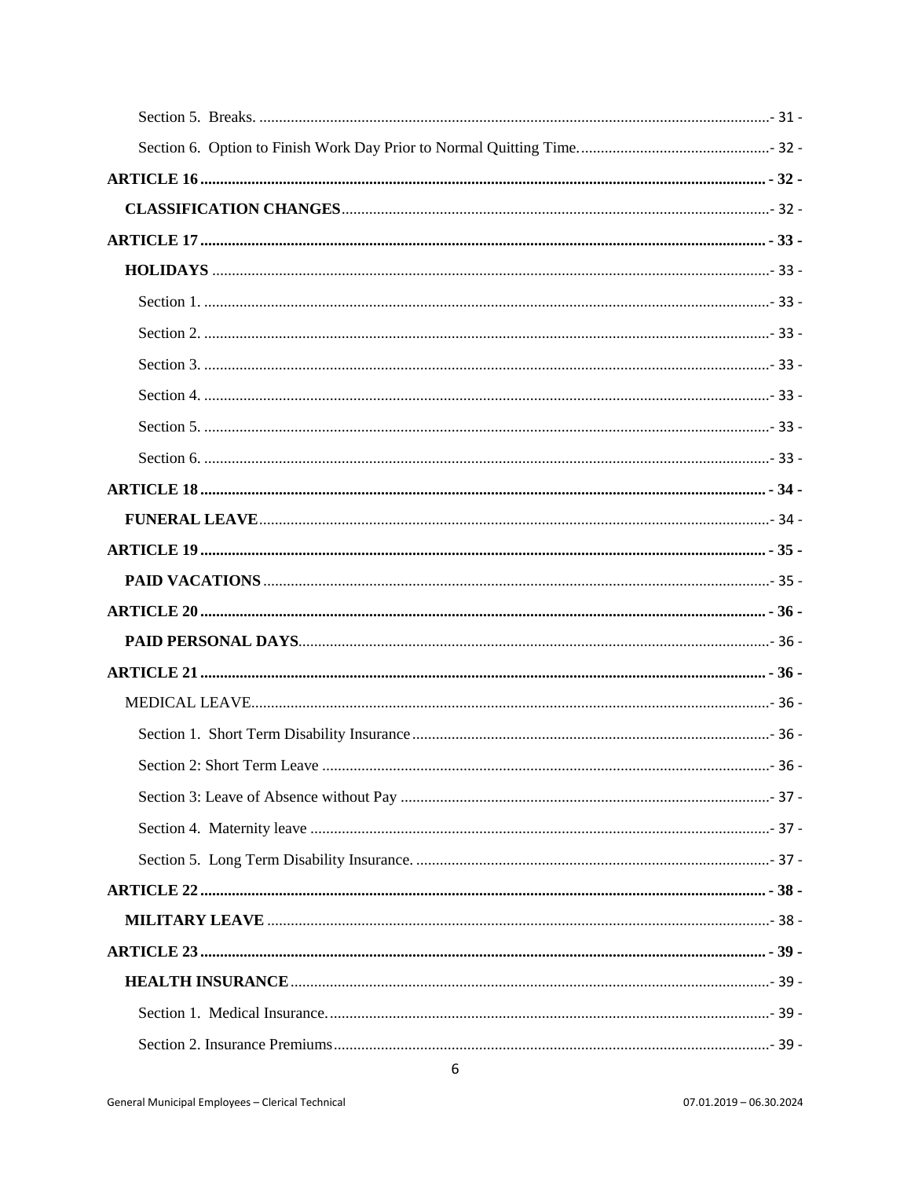Section 5. Breaks. ....................................................................................................................... - 31 -

Section 6. Option to Finish Work Day Prior to Normal Quitting Time. ................................................ - 32 -

**ARTICLE 16** ............................................................................................................................... **- 32 -**

**CLASSIFICATION CHANGES** ........................................................................................................ - 32 -

**ARTICLE 17** ............................................................................................................................... **- 33 -**

**HOLIDAYS** .................................................................................................................................. - 33 -

Section 1. ......................................................................................................................................... - 33 -

Section 2. ......................................................................................................................................... - 33 -

Section 3. ......................................................................................................................................... - 33 -

Section 4. ......................................................................................................................................... - 33 -

Section 5. ......................................................................................................................................... - 33 -

Section 6. ......................................................................................................................................... - 33 -

**ARTICLE 18** ............................................................................................................................... **- 34 -**

**FUNERAL LEAVE** ......................................................................................................................... - 34 -

**ARTICLE 19** ............................................................................................................................... **- 35 -**

**PAID VACATIONS** ........................................................................................................................ - 35 -

**ARTICLE 20** ............................................................................................................................... **- 36 -**

**PAID PERSONAL DAYS** ................................................................................................................. - 36 -

**ARTICLE 21** ............................................................................................................................... **- 36 -**

MEDICAL LEAVE ............................................................................................................................. - 36 -

Section 1. Short Term Disability Insurance ....................................................................................... - 36 -

Section 2: Short Term Leave ............................................................................................................. - 36 -

Section 3: Leave of Absence without Pay ......................................................................................... - 37 -

Section 4. Maternity leave ................................................................................................................ - 37 -

Section 5. Long Term Disability Insurance. ...................................................................................... - 37 -

**ARTICLE 22** ............................................................................................................................... **- 38 -**

**MILITARY LEAVE** ......................................................................................................................... - 38 -

**ARTICLE 23** ............................................................................................................................... **- 39 -**

**HEALTH INSURANCE** .................................................................................................................... - 39 -

Section 1. Medical Insurance. ........................................................................................................... - 39 -

Section 2. Insurance Premiums .......................................................................................................... - 39 -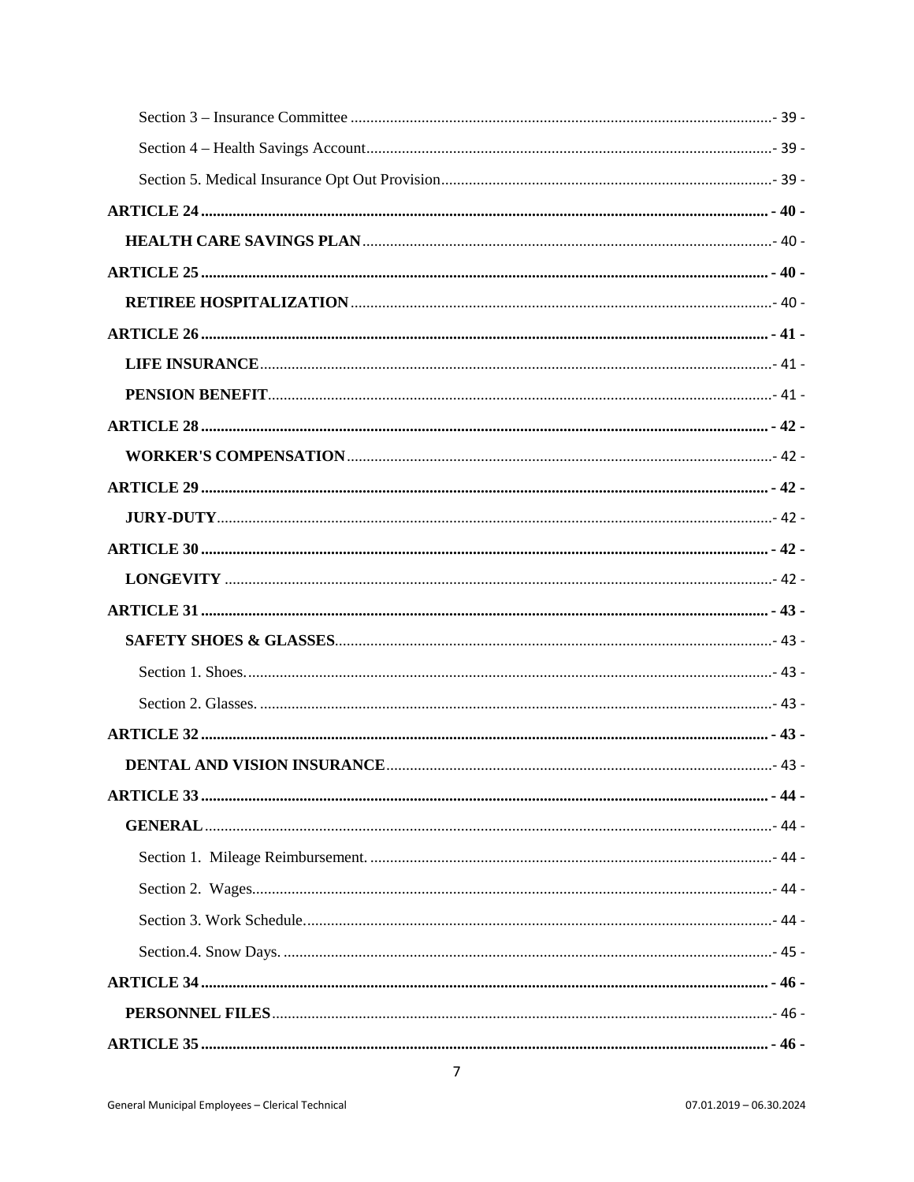Section 3 – Insurance Committee ........................................................................................................ - 39 -

Section 4 – Health Savings Account..................................................................................................... - 39 -

Section 5. Medical Insurance Opt Out Provision.................................................................................. - 39 -

**ARTICLE 24 ............................................................................................................................................. - 40 -**

**HEALTH CARE SAVINGS PLAN** ...................................................................................................... - 40 -

**ARTICLE 25 ............................................................................................................................................. - 40 -**

**RETIREE HOSPITALIZATION** ......................................................................................................... - 40 -

**ARTICLE 26 ............................................................................................................................................. - 41 -**

**LIFE INSURANCE** ............................................................................................................................... - 41 -

**PENSION BENEFIT** ............................................................................................................................. - 41 -

**ARTICLE 28 ............................................................................................................................................. - 42 -**

**WORKER'S COMPENSATION** .......................................................................................................... - 42 -

**ARTICLE 29 ............................................................................................................................................. - 42 -**

**JURY-DUTY** .......................................................................................................................................... - 42 -

**ARTICLE 30 ............................................................................................................................................. - 42 -**

**LONGEVITY** ........................................................................................................................................ - 42 -

**ARTICLE 31 ............................................................................................................................................. - 43 -**

**SAFETY SHOES & GLASSES** ............................................................................................................ - 43 -

Section 1. Shoes.................................................................................................................................... - 43 -

Section 2. Glasses. ................................................................................................................................. - 43 -

**ARTICLE 32 ............................................................................................................................................. - 43 -**

**DENTAL AND VISION INSURANCE** ................................................................................................ - 43 -

**ARTICLE 33 ............................................................................................................................................. - 44 -**

**GENERAL** ............................................................................................................................................. - 44 -

Section 1. Mileage Reimbursement. ..................................................................................................... - 44 -

Section 2. Wages.................................................................................................................................. - 44 -

Section 3. Work Schedule...................................................................................................................... - 44 -

Section.4. Snow Days. ........................................................................................................................... - 45 -

**ARTICLE 34 ............................................................................................................................................. - 46 -**

**PERSONNEL FILES** ............................................................................................................................ - 46 -

**ARTICLE 35 ............................................................................................................................................. - 46 -**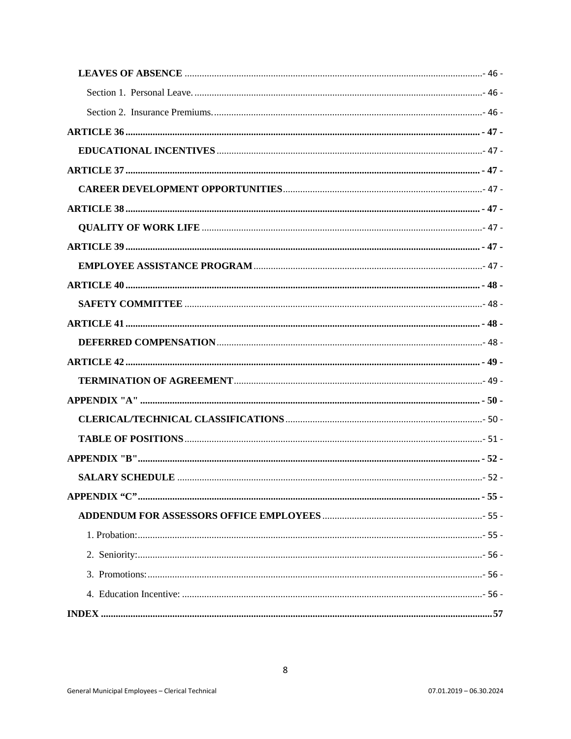**LEAVES OF ABSENCE** ........................................................................................................................- 46 -

Section 1. Personal Leave. .....................................................................................................................- 46 -

Section 2. Insurance Premiums. .............................................................................................................- 46 -

**ARTICLE 36** ............................................................................................................................................. **- 47 -**

**EDUCATIONAL INCENTIVES** ...........................................................................................................- 47 -

**ARTICLE 37** ............................................................................................................................................. **- 47 -**

**CAREER DEVELOPMENT OPPORTUNITIES** .................................................................................- 47 -

**ARTICLE 38** ............................................................................................................................................. **- 47 -**

**QUALITY OF WORK LIFE** .................................................................................................................- 47 -

**ARTICLE 39** ............................................................................................................................................. **- 47 -**

**EMPLOYEE ASSISTANCE PROGRAM** .............................................................................................- 47 -

**ARTICLE 40** ............................................................................................................................................. **- 48 -**

**SAFETY COMMITTEE** ........................................................................................................................- 48 -

**ARTICLE 41** ............................................................................................................................................. **- 48 -**

**DEFERRED COMPENSATION** ...........................................................................................................- 48 -

**ARTICLE 42** ............................................................................................................................................. **- 49 -**

**TERMINATION OF AGREEMENT** ....................................................................................................- 49 -

**APPENDIX "A"** ......................................................................................................................................... **- 50 -**

**CLERICAL/TECHNICAL CLASSIFICATIONS** ................................................................................- 50 -

**TABLE OF POSITIONS** ........................................................................................................................- 51 -

**APPENDIX "B"** ......................................................................................................................................... **- 52 -**

**SALARY SCHEDULE** ...........................................................................................................................- 52 -

**APPENDIX "C"** ......................................................................................................................................... **- 55 -**

**ADDENDUM FOR ASSESSORS OFFICE EMPLOYEES** .................................................................- 55 -

1. Probation: ...........................................................................................................................................- 55 -

2. Seniority: ............................................................................................................................................- 56 -

3. Promotions: ........................................................................................................................................- 56 -

4. Education Incentive: ..........................................................................................................................- 56 -

**INDEX** ........................................................................................................................................................ **57**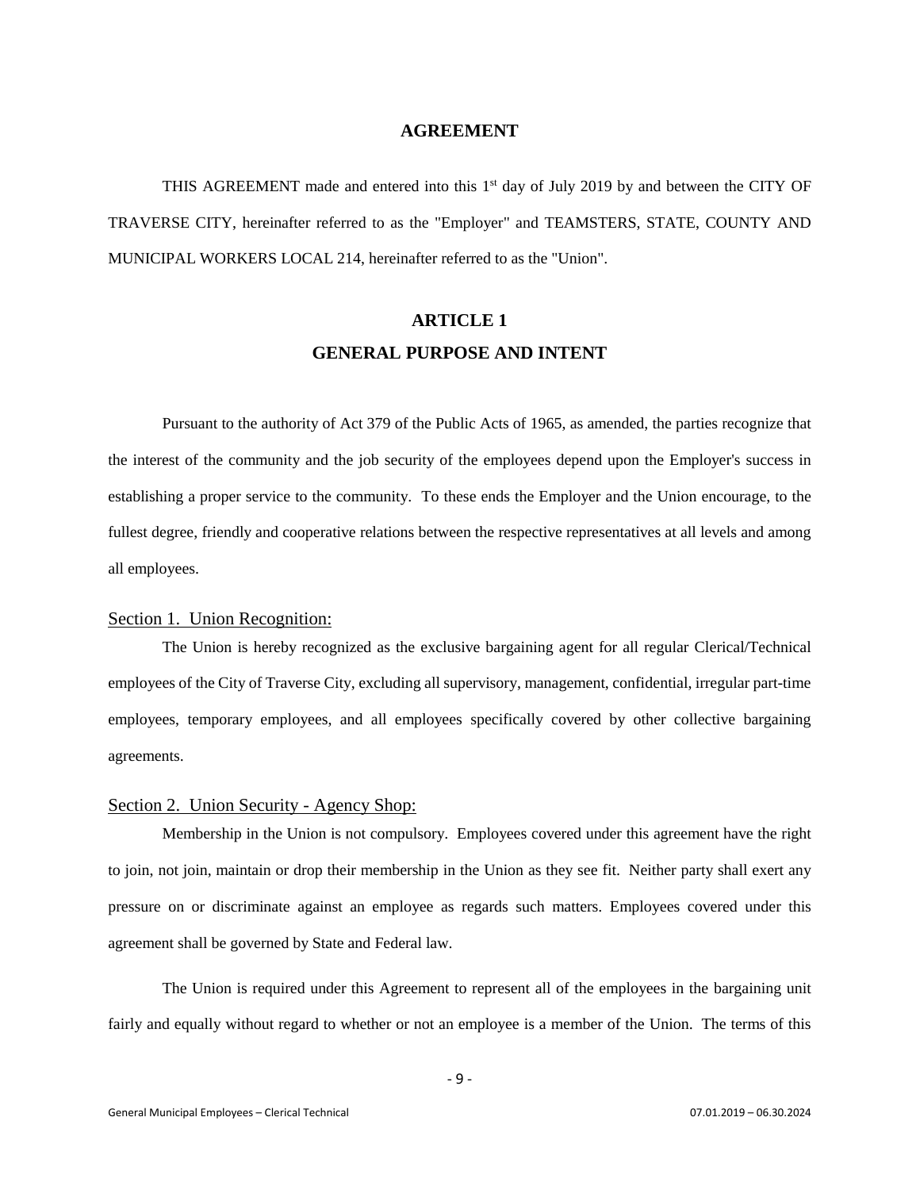# AGREEMENT

THIS AGREEMENT made and entered into this 1st day of July 2019 by and between the CITY OF TRAVERSE CITY, hereinafter referred to as the "Employer" and TEAMSTERS, STATE, COUNTY AND MUNICIPAL WORKERS LOCAL 214, hereinafter referred to as the "Union".

# ARTICLE 1
# GENERAL PURPOSE AND INTENT

Pursuant to the authority of Act 379 of the Public Acts of 1965, as amended, the parties recognize that the interest of the community and the job security of the employees depend upon the Employer's success in establishing a proper service to the community. To these ends the Employer and the Union encourage, to the fullest degree, friendly and cooperative relations between the respective representatives at all levels and among all employees.

## Section 1. Union Recognition:

The Union is hereby recognized as the exclusive bargaining agent for all regular Clerical/Technical employees of the City of Traverse City, excluding all supervisory, management, confidential, irregular part-time employees, temporary employees, and all employees specifically covered by other collective bargaining agreements.

## Section 2. Union Security - Agency Shop:

Membership in the Union is not compulsory. Employees covered under this agreement have the right to join, not join, maintain or drop their membership in the Union as they see fit. Neither party shall exert any pressure on or discriminate against an employee as regards such matters. Employees covered under this agreement shall be governed by State and Federal law.

The Union is required under this Agreement to represent all of the employees in the bargaining unit fairly and equally without regard to whether or not an employee is a member of the Union. The terms of this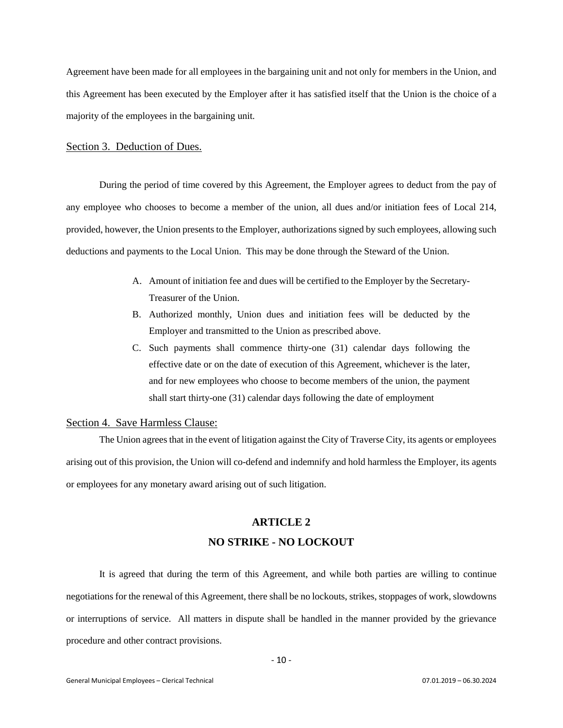Agreement have been made for all employees in the bargaining unit and not only for members in the Union, and this Agreement has been executed by the Employer after it has satisfied itself that the Union is the choice of a majority of the employees in the bargaining unit.

### Section 3. Deduction of Dues.

During the period of time covered by this Agreement, the Employer agrees to deduct from the pay of any employee who chooses to become a member of the union, all dues and/or initiation fees of Local 214, provided, however, the Union presents to the Employer, authorizations signed by such employees, allowing such deductions and payments to the Local Union. This may be done through the Steward of the Union.

A. Amount of initiation fee and dues will be certified to the Employer by the Secretary-Treasurer of the Union.

B. Authorized monthly, Union dues and initiation fees will be deducted by the Employer and transmitted to the Union as prescribed above.

C. Such payments shall commence thirty-one (31) calendar days following the effective date or on the date of execution of this Agreement, whichever is the later, and for new employees who choose to become members of the union, the payment shall start thirty-one (31) calendar days following the date of employment

### Section 4. Save Harmless Clause:

The Union agrees that in the event of litigation against the City of Traverse City, its agents or employees arising out of this provision, the Union will co-defend and indemnify and hold harmless the Employer, its agents or employees for any monetary award arising out of such litigation.

## ARTICLE 2

## NO STRIKE - NO LOCKOUT

It is agreed that during the term of this Agreement, and while both parties are willing to continue negotiations for the renewal of this Agreement, there shall be no lockouts, strikes, stoppages of work, slowdowns or interruptions of service. All matters in dispute shall be handled in the manner provided by the grievance procedure and other contract provisions.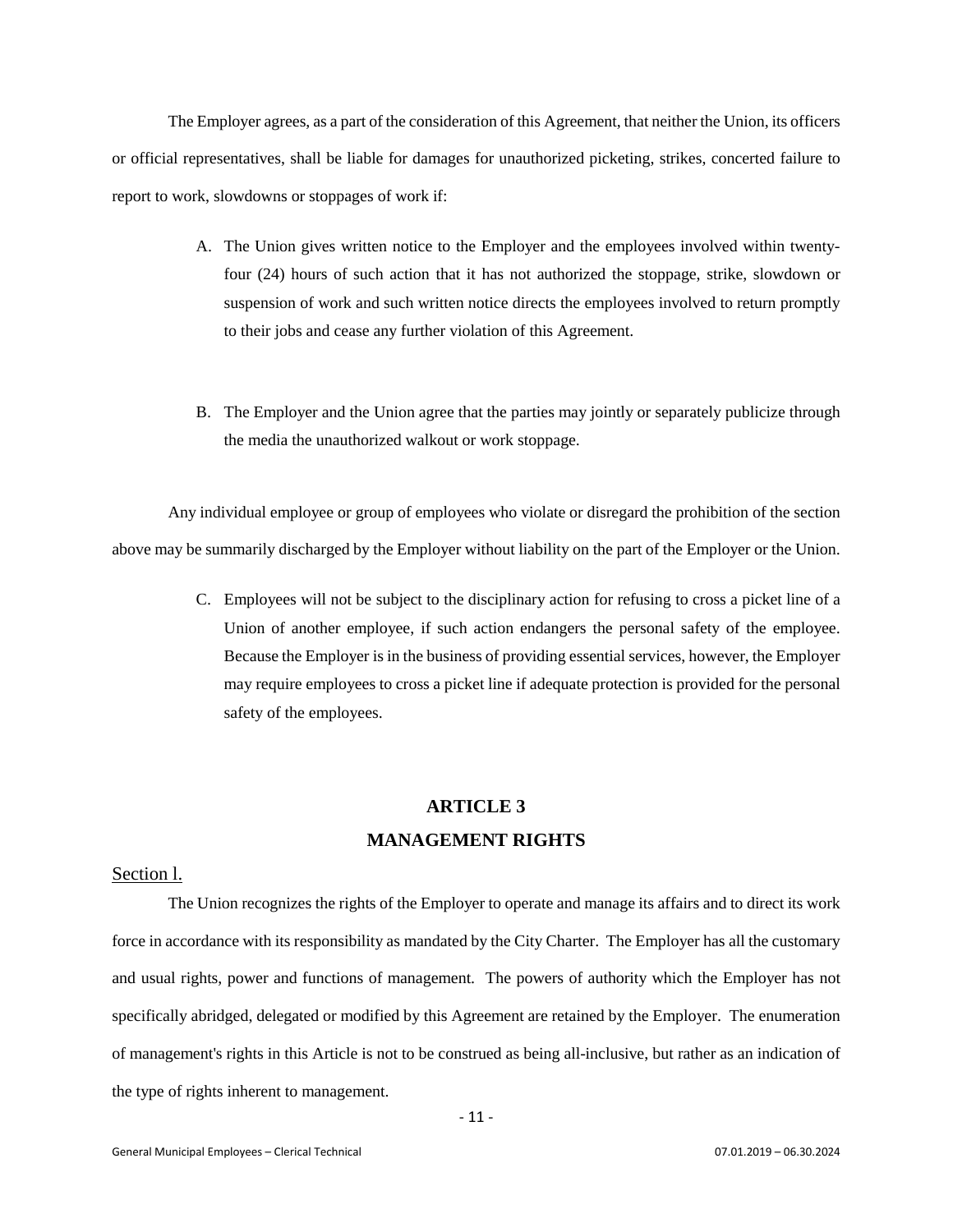The Employer agrees, as a part of the consideration of this Agreement, that neither the Union, its officers or official representatives, shall be liable for damages for unauthorized picketing, strikes, concerted failure to report to work, slowdowns or stoppages of work if:

A. The Union gives written notice to the Employer and the employees involved within twenty-four (24) hours of such action that it has not authorized the stoppage, strike, slowdown or suspension of work and such written notice directs the employees involved to return promptly to their jobs and cease any further violation of this Agreement.

B. The Employer and the Union agree that the parties may jointly or separately publicize through the media the unauthorized walkout or work stoppage.

Any individual employee or group of employees who violate or disregard the prohibition of the section above may be summarily discharged by the Employer without liability on the part of the Employer or the Union.

C. Employees will not be subject to the disciplinary action for refusing to cross a picket line of a Union of another employee, if such action endangers the personal safety of the employee. Because the Employer is in the business of providing essential services, however, the Employer may require employees to cross a picket line if adequate protection is provided for the personal safety of the employees.

## ARTICLE 3
## MANAGEMENT RIGHTS

Section l.

The Union recognizes the rights of the Employer to operate and manage its affairs and to direct its work force in accordance with its responsibility as mandated by the City Charter. The Employer has all the customary and usual rights, power and functions of management. The powers of authority which the Employer has not specifically abridged, delegated or modified by this Agreement are retained by the Employer. The enumeration of management's rights in this Article is not to be construed as being all-inclusive, but rather as an indication of the type of rights inherent to management.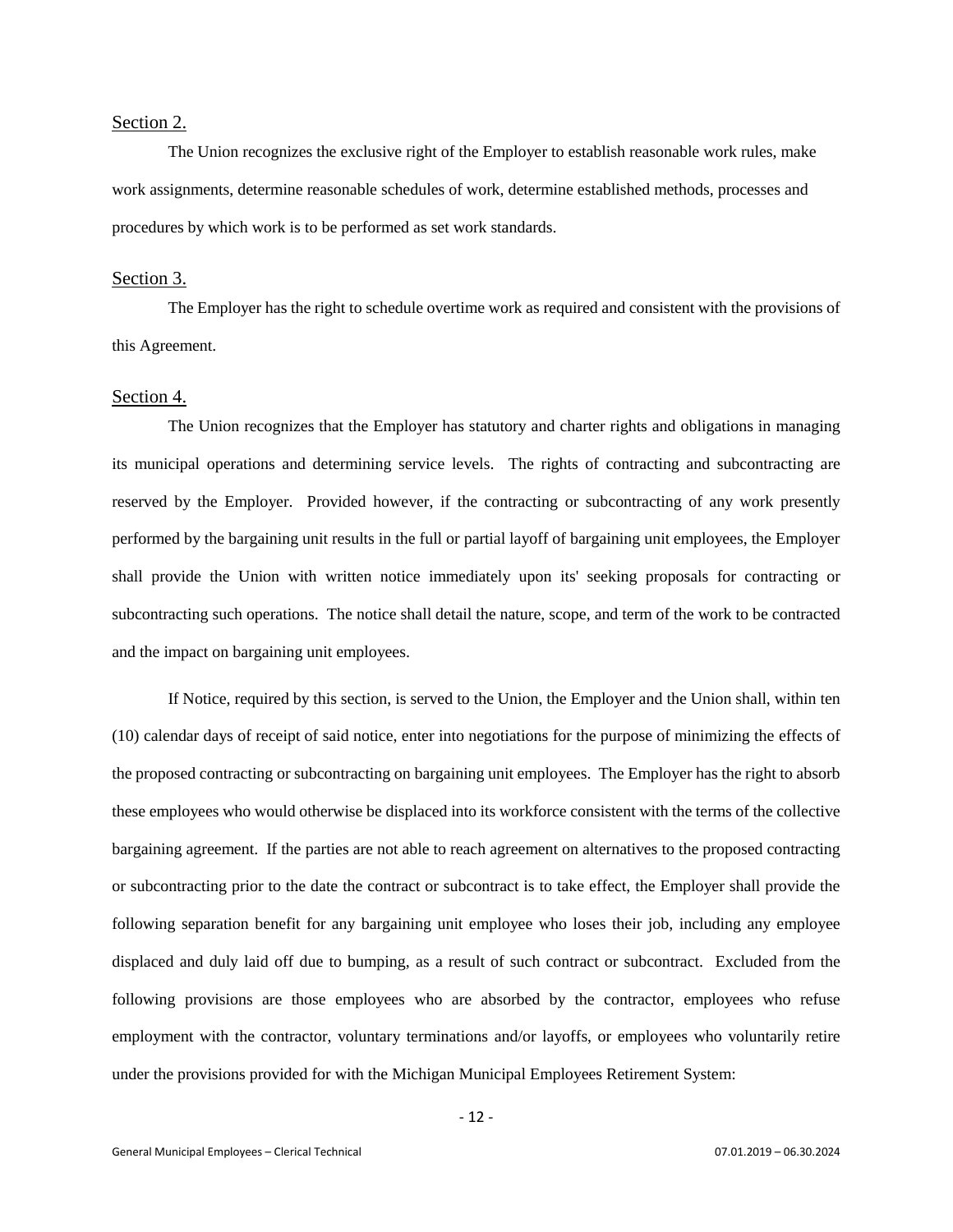Section 2.

The Union recognizes the exclusive right of the Employer to establish reasonable work rules, make work assignments, determine reasonable schedules of work, determine established methods, processes and procedures by which work is to be performed as set work standards.

Section 3.

The Employer has the right to schedule overtime work as required and consistent with the provisions of this Agreement.

Section 4.

The Union recognizes that the Employer has statutory and charter rights and obligations in managing its municipal operations and determining service levels. The rights of contracting and subcontracting are reserved by the Employer. Provided however, if the contracting or subcontracting of any work presently performed by the bargaining unit results in the full or partial layoff of bargaining unit employees, the Employer shall provide the Union with written notice immediately upon its' seeking proposals for contracting or subcontracting such operations. The notice shall detail the nature, scope, and term of the work to be contracted and the impact on bargaining unit employees.

If Notice, required by this section, is served to the Union, the Employer and the Union shall, within ten (10) calendar days of receipt of said notice, enter into negotiations for the purpose of minimizing the effects of the proposed contracting or subcontracting on bargaining unit employees. The Employer has the right to absorb these employees who would otherwise be displaced into its workforce consistent with the terms of the collective bargaining agreement. If the parties are not able to reach agreement on alternatives to the proposed contracting or subcontracting prior to the date the contract or subcontract is to take effect, the Employer shall provide the following separation benefit for any bargaining unit employee who loses their job, including any employee displaced and duly laid off due to bumping, as a result of such contract or subcontract. Excluded from the following provisions are those employees who are absorbed by the contractor, employees who refuse employment with the contractor, voluntary terminations and/or layoffs, or employees who voluntarily retire under the provisions provided for with the Michigan Municipal Employees Retirement System: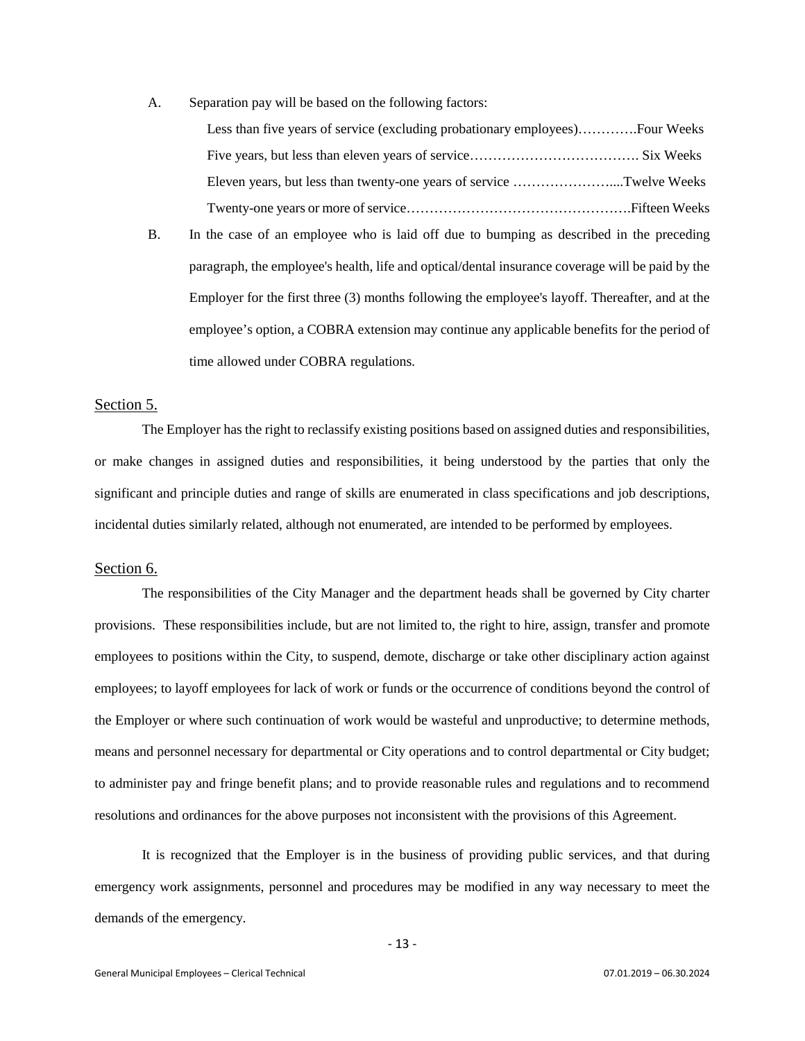A. Separation pay will be based on the following factors:

   Less than five years of service (excluding probationary employees)………….Four Weeks

   Five years, but less than eleven years of service………………………………. Six Weeks

   Eleven years, but less than twenty-one years of service …………………....Twelve Weeks

   Twenty-one years or more of service………………………………………….Fifteen Weeks

B. In the case of an employee who is laid off due to bumping as described in the preceding paragraph, the employee's health, life and optical/dental insurance coverage will be paid by the Employer for the first three (3) months following the employee's layoff. Thereafter, and at the employee's option, a COBRA extension may continue any applicable benefits for the period of time allowed under COBRA regulations.

## Section 5.

The Employer has the right to reclassify existing positions based on assigned duties and responsibilities, or make changes in assigned duties and responsibilities, it being understood by the parties that only the significant and principle duties and range of skills are enumerated in class specifications and job descriptions, incidental duties similarly related, although not enumerated, are intended to be performed by employees.

## Section 6.

The responsibilities of the City Manager and the department heads shall be governed by City charter provisions. These responsibilities include, but are not limited to, the right to hire, assign, transfer and promote employees to positions within the City, to suspend, demote, discharge or take other disciplinary action against employees; to layoff employees for lack of work or funds or the occurrence of conditions beyond the control of the Employer or where such continuation of work would be wasteful and unproductive; to determine methods, means and personnel necessary for departmental or City operations and to control departmental or City budget; to administer pay and fringe benefit plans; and to provide reasonable rules and regulations and to recommend resolutions and ordinances for the above purposes not inconsistent with the provisions of this Agreement.

It is recognized that the Employer is in the business of providing public services, and that during emergency work assignments, personnel and procedures may be modified in any way necessary to meet the demands of the emergency.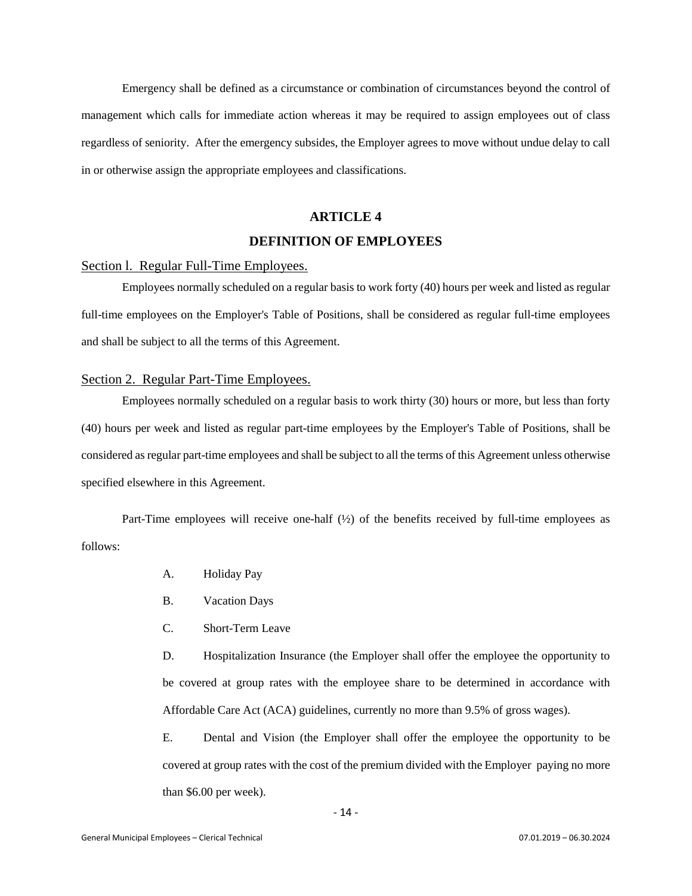Emergency shall be defined as a circumstance or combination of circumstances beyond the control of management which calls for immediate action whereas it may be required to assign employees out of class regardless of seniority. After the emergency subsides, the Employer agrees to move without undue delay to call in or otherwise assign the appropriate employees and classifications.

## ARTICLE 4

## DEFINITION OF EMPLOYEES

### Section l. Regular Full-Time Employees.

Employees normally scheduled on a regular basis to work forty (40) hours per week and listed as regular full-time employees on the Employer's Table of Positions, shall be considered as regular full-time employees and shall be subject to all the terms of this Agreement.

### Section 2. Regular Part-Time Employees.

Employees normally scheduled on a regular basis to work thirty (30) hours or more, but less than forty (40) hours per week and listed as regular part-time employees by the Employer's Table of Positions, shall be considered as regular part-time employees and shall be subject to all the terms of this Agreement unless otherwise specified elsewhere in this Agreement.

Part-Time employees will receive one-half (½) of the benefits received by full-time employees as follows:

A. Holiday Pay

B. Vacation Days

C. Short-Term Leave

D. Hospitalization Insurance (the Employer shall offer the employee the opportunity to be covered at group rates with the employee share to be determined in accordance with Affordable Care Act (ACA) guidelines, currently no more than 9.5% of gross wages).

E. Dental and Vision (the Employer shall offer the employee the opportunity to be covered at group rates with the cost of the premium divided with the Employer paying no more than $6.00 per week).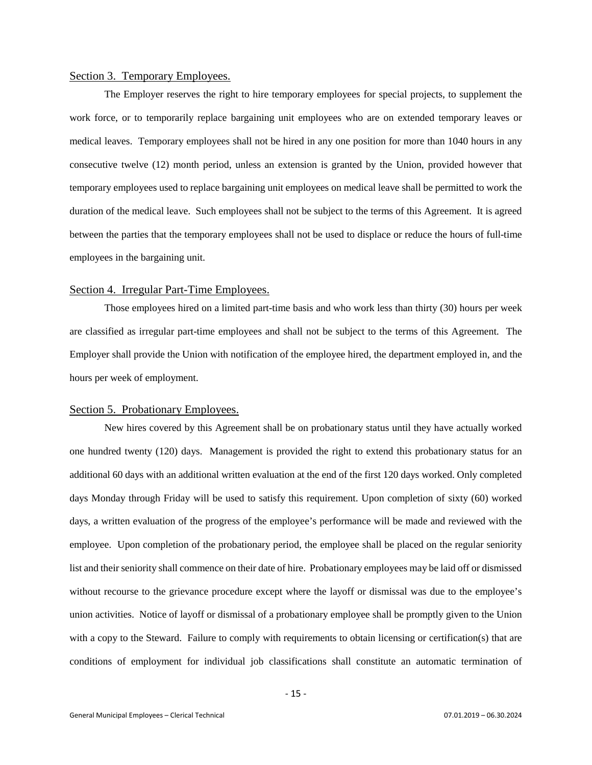## Section 3. Temporary Employees.

The Employer reserves the right to hire temporary employees for special projects, to supplement the work force, or to temporarily replace bargaining unit employees who are on extended temporary leaves or medical leaves. Temporary employees shall not be hired in any one position for more than 1040 hours in any consecutive twelve (12) month period, unless an extension is granted by the Union, provided however that temporary employees used to replace bargaining unit employees on medical leave shall be permitted to work the duration of the medical leave. Such employees shall not be subject to the terms of this Agreement. It is agreed between the parties that the temporary employees shall not be used to displace or reduce the hours of full-time employees in the bargaining unit.

## Section 4. Irregular Part-Time Employees.

Those employees hired on a limited part-time basis and who work less than thirty (30) hours per week are classified as irregular part-time employees and shall not be subject to the terms of this Agreement. The Employer shall provide the Union with notification of the employee hired, the department employed in, and the hours per week of employment.

## Section 5. Probationary Employees.

New hires covered by this Agreement shall be on probationary status until they have actually worked one hundred twenty (120) days. Management is provided the right to extend this probationary status for an additional 60 days with an additional written evaluation at the end of the first 120 days worked. Only completed days Monday through Friday will be used to satisfy this requirement. Upon completion of sixty (60) worked days, a written evaluation of the progress of the employee's performance will be made and reviewed with the employee. Upon completion of the probationary period, the employee shall be placed on the regular seniority list and their seniority shall commence on their date of hire. Probationary employees may be laid off or dismissed without recourse to the grievance procedure except where the layoff or dismissal was due to the employee's union activities. Notice of layoff or dismissal of a probationary employee shall be promptly given to the Union with a copy to the Steward. Failure to comply with requirements to obtain licensing or certification(s) that are conditions of employment for individual job classifications shall constitute an automatic termination of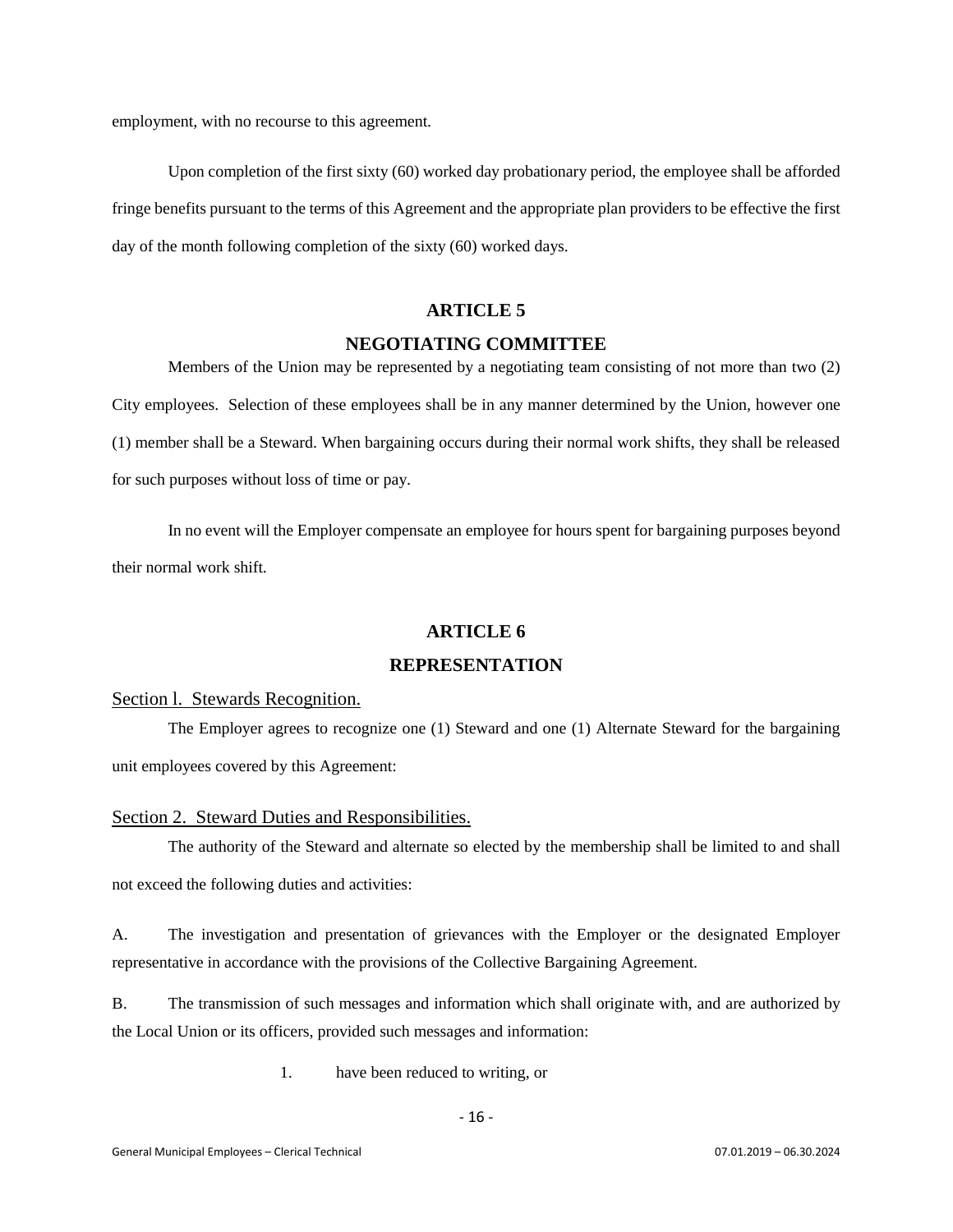employment, with no recourse to this agreement.

Upon completion of the first sixty (60) worked day probationary period, the employee shall be afforded fringe benefits pursuant to the terms of this Agreement and the appropriate plan providers to be effective the first day of the month following completion of the sixty (60) worked days.

## ARTICLE 5

## NEGOTIATING COMMITTEE

Members of the Union may be represented by a negotiating team consisting of not more than two (2) City employees. Selection of these employees shall be in any manner determined by the Union, however one (1) member shall be a Steward. When bargaining occurs during their normal work shifts, they shall be released for such purposes without loss of time or pay.

In no event will the Employer compensate an employee for hours spent for bargaining purposes beyond their normal work shift.

## ARTICLE 6

## REPRESENTATION

### Section l. Stewards Recognition.

The Employer agrees to recognize one (1) Steward and one (1) Alternate Steward for the bargaining unit employees covered by this Agreement:

### Section 2. Steward Duties and Responsibilities.

The authority of the Steward and alternate so elected by the membership shall be limited to and shall not exceed the following duties and activities:

A. The investigation and presentation of grievances with the Employer or the designated Employer representative in accordance with the provisions of the Collective Bargaining Agreement.

B. The transmission of such messages and information which shall originate with, and are authorized by the Local Union or its officers, provided such messages and information:

1. have been reduced to writing, or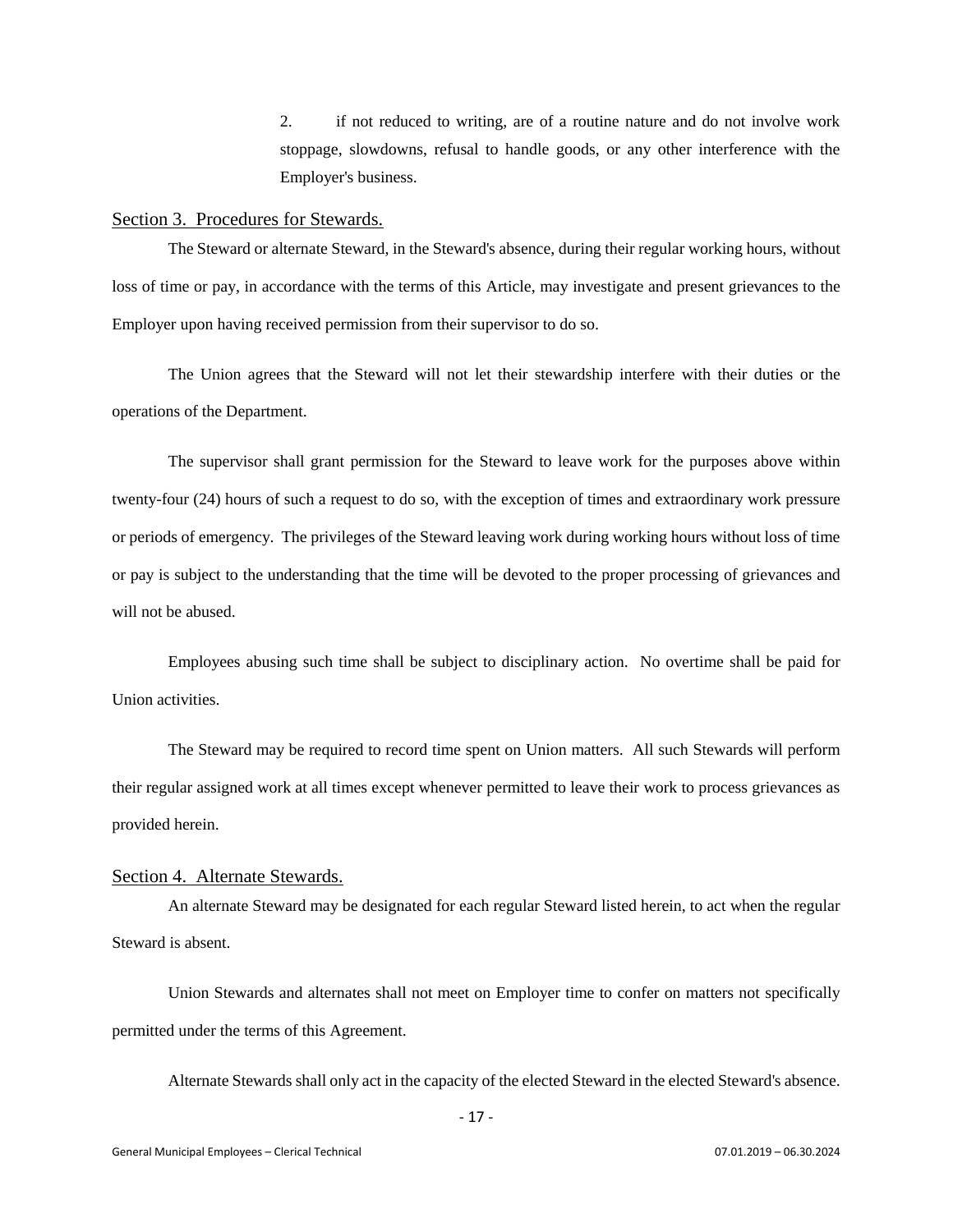2. if not reduced to writing, are of a routine nature and do not involve work stoppage, slowdowns, refusal to handle goods, or any other interference with the Employer's business.

## Section 3. Procedures for Stewards.

The Steward or alternate Steward, in the Steward's absence, during their regular working hours, without loss of time or pay, in accordance with the terms of this Article, may investigate and present grievances to the Employer upon having received permission from their supervisor to do so.

The Union agrees that the Steward will not let their stewardship interfere with their duties or the operations of the Department.

The supervisor shall grant permission for the Steward to leave work for the purposes above within twenty-four (24) hours of such a request to do so, with the exception of times and extraordinary work pressure or periods of emergency. The privileges of the Steward leaving work during working hours without loss of time or pay is subject to the understanding that the time will be devoted to the proper processing of grievances and will not be abused.

Employees abusing such time shall be subject to disciplinary action. No overtime shall be paid for Union activities.

The Steward may be required to record time spent on Union matters. All such Stewards will perform their regular assigned work at all times except whenever permitted to leave their work to process grievances as provided herein.

## Section 4. Alternate Stewards.

An alternate Steward may be designated for each regular Steward listed herein, to act when the regular Steward is absent.

Union Stewards and alternates shall not meet on Employer time to confer on matters not specifically permitted under the terms of this Agreement.

Alternate Stewards shall only act in the capacity of the elected Steward in the elected Steward's absence.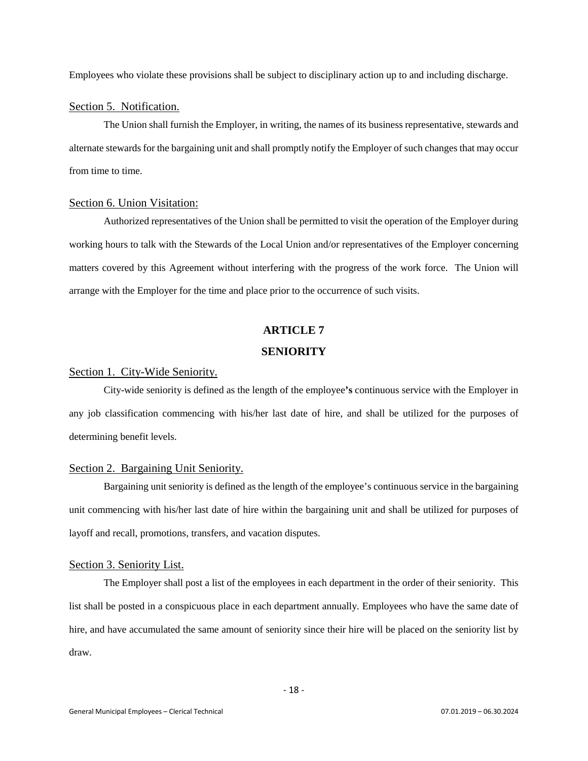Employees who violate these provisions shall be subject to disciplinary action up to and including discharge.

Section 5. Notification.

The Union shall furnish the Employer, in writing, the names of its business representative, stewards and alternate stewards for the bargaining unit and shall promptly notify the Employer of such changes that may occur from time to time.

Section 6. Union Visitation:

Authorized representatives of the Union shall be permitted to visit the operation of the Employer during working hours to talk with the Stewards of the Local Union and/or representatives of the Employer concerning matters covered by this Agreement without interfering with the progress of the work force. The Union will arrange with the Employer for the time and place prior to the occurrence of such visits.

## ARTICLE 7

## SENIORITY

Section 1. City-Wide Seniority.

City-wide seniority is defined as the length of the employee**'s** continuous service with the Employer in any job classification commencing with his/her last date of hire, and shall be utilized for the purposes of determining benefit levels.

Section 2. Bargaining Unit Seniority.

Bargaining unit seniority is defined as the length of the employee's continuous service in the bargaining unit commencing with his/her last date of hire within the bargaining unit and shall be utilized for purposes of layoff and recall, promotions, transfers, and vacation disputes.

Section 3. Seniority List.

The Employer shall post a list of the employees in each department in the order of their seniority. This list shall be posted in a conspicuous place in each department annually. Employees who have the same date of hire, and have accumulated the same amount of seniority since their hire will be placed on the seniority list by draw.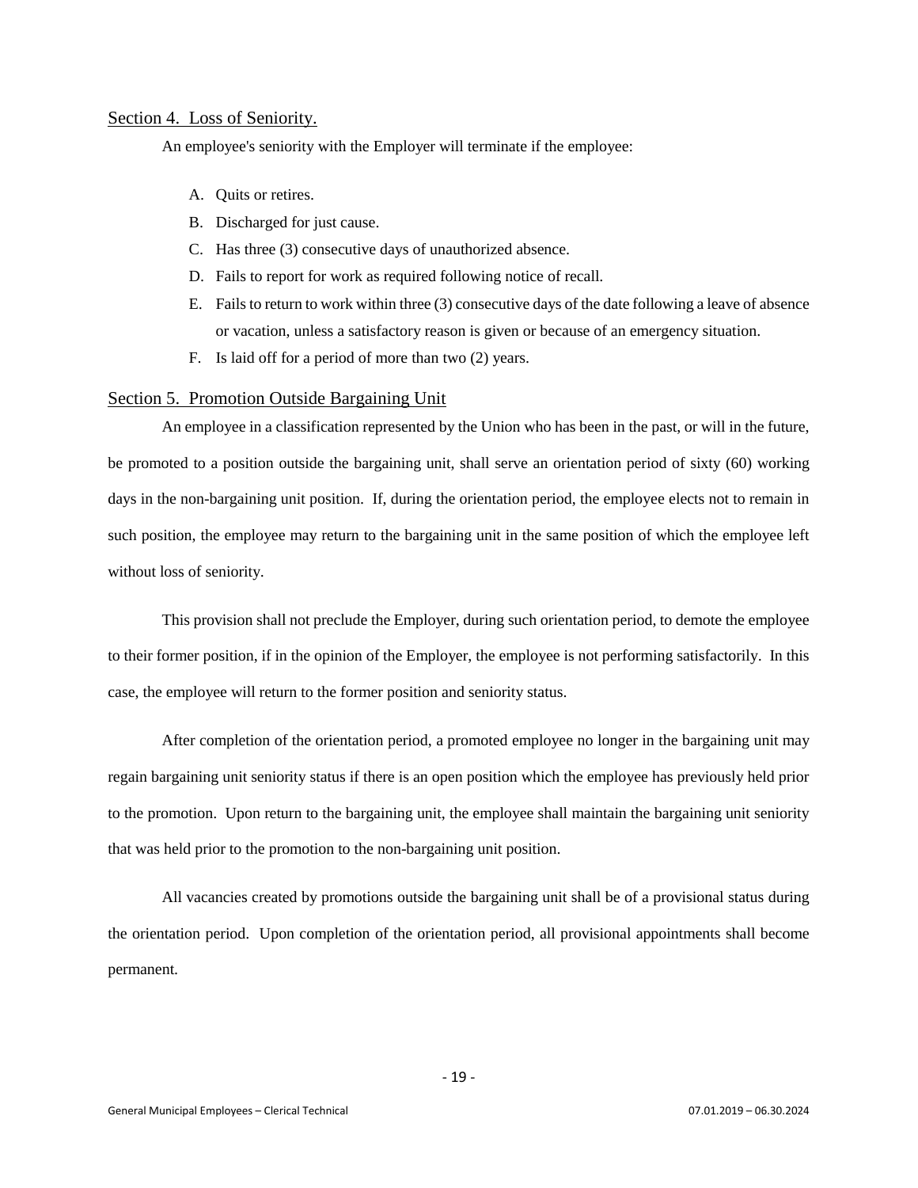## Section 4. Loss of Seniority.

An employee's seniority with the Employer will terminate if the employee:

A. Quits or retires.
B. Discharged for just cause.
C. Has three (3) consecutive days of unauthorized absence.
D. Fails to report for work as required following notice of recall.
E. Fails to return to work within three (3) consecutive days of the date following a leave of absence or vacation, unless a satisfactory reason is given or because of an emergency situation.
F. Is laid off for a period of more than two (2) years.

## Section 5. Promotion Outside Bargaining Unit

An employee in a classification represented by the Union who has been in the past, or will in the future, be promoted to a position outside the bargaining unit, shall serve an orientation period of sixty (60) working days in the non-bargaining unit position. If, during the orientation period, the employee elects not to remain in such position, the employee may return to the bargaining unit in the same position of which the employee left without loss of seniority.

This provision shall not preclude the Employer, during such orientation period, to demote the employee to their former position, if in the opinion of the Employer, the employee is not performing satisfactorily. In this case, the employee will return to the former position and seniority status.

After completion of the orientation period, a promoted employee no longer in the bargaining unit may regain bargaining unit seniority status if there is an open position which the employee has previously held prior to the promotion. Upon return to the bargaining unit, the employee shall maintain the bargaining unit seniority that was held prior to the promotion to the non-bargaining unit position.

All vacancies created by promotions outside the bargaining unit shall be of a provisional status during the orientation period. Upon completion of the orientation period, all provisional appointments shall become permanent.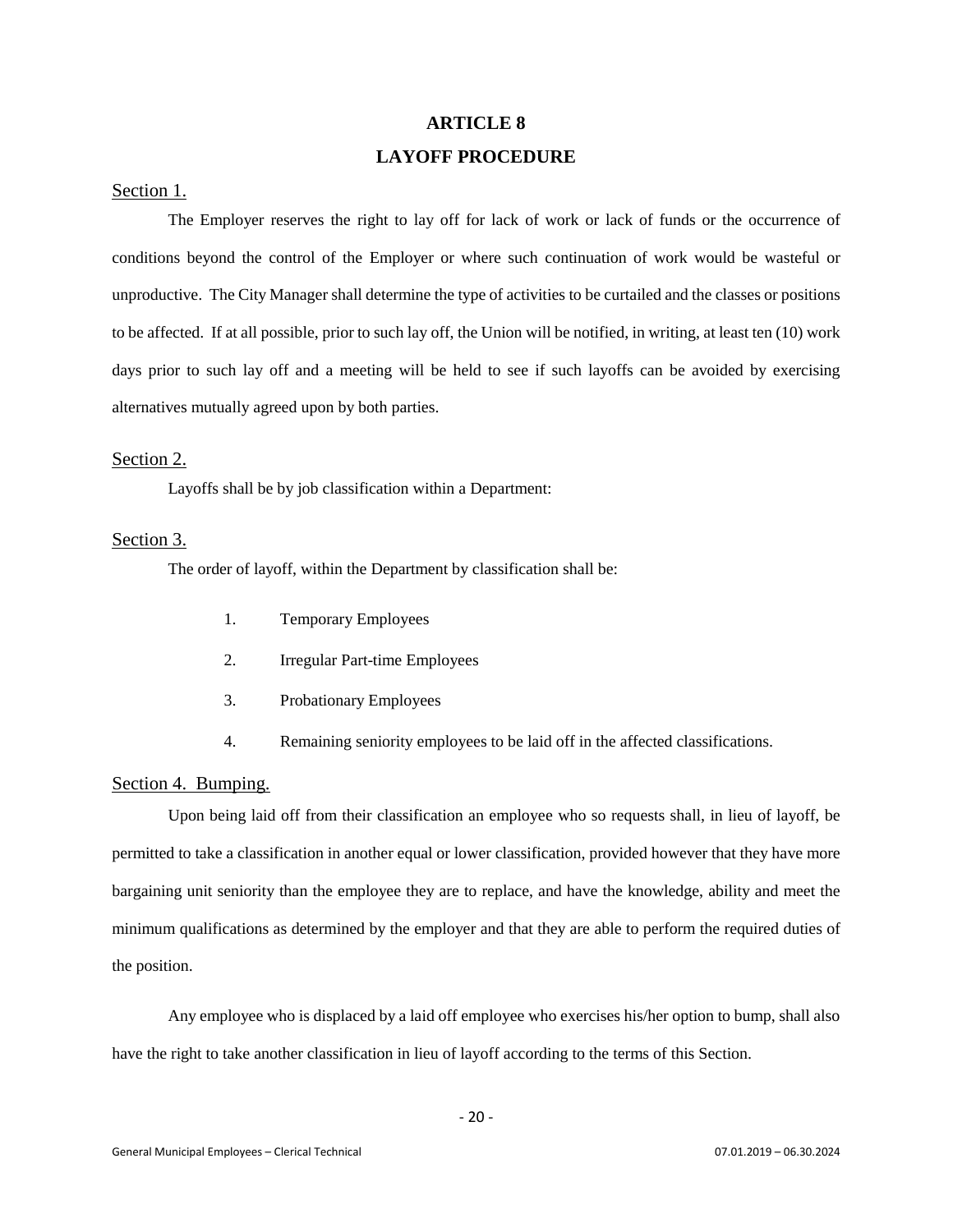# ARTICLE 8

## LAYOFF PROCEDURE

Section 1.

The Employer reserves the right to lay off for lack of work or lack of funds or the occurrence of conditions beyond the control of the Employer or where such continuation of work would be wasteful or unproductive. The City Manager shall determine the type of activities to be curtailed and the classes or positions to be affected. If at all possible, prior to such lay off, the Union will be notified, in writing, at least ten (10) work days prior to such lay off and a meeting will be held to see if such layoffs can be avoided by exercising alternatives mutually agreed upon by both parties.

Section 2.

Layoffs shall be by job classification within a Department:

Section 3.

The order of layoff, within the Department by classification shall be:

1. Temporary Employees
2. Irregular Part-time Employees
3. Probationary Employees
4. Remaining seniority employees to be laid off in the affected classifications.

Section 4. Bumping.

Upon being laid off from their classification an employee who so requests shall, in lieu of layoff, be permitted to take a classification in another equal or lower classification, provided however that they have more bargaining unit seniority than the employee they are to replace, and have the knowledge, ability and meet the minimum qualifications as determined by the employer and that they are able to perform the required duties of the position.

Any employee who is displaced by a laid off employee who exercises his/her option to bump, shall also have the right to take another classification in lieu of layoff according to the terms of this Section.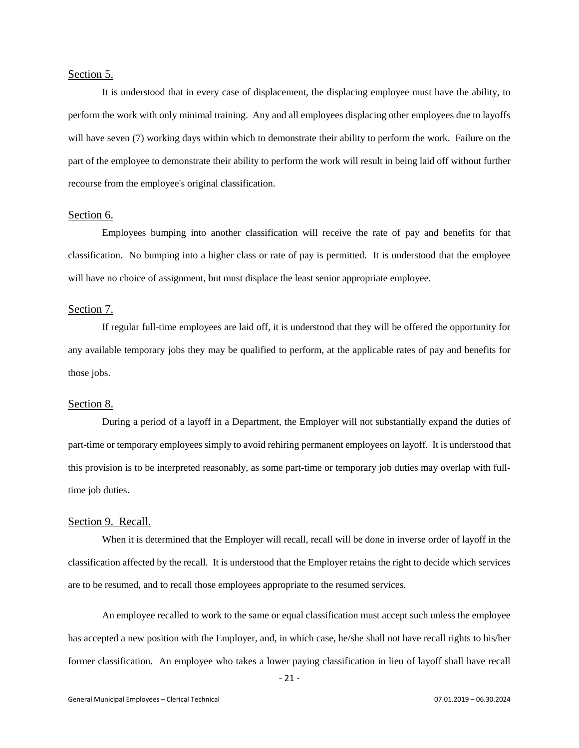## Section 5.

It is understood that in every case of displacement, the displacing employee must have the ability, to perform the work with only minimal training. Any and all employees displacing other employees due to layoffs will have seven (7) working days within which to demonstrate their ability to perform the work. Failure on the part of the employee to demonstrate their ability to perform the work will result in being laid off without further recourse from the employee's original classification.

## Section 6.

Employees bumping into another classification will receive the rate of pay and benefits for that classification. No bumping into a higher class or rate of pay is permitted. It is understood that the employee will have no choice of assignment, but must displace the least senior appropriate employee.

## Section 7.

If regular full-time employees are laid off, it is understood that they will be offered the opportunity for any available temporary jobs they may be qualified to perform, at the applicable rates of pay and benefits for those jobs.

## Section 8.

During a period of a layoff in a Department, the Employer will not substantially expand the duties of part-time or temporary employees simply to avoid rehiring permanent employees on layoff. It is understood that this provision is to be interpreted reasonably, as some part-time or temporary job duties may overlap with full-time job duties.

## Section 9. Recall.

When it is determined that the Employer will recall, recall will be done in inverse order of layoff in the classification affected by the recall. It is understood that the Employer retains the right to decide which services are to be resumed, and to recall those employees appropriate to the resumed services.

An employee recalled to work to the same or equal classification must accept such unless the employee has accepted a new position with the Employer, and, in which case, he/she shall not have recall rights to his/her former classification. An employee who takes a lower paying classification in lieu of layoff shall have recall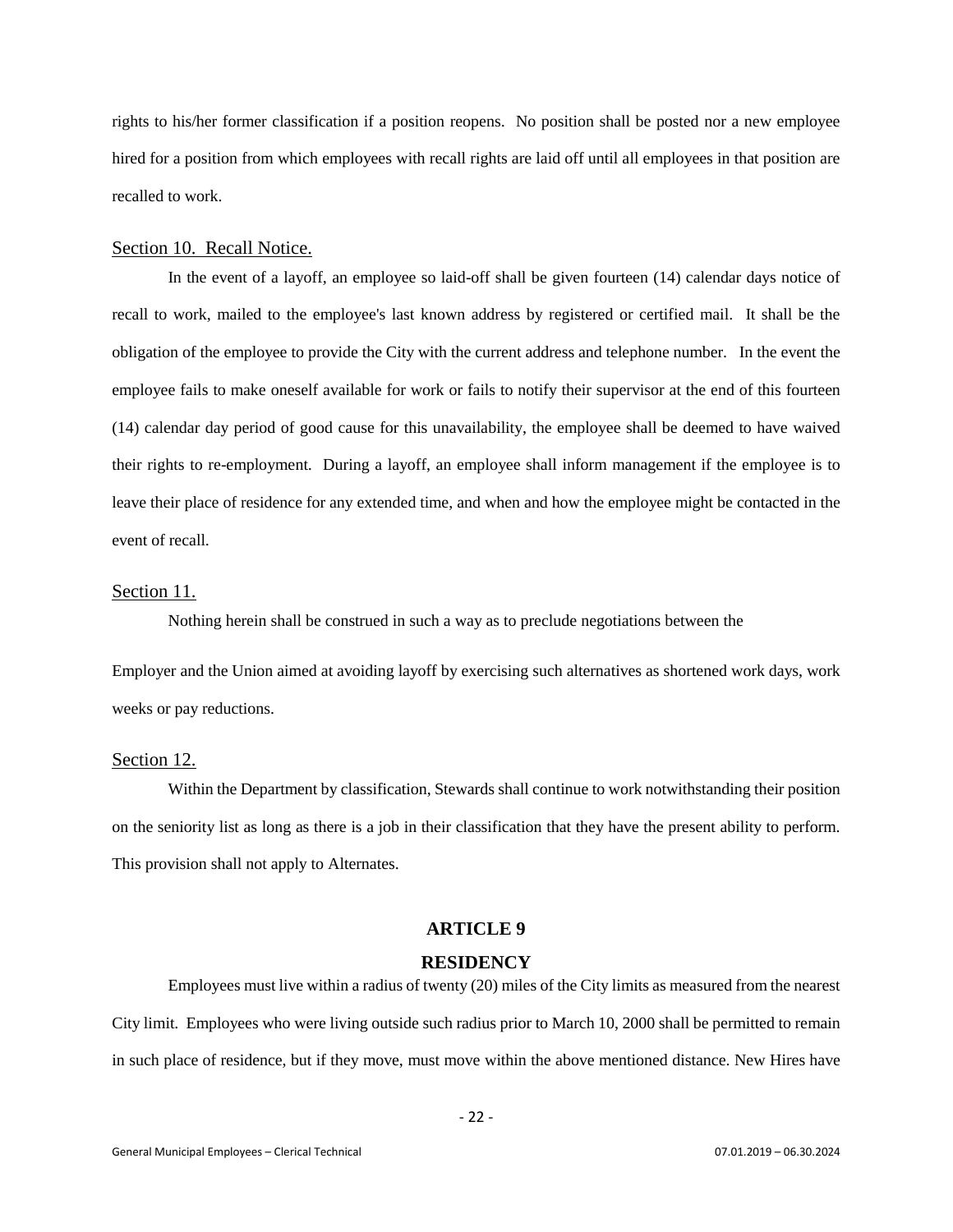rights to his/her former classification if a position reopens. No position shall be posted nor a new employee hired for a position from which employees with recall rights are laid off until all employees in that position are recalled to work.

Section 10. Recall Notice.

In the event of a layoff, an employee so laid-off shall be given fourteen (14) calendar days notice of recall to work, mailed to the employee's last known address by registered or certified mail. It shall be the obligation of the employee to provide the City with the current address and telephone number. In the event the employee fails to make oneself available for work or fails to notify their supervisor at the end of this fourteen (14) calendar day period of good cause for this unavailability, the employee shall be deemed to have waived their rights to re-employment. During a layoff, an employee shall inform management if the employee is to leave their place of residence for any extended time, and when and how the employee might be contacted in the event of recall.

Section 11.

Nothing herein shall be construed in such a way as to preclude negotiations between the Employer and the Union aimed at avoiding layoff by exercising such alternatives as shortened work days, work weeks or pay reductions.

Section 12.

Within the Department by classification, Stewards shall continue to work notwithstanding their position on the seniority list as long as there is a job in their classification that they have the present ability to perform. This provision shall not apply to Alternates.

## ARTICLE 9

## RESIDENCY

Employees must live within a radius of twenty (20) miles of the City limits as measured from the nearest City limit. Employees who were living outside such radius prior to March 10, 2000 shall be permitted to remain in such place of residence, but if they move, must move within the above mentioned distance. New Hires have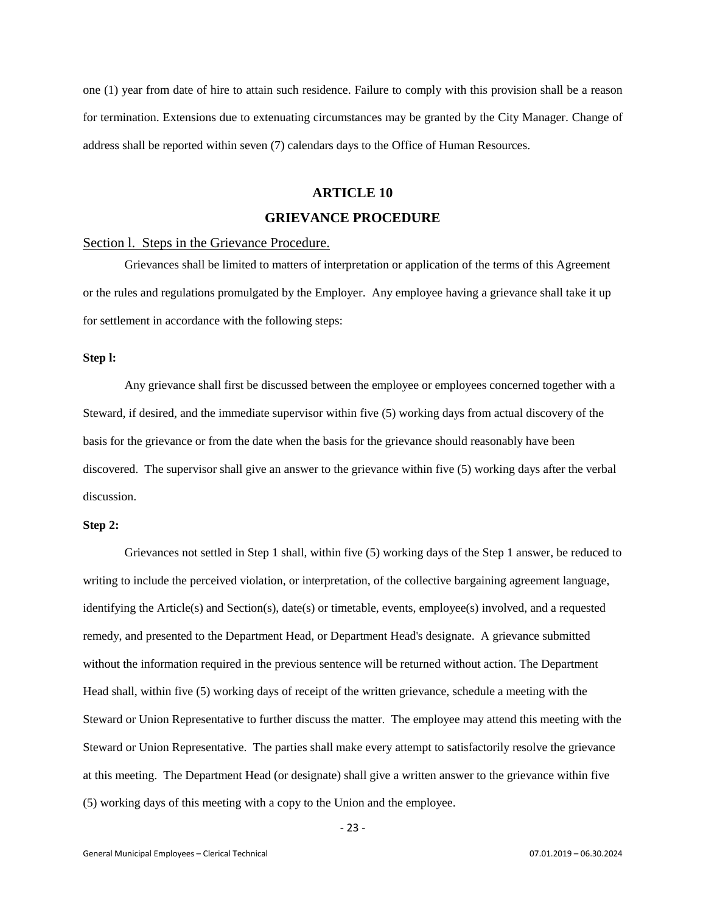one (1) year from date of hire to attain such residence. Failure to comply with this provision shall be a reason for termination. Extensions due to extenuating circumstances may be granted by the City Manager. Change of address shall be reported within seven (7) calendars days to the Office of Human Resources.

# ARTICLE 10

# GRIEVANCE PROCEDURE

Section l.  Steps in the Grievance Procedure.

Grievances shall be limited to matters of interpretation or application of the terms of this Agreement or the rules and regulations promulgated by the Employer.  Any employee having a grievance shall take it up for settlement in accordance with the following steps:

**Step l:**

Any grievance shall first be discussed between the employee or employees concerned together with a Steward, if desired, and the immediate supervisor within five (5) working days from actual discovery of the basis for the grievance or from the date when the basis for the grievance should reasonably have been discovered.  The supervisor shall give an answer to the grievance within five (5) working days after the verbal discussion.

**Step 2:**

Grievances not settled in Step 1 shall, within five (5) working days of the Step 1 answer, be reduced to writing to include the perceived violation, or interpretation, of the collective bargaining agreement language, identifying the Article(s) and Section(s), date(s) or timetable, events, employee(s) involved, and a requested remedy, and presented to the Department Head, or Department Head's designate.  A grievance submitted without the information required in the previous sentence will be returned without action. The Department Head shall, within five (5) working days of receipt of the written grievance, schedule a meeting with the Steward or Union Representative to further discuss the matter.  The employee may attend this meeting with the Steward or Union Representative.  The parties shall make every attempt to satisfactorily resolve the grievance at this meeting.  The Department Head (or designate) shall give a written answer to the grievance within five (5) working days of this meeting with a copy to the Union and the employee.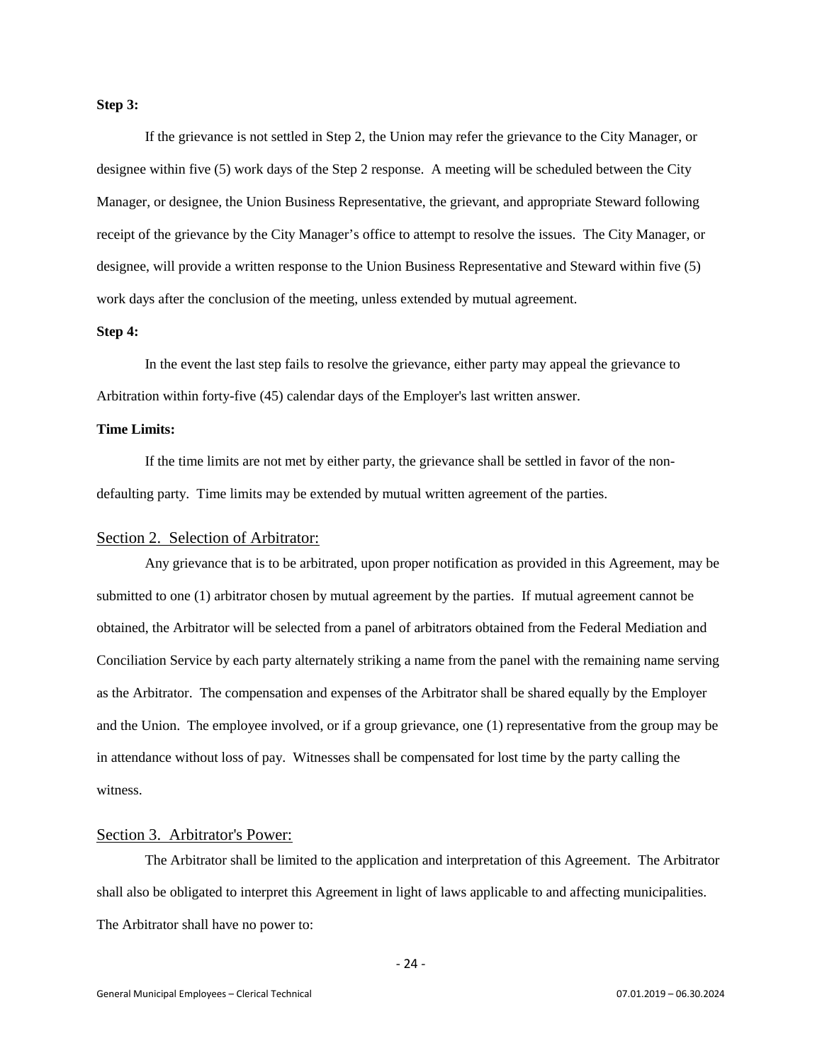**Step 3:**

If the grievance is not settled in Step 2, the Union may refer the grievance to the City Manager, or designee within five (5) work days of the Step 2 response. A meeting will be scheduled between the City Manager, or designee, the Union Business Representative, the grievant, and appropriate Steward following receipt of the grievance by the City Manager's office to attempt to resolve the issues. The City Manager, or designee, will provide a written response to the Union Business Representative and Steward within five (5) work days after the conclusion of the meeting, unless extended by mutual agreement.

**Step 4:**

In the event the last step fails to resolve the grievance, either party may appeal the grievance to Arbitration within forty-five (45) calendar days of the Employer's last written answer.

**Time Limits:**

If the time limits are not met by either party, the grievance shall be settled in favor of the non-defaulting party. Time limits may be extended by mutual written agreement of the parties.

## Section 2. Selection of Arbitrator:

Any grievance that is to be arbitrated, upon proper notification as provided in this Agreement, may be submitted to one (1) arbitrator chosen by mutual agreement by the parties. If mutual agreement cannot be obtained, the Arbitrator will be selected from a panel of arbitrators obtained from the Federal Mediation and Conciliation Service by each party alternately striking a name from the panel with the remaining name serving as the Arbitrator. The compensation and expenses of the Arbitrator shall be shared equally by the Employer and the Union. The employee involved, or if a group grievance, one (1) representative from the group may be in attendance without loss of pay. Witnesses shall be compensated for lost time by the party calling the witness.

## Section 3. Arbitrator's Power:

The Arbitrator shall be limited to the application and interpretation of this Agreement. The Arbitrator shall also be obligated to interpret this Agreement in light of laws applicable to and affecting municipalities. The Arbitrator shall have no power to: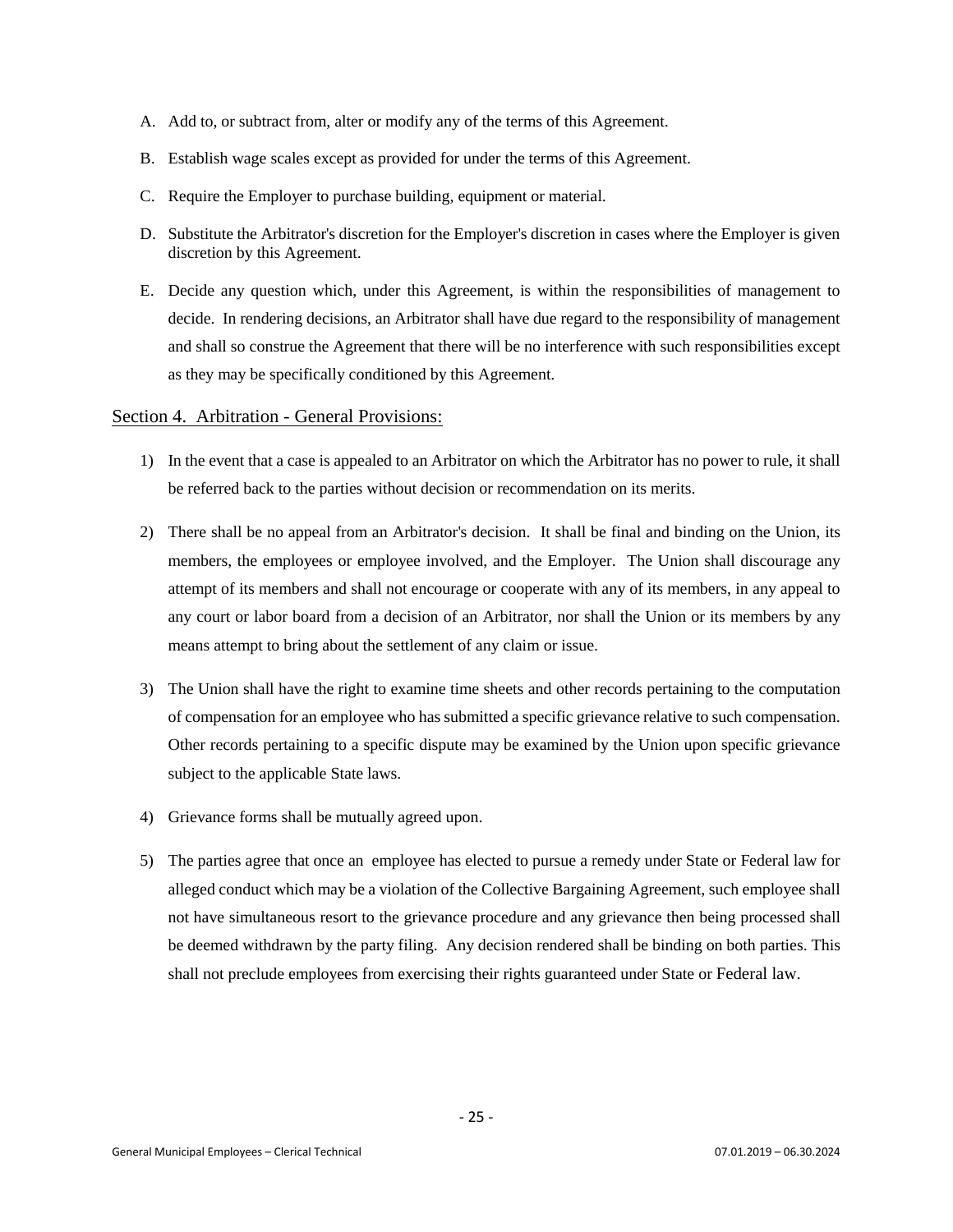A. Add to, or subtract from, alter or modify any of the terms of this Agreement.

B. Establish wage scales except as provided for under the terms of this Agreement.

C. Require the Employer to purchase building, equipment or material.

D. Substitute the Arbitrator's discretion for the Employer's discretion in cases where the Employer is given discretion by this Agreement.

E. Decide any question which, under this Agreement, is within the responsibilities of management to decide. In rendering decisions, an Arbitrator shall have due regard to the responsibility of management and shall so construe the Agreement that there will be no interference with such responsibilities except as they may be specifically conditioned by this Agreement.

## Section 4. Arbitration - General Provisions:

1) In the event that a case is appealed to an Arbitrator on which the Arbitrator has no power to rule, it shall be referred back to the parties without decision or recommendation on its merits.

2) There shall be no appeal from an Arbitrator's decision. It shall be final and binding on the Union, its members, the employees or employee involved, and the Employer. The Union shall discourage any attempt of its members and shall not encourage or cooperate with any of its members, in any appeal to any court or labor board from a decision of an Arbitrator, nor shall the Union or its members by any means attempt to bring about the settlement of any claim or issue.

3) The Union shall have the right to examine time sheets and other records pertaining to the computation of compensation for an employee who has submitted a specific grievance relative to such compensation. Other records pertaining to a specific dispute may be examined by the Union upon specific grievance subject to the applicable State laws.

4) Grievance forms shall be mutually agreed upon.

5) The parties agree that once an employee has elected to pursue a remedy under State or Federal law for alleged conduct which may be a violation of the Collective Bargaining Agreement, such employee shall not have simultaneous resort to the grievance procedure and any grievance then being processed shall be deemed withdrawn by the party filing. Any decision rendered shall be binding on both parties. This shall not preclude employees from exercising their rights guaranteed under State or Federal law.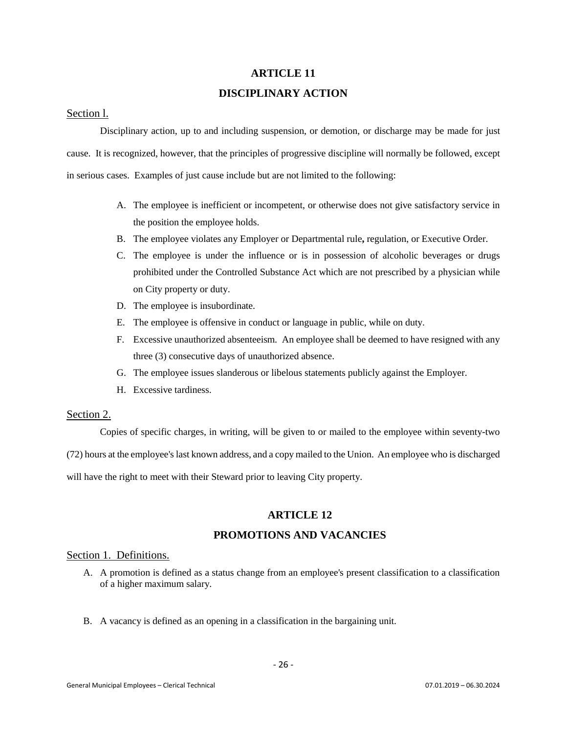# ARTICLE 11

# DISCIPLINARY ACTION

Section l.

Disciplinary action, up to and including suspension, or demotion, or discharge may be made for just cause. It is recognized, however, that the principles of progressive discipline will normally be followed, except in serious cases. Examples of just cause include but are not limited to the following:

A. The employee is inefficient or incompetent, or otherwise does not give satisfactory service in the position the employee holds.
B. The employee violates any Employer or Departmental rule**,** regulation, or Executive Order.
C. The employee is under the influence or is in possession of alcoholic beverages or drugs prohibited under the Controlled Substance Act which are not prescribed by a physician while on City property or duty.
D. The employee is insubordinate.
E. The employee is offensive in conduct or language in public, while on duty.
F. Excessive unauthorized absenteeism. An employee shall be deemed to have resigned with any three (3) consecutive days of unauthorized absence.
G. The employee issues slanderous or libelous statements publicly against the Employer.
H. Excessive tardiness.

Section 2.

Copies of specific charges, in writing, will be given to or mailed to the employee within seventy-two (72) hours at the employee's last known address, and a copy mailed to the Union. An employee who is discharged will have the right to meet with their Steward prior to leaving City property.

# ARTICLE 12

# PROMOTIONS AND VACANCIES

Section 1. Definitions.

A. A promotion is defined as a status change from an employee's present classification to a classification of a higher maximum salary.

B. A vacancy is defined as an opening in a classification in the bargaining unit.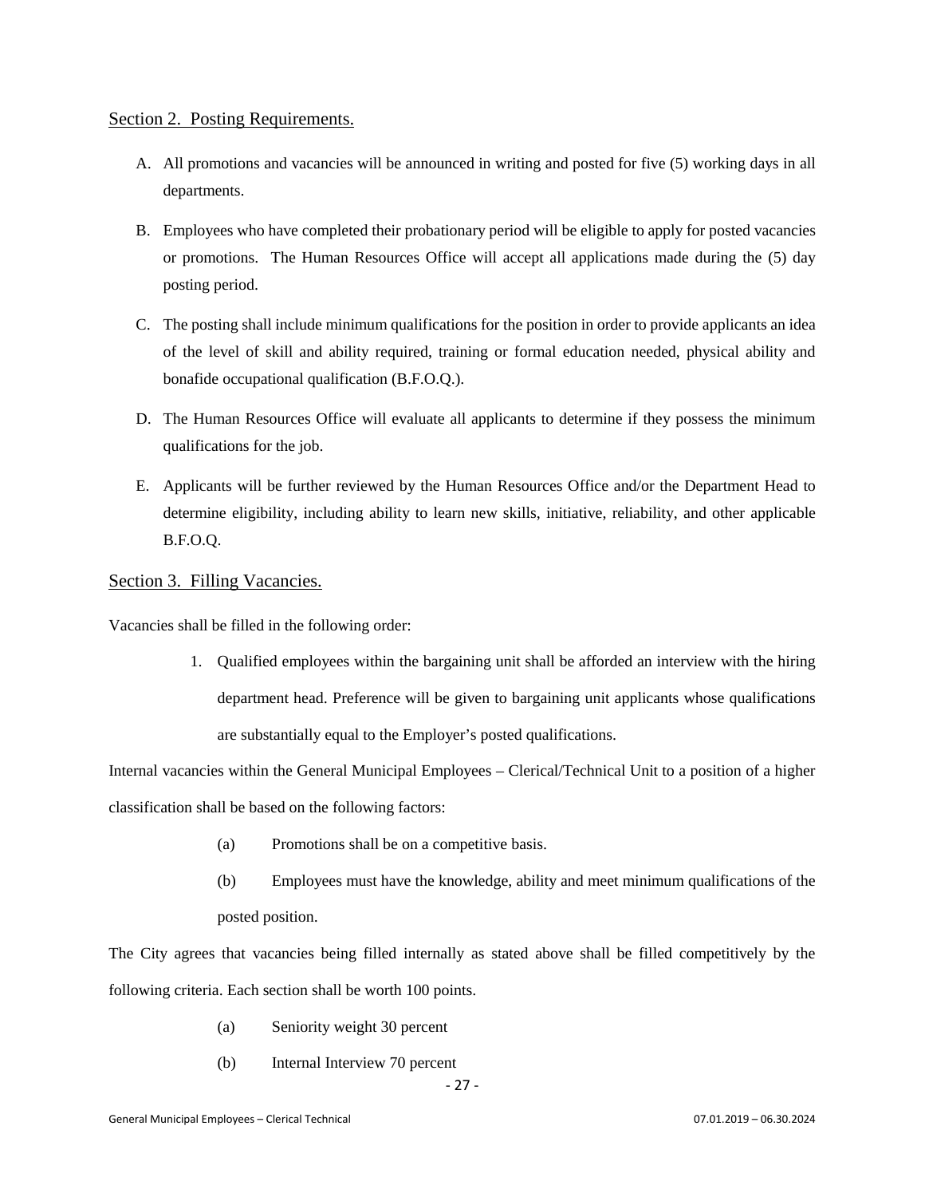## Section 2. Posting Requirements.

A. All promotions and vacancies will be announced in writing and posted for five (5) working days in all departments.

B. Employees who have completed their probationary period will be eligible to apply for posted vacancies or promotions. The Human Resources Office will accept all applications made during the (5) day posting period.

C. The posting shall include minimum qualifications for the position in order to provide applicants an idea of the level of skill and ability required, training or formal education needed, physical ability and bonafide occupational qualification (B.F.O.Q.).

D. The Human Resources Office will evaluate all applicants to determine if they possess the minimum qualifications for the job.

E. Applicants will be further reviewed by the Human Resources Office and/or the Department Head to determine eligibility, including ability to learn new skills, initiative, reliability, and other applicable B.F.O.Q.

## Section 3. Filling Vacancies.

Vacancies shall be filled in the following order:

1. Qualified employees within the bargaining unit shall be afforded an interview with the hiring department head. Preference will be given to bargaining unit applicants whose qualifications are substantially equal to the Employer's posted qualifications.

Internal vacancies within the General Municipal Employees – Clerical/Technical Unit to a position of a higher classification shall be based on the following factors:

(a) Promotions shall be on a competitive basis.

(b) Employees must have the knowledge, ability and meet minimum qualifications of the posted position.

The City agrees that vacancies being filled internally as stated above shall be filled competitively by the following criteria. Each section shall be worth 100 points.

(a) Seniority weight 30 percent

(b) Internal Interview 70 percent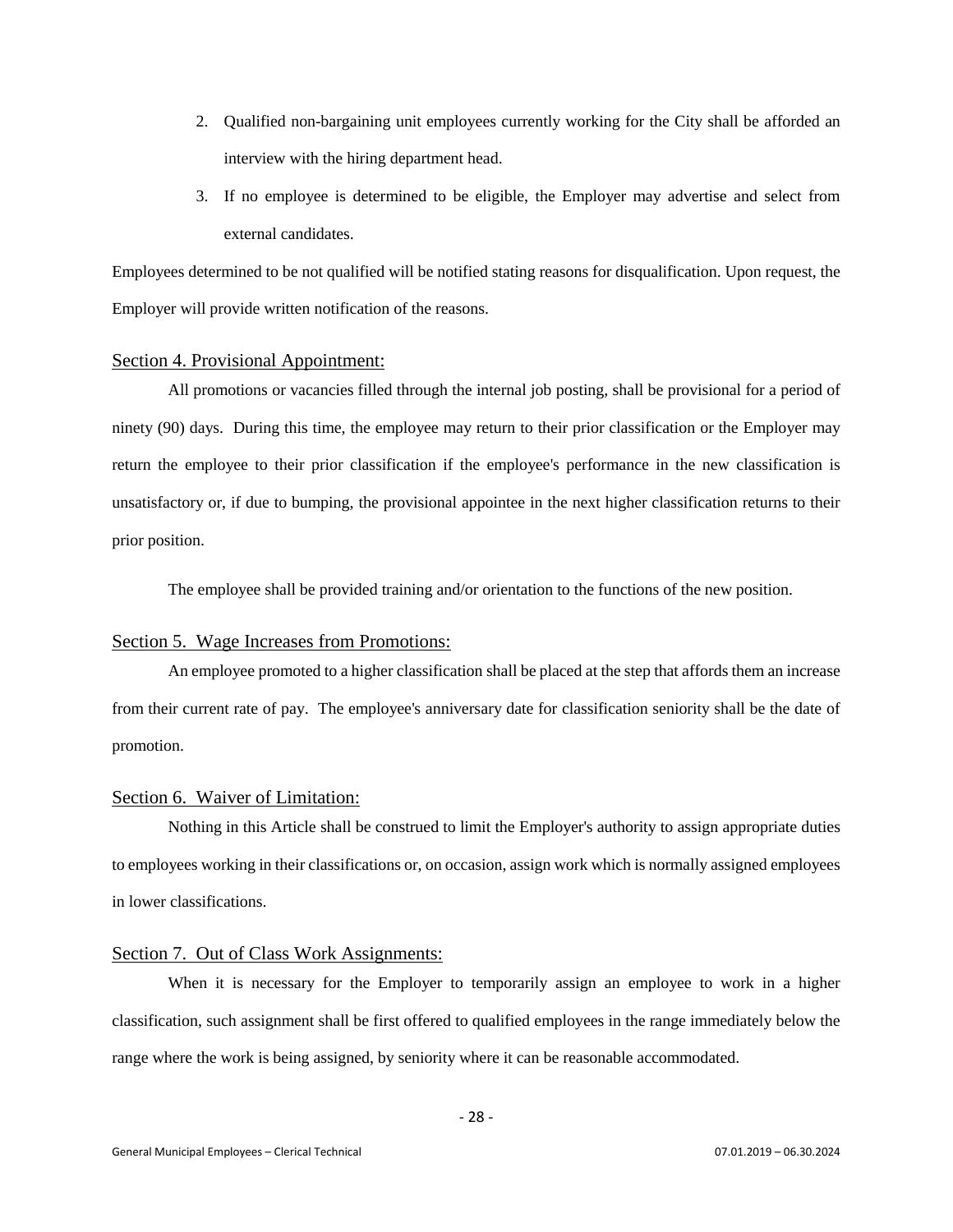2. Qualified non-bargaining unit employees currently working for the City shall be afforded an interview with the hiring department head.
3. If no employee is determined to be eligible, the Employer may advertise and select from external candidates.

Employees determined to be not qualified will be notified stating reasons for disqualification. Upon request, the Employer will provide written notification of the reasons.

## Section 4. Provisional Appointment:

All promotions or vacancies filled through the internal job posting, shall be provisional for a period of ninety (90) days. During this time, the employee may return to their prior classification or the Employer may return the employee to their prior classification if the employee's performance in the new classification is unsatisfactory or, if due to bumping, the provisional appointee in the next higher classification returns to their prior position.

The employee shall be provided training and/or orientation to the functions of the new position.

## Section 5. Wage Increases from Promotions:

An employee promoted to a higher classification shall be placed at the step that affords them an increase from their current rate of pay. The employee's anniversary date for classification seniority shall be the date of promotion.

## Section 6. Waiver of Limitation:

Nothing in this Article shall be construed to limit the Employer's authority to assign appropriate duties to employees working in their classifications or, on occasion, assign work which is normally assigned employees in lower classifications.

## Section 7. Out of Class Work Assignments:

When it is necessary for the Employer to temporarily assign an employee to work in a higher classification, such assignment shall be first offered to qualified employees in the range immediately below the range where the work is being assigned, by seniority where it can be reasonable accommodated.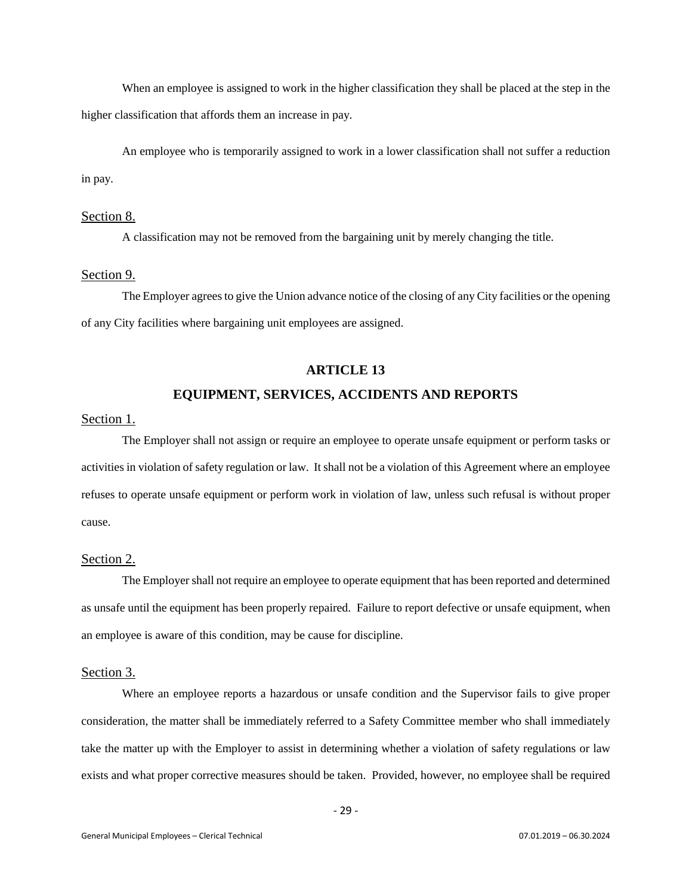When an employee is assigned to work in the higher classification they shall be placed at the step in the higher classification that affords them an increase in pay.

An employee who is temporarily assigned to work in a lower classification shall not suffer a reduction in pay.

Section 8.

A classification may not be removed from the bargaining unit by merely changing the title.

Section 9.

The Employer agrees to give the Union advance notice of the closing of any City facilities or the opening of any City facilities where bargaining unit employees are assigned.

## ARTICLE 13

## EQUIPMENT, SERVICES, ACCIDENTS AND REPORTS

Section 1.

The Employer shall not assign or require an employee to operate unsafe equipment or perform tasks or activities in violation of safety regulation or law. It shall not be a violation of this Agreement where an employee refuses to operate unsafe equipment or perform work in violation of law, unless such refusal is without proper cause.

Section 2.

The Employer shall not require an employee to operate equipment that has been reported and determined as unsafe until the equipment has been properly repaired. Failure to report defective or unsafe equipment, when an employee is aware of this condition, may be cause for discipline.

Section 3.

Where an employee reports a hazardous or unsafe condition and the Supervisor fails to give proper consideration, the matter shall be immediately referred to a Safety Committee member who shall immediately take the matter up with the Employer to assist in determining whether a violation of safety regulations or law exists and what proper corrective measures should be taken. Provided, however, no employee shall be required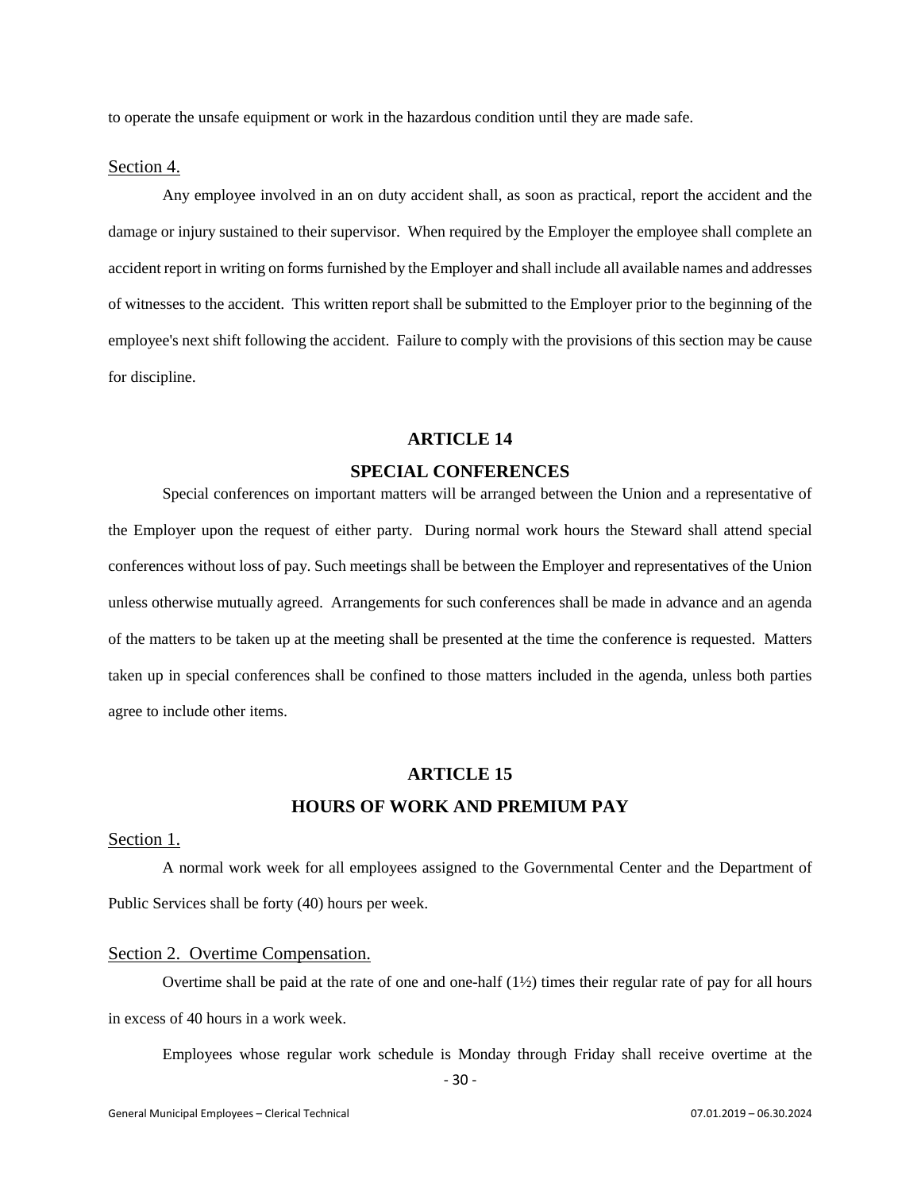to operate the unsafe equipment or work in the hazardous condition until they are made safe.

Section 4.

Any employee involved in an on duty accident shall, as soon as practical, report the accident and the damage or injury sustained to their supervisor. When required by the Employer the employee shall complete an accident report in writing on forms furnished by the Employer and shall include all available names and addresses of witnesses to the accident. This written report shall be submitted to the Employer prior to the beginning of the employee's next shift following the accident. Failure to comply with the provisions of this section may be cause for discipline.

## ARTICLE 14

## SPECIAL CONFERENCES

Special conferences on important matters will be arranged between the Union and a representative of the Employer upon the request of either party. During normal work hours the Steward shall attend special conferences without loss of pay. Such meetings shall be between the Employer and representatives of the Union unless otherwise mutually agreed. Arrangements for such conferences shall be made in advance and an agenda of the matters to be taken up at the meeting shall be presented at the time the conference is requested. Matters taken up in special conferences shall be confined to those matters included in the agenda, unless both parties agree to include other items.

## ARTICLE 15

## HOURS OF WORK AND PREMIUM PAY

Section 1.

A normal work week for all employees assigned to the Governmental Center and the Department of Public Services shall be forty (40) hours per week.

Section 2. Overtime Compensation.

Overtime shall be paid at the rate of one and one-half (1½) times their regular rate of pay for all hours in excess of 40 hours in a work week.

Employees whose regular work schedule is Monday through Friday shall receive overtime at the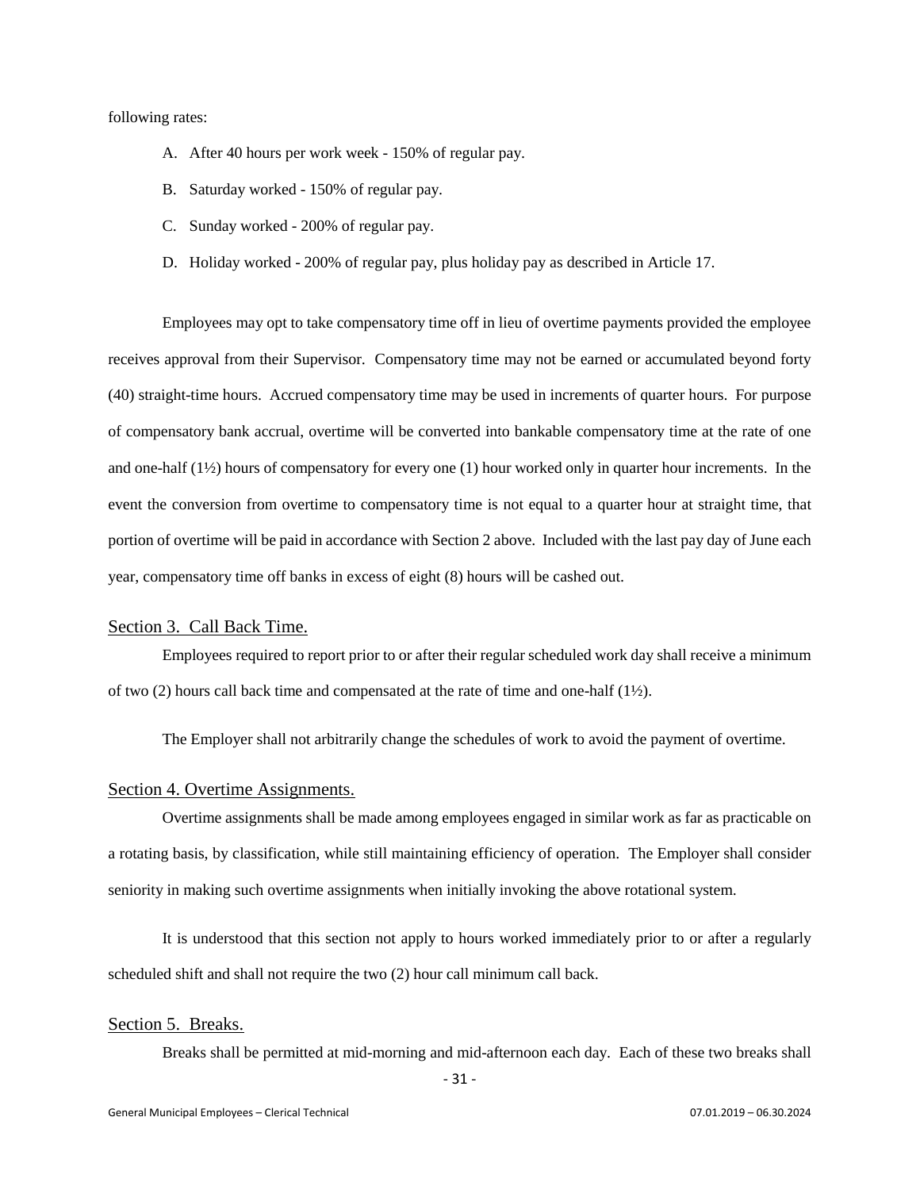following rates:

A. After 40 hours per work week - 150% of regular pay.

B. Saturday worked - 150% of regular pay.

C. Sunday worked - 200% of regular pay.

D. Holiday worked - 200% of regular pay, plus holiday pay as described in Article 17.

Employees may opt to take compensatory time off in lieu of overtime payments provided the employee receives approval from their Supervisor. Compensatory time may not be earned or accumulated beyond forty (40) straight-time hours. Accrued compensatory time may be used in increments of quarter hours. For purpose of compensatory bank accrual, overtime will be converted into bankable compensatory time at the rate of one and one-half (1½) hours of compensatory for every one (1) hour worked only in quarter hour increments. In the event the conversion from overtime to compensatory time is not equal to a quarter hour at straight time, that portion of overtime will be paid in accordance with Section 2 above. Included with the last pay day of June each year, compensatory time off banks in excess of eight (8) hours will be cashed out.

## Section 3. Call Back Time.

Employees required to report prior to or after their regular scheduled work day shall receive a minimum of two (2) hours call back time and compensated at the rate of time and one-half (1½).

The Employer shall not arbitrarily change the schedules of work to avoid the payment of overtime.

## Section 4. Overtime Assignments.

Overtime assignments shall be made among employees engaged in similar work as far as practicable on a rotating basis, by classification, while still maintaining efficiency of operation. The Employer shall consider seniority in making such overtime assignments when initially invoking the above rotational system.

It is understood that this section not apply to hours worked immediately prior to or after a regularly scheduled shift and shall not require the two (2) hour call minimum call back.

## Section 5. Breaks.

Breaks shall be permitted at mid-morning and mid-afternoon each day. Each of these two breaks shall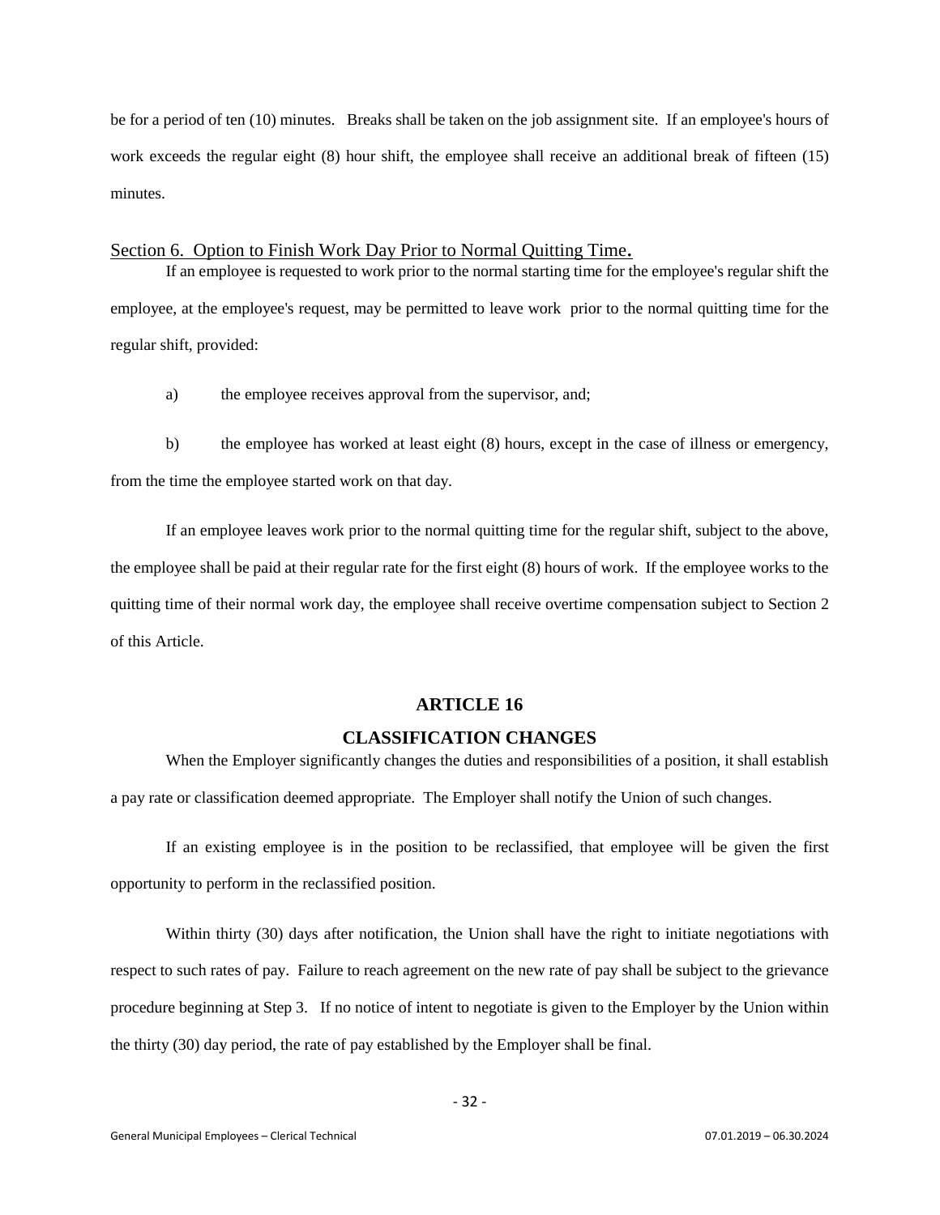be for a period of ten (10) minutes. Breaks shall be taken on the job assignment site. If an employee's hours of work exceeds the regular eight (8) hour shift, the employee shall receive an additional break of fifteen (15) minutes.

Section 6. Option to Finish Work Day Prior to Normal Quitting Time.

If an employee is requested to work prior to the normal starting time for the employee's regular shift the employee, at the employee's request, may be permitted to leave work prior to the normal quitting time for the regular shift, provided:

a) the employee receives approval from the supervisor, and;

b) the employee has worked at least eight (8) hours, except in the case of illness or emergency, from the time the employee started work on that day.

If an employee leaves work prior to the normal quitting time for the regular shift, subject to the above, the employee shall be paid at their regular rate for the first eight (8) hours of work. If the employee works to the quitting time of their normal work day, the employee shall receive overtime compensation subject to Section 2 of this Article.

## ARTICLE 16

## CLASSIFICATION CHANGES

When the Employer significantly changes the duties and responsibilities of a position, it shall establish a pay rate or classification deemed appropriate. The Employer shall notify the Union of such changes.

If an existing employee is in the position to be reclassified, that employee will be given the first opportunity to perform in the reclassified position.

Within thirty (30) days after notification, the Union shall have the right to initiate negotiations with respect to such rates of pay. Failure to reach agreement on the new rate of pay shall be subject to the grievance procedure beginning at Step 3. If no notice of intent to negotiate is given to the Employer by the Union within the thirty (30) day period, the rate of pay established by the Employer shall be final.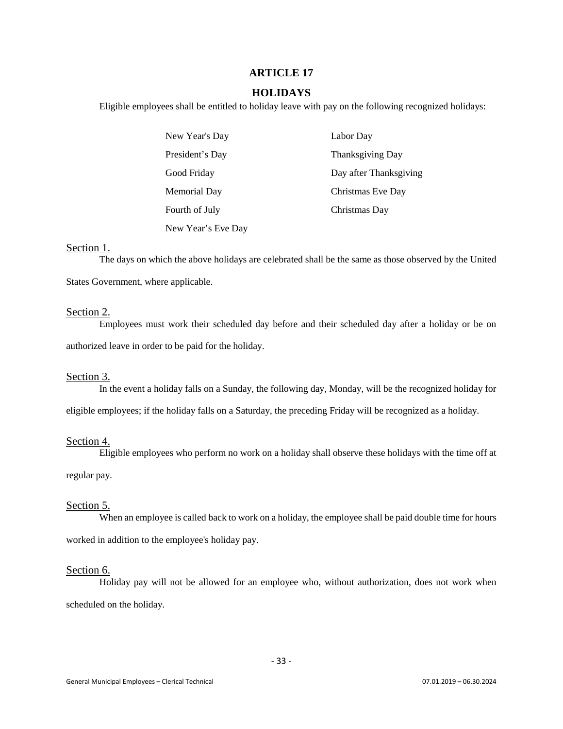# ARTICLE 17

## HOLIDAYS

Eligible employees shall be entitled to holiday leave with pay on the following recognized holidays:

| | |
|---|---|
| New Year's Day | Labor Day |
| President's Day | Thanksgiving Day |
| Good Friday | Day after Thanksgiving |
| Memorial Day | Christmas Eve Day |
| Fourth of July | Christmas Day |
| New Year's Eve Day | |

Section 1.

The days on which the above holidays are celebrated shall be the same as those observed by the United States Government, where applicable.

Section 2.

Employees must work their scheduled day before and their scheduled day after a holiday or be on authorized leave in order to be paid for the holiday.

Section 3.

In the event a holiday falls on a Sunday, the following day, Monday, will be the recognized holiday for eligible employees; if the holiday falls on a Saturday, the preceding Friday will be recognized as a holiday.

Section 4.

Eligible employees who perform no work on a holiday shall observe these holidays with the time off at regular pay.

Section 5.

When an employee is called back to work on a holiday, the employee shall be paid double time for hours worked in addition to the employee's holiday pay.

Section 6.

Holiday pay will not be allowed for an employee who, without authorization, does not work when scheduled on the holiday.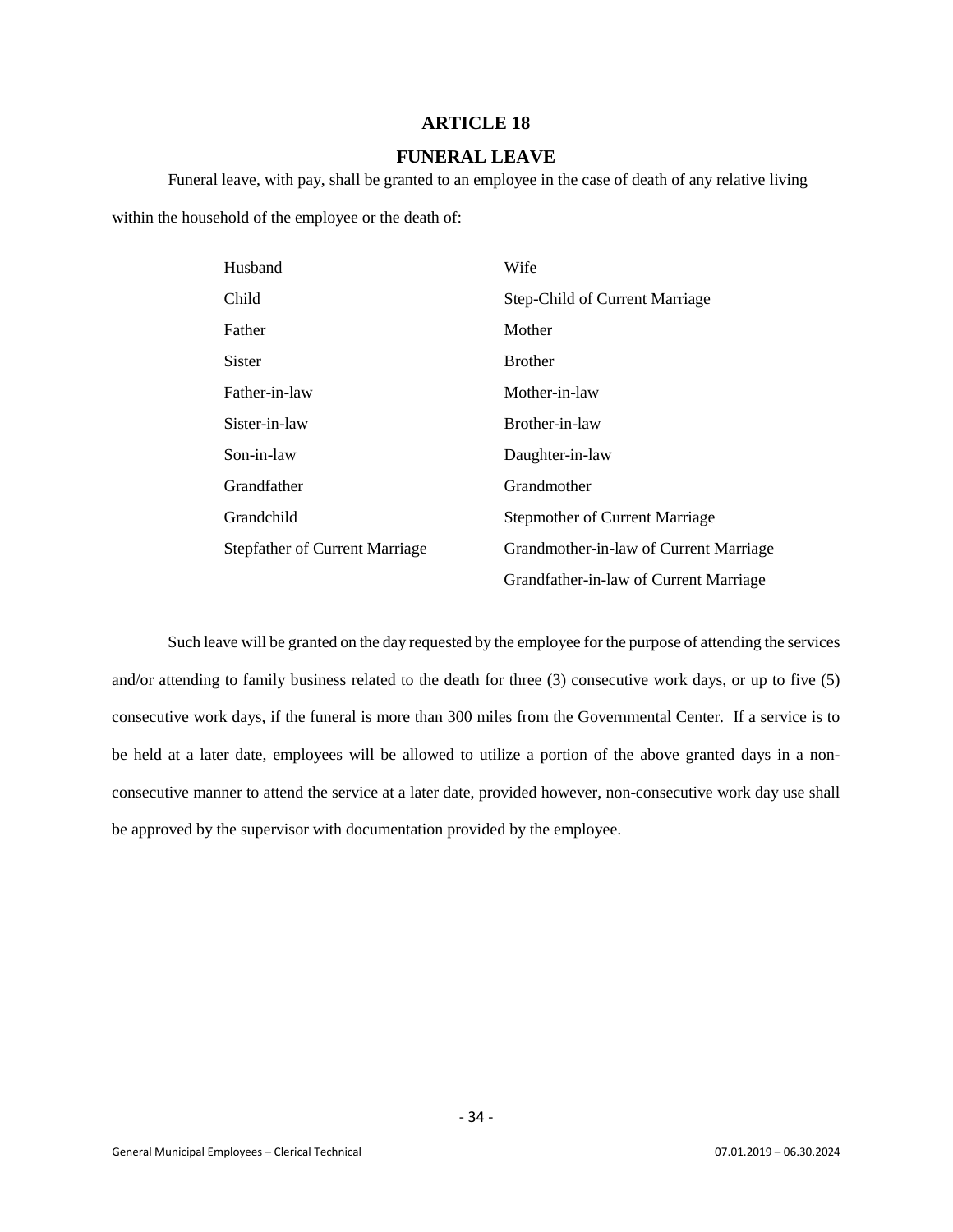# ARTICLE 18

## FUNERAL LEAVE

Funeral leave, with pay, shall be granted to an employee in the case of death of any relative living within the household of the employee or the death of:

| | |
|---|---|
| Husband | Wife |
| Child | Step-Child of Current Marriage |
| Father | Mother |
| Sister | Brother |
| Father-in-law | Mother-in-law |
| Sister-in-law | Brother-in-law |
| Son-in-law | Daughter-in-law |
| Grandfather | Grandmother |
| Grandchild | Stepmother of Current Marriage |
| Stepfather of Current Marriage | Grandmother-in-law of Current Marriage |
| | Grandfather-in-law of Current Marriage |

Such leave will be granted on the day requested by the employee for the purpose of attending the services and/or attending to family business related to the death for three (3) consecutive work days, or up to five (5) consecutive work days, if the funeral is more than 300 miles from the Governmental Center. If a service is to be held at a later date, employees will be allowed to utilize a portion of the above granted days in a non-consecutive manner to attend the service at a later date, provided however, non-consecutive work day use shall be approved by the supervisor with documentation provided by the employee.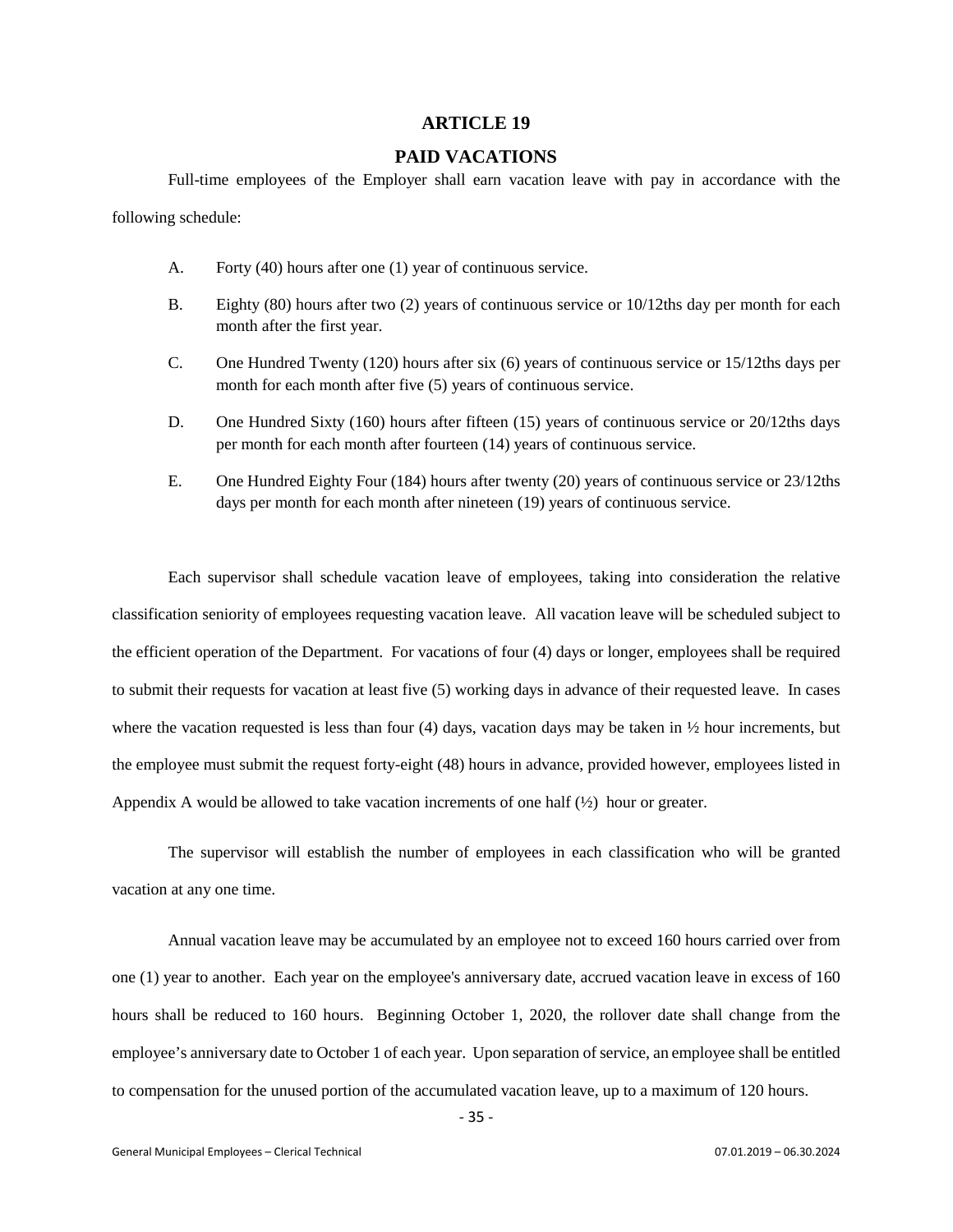# ARTICLE 19

## PAID VACATIONS

Full-time employees of the Employer shall earn vacation leave with pay in accordance with the following schedule:

A. Forty (40) hours after one (1) year of continuous service.

B. Eighty (80) hours after two (2) years of continuous service or 10/12ths day per month for each month after the first year.

C. One Hundred Twenty (120) hours after six (6) years of continuous service or 15/12ths days per month for each month after five (5) years of continuous service.

D. One Hundred Sixty (160) hours after fifteen (15) years of continuous service or 20/12ths days per month for each month after fourteen (14) years of continuous service.

E. One Hundred Eighty Four (184) hours after twenty (20) years of continuous service or 23/12ths days per month for each month after nineteen (19) years of continuous service.

Each supervisor shall schedule vacation leave of employees, taking into consideration the relative classification seniority of employees requesting vacation leave. All vacation leave will be scheduled subject to the efficient operation of the Department. For vacations of four (4) days or longer, employees shall be required to submit their requests for vacation at least five (5) working days in advance of their requested leave. In cases where the vacation requested is less than four (4) days, vacation days may be taken in ½ hour increments, but the employee must submit the request forty-eight (48) hours in advance, provided however, employees listed in Appendix A would be allowed to take vacation increments of one half (½) hour or greater.

The supervisor will establish the number of employees in each classification who will be granted vacation at any one time.

Annual vacation leave may be accumulated by an employee not to exceed 160 hours carried over from one (1) year to another. Each year on the employee's anniversary date, accrued vacation leave in excess of 160 hours shall be reduced to 160 hours. Beginning October 1, 2020, the rollover date shall change from the employee's anniversary date to October 1 of each year. Upon separation of service, an employee shall be entitled to compensation for the unused portion of the accumulated vacation leave, up to a maximum of 120 hours.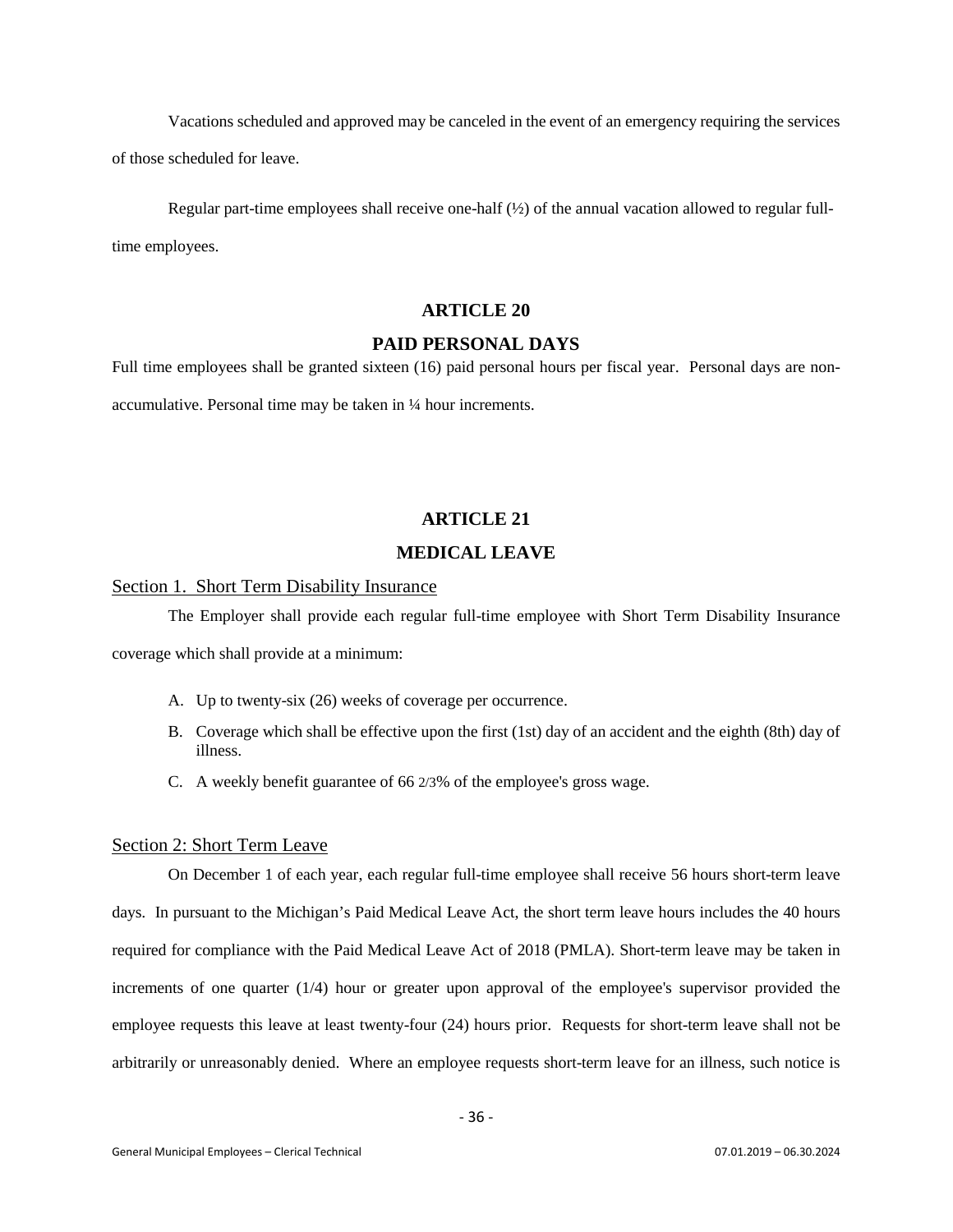Vacations scheduled and approved may be canceled in the event of an emergency requiring the services of those scheduled for leave.

Regular part-time employees shall receive one-half (½) of the annual vacation allowed to regular full-time employees.

## ARTICLE 20

## PAID PERSONAL DAYS

Full time employees shall be granted sixteen (16) paid personal hours per fiscal year. Personal days are non-accumulative. Personal time may be taken in ¼ hour increments.

## ARTICLE 21

## MEDICAL LEAVE

### Section 1. Short Term Disability Insurance

The Employer shall provide each regular full-time employee with Short Term Disability Insurance coverage which shall provide at a minimum:

A. Up to twenty-six (26) weeks of coverage per occurrence.

B. Coverage which shall be effective upon the first (1st) day of an accident and the eighth (8th) day of illness.

C. A weekly benefit guarantee of 66 2/3% of the employee's gross wage.

### Section 2: Short Term Leave

On December 1 of each year, each regular full-time employee shall receive 56 hours short-term leave days. In pursuant to the Michigan's Paid Medical Leave Act, the short term leave hours includes the 40 hours required for compliance with the Paid Medical Leave Act of 2018 (PMLA). Short-term leave may be taken in increments of one quarter (1/4) hour or greater upon approval of the employee's supervisor provided the employee requests this leave at least twenty-four (24) hours prior. Requests for short-term leave shall not be arbitrarily or unreasonably denied. Where an employee requests short-term leave for an illness, such notice is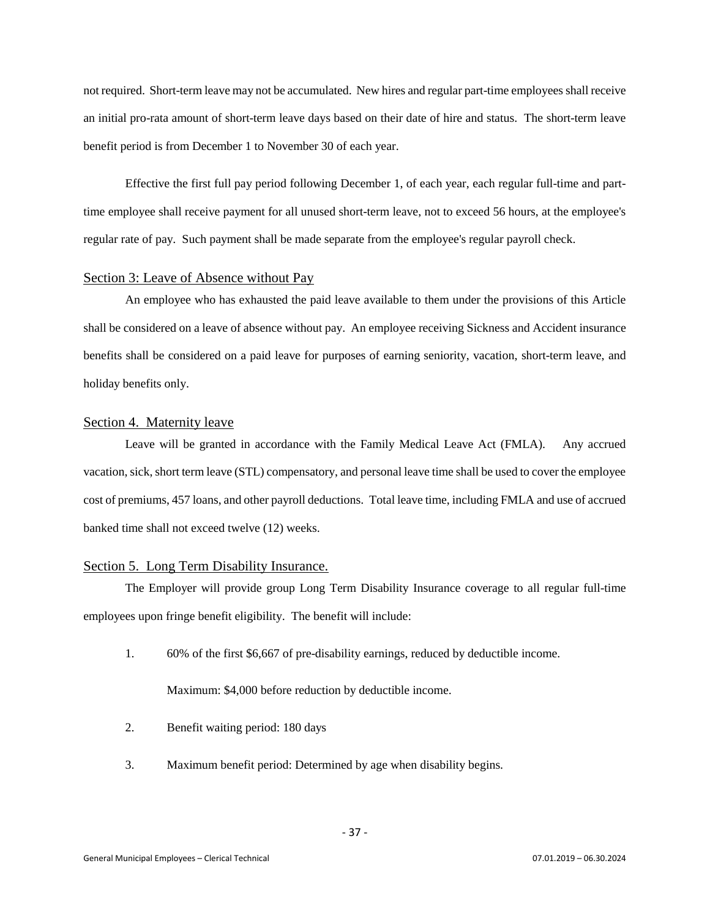not required. Short-term leave may not be accumulated. New hires and regular part-time employees shall receive an initial pro-rata amount of short-term leave days based on their date of hire and status. The short-term leave benefit period is from December 1 to November 30 of each year.

Effective the first full pay period following December 1, of each year, each regular full-time and part-time employee shall receive payment for all unused short-term leave, not to exceed 56 hours, at the employee's regular rate of pay. Such payment shall be made separate from the employee's regular payroll check.

## Section 3: Leave of Absence without Pay

An employee who has exhausted the paid leave available to them under the provisions of this Article shall be considered on a leave of absence without pay. An employee receiving Sickness and Accident insurance benefits shall be considered on a paid leave for purposes of earning seniority, vacation, short-term leave, and holiday benefits only.

## Section 4. Maternity leave

Leave will be granted in accordance with the Family Medical Leave Act (FMLA). Any accrued vacation, sick, short term leave (STL) compensatory, and personal leave time shall be used to cover the employee cost of premiums, 457 loans, and other payroll deductions. Total leave time, including FMLA and use of accrued banked time shall not exceed twelve (12) weeks.

## Section 5. Long Term Disability Insurance.

The Employer will provide group Long Term Disability Insurance coverage to all regular full-time employees upon fringe benefit eligibility. The benefit will include:

1. 60% of the first $6,667 of pre-disability earnings, reduced by deductible income.

   Maximum: $4,000 before reduction by deductible income.

2. Benefit waiting period: 180 days

3. Maximum benefit period: Determined by age when disability begins.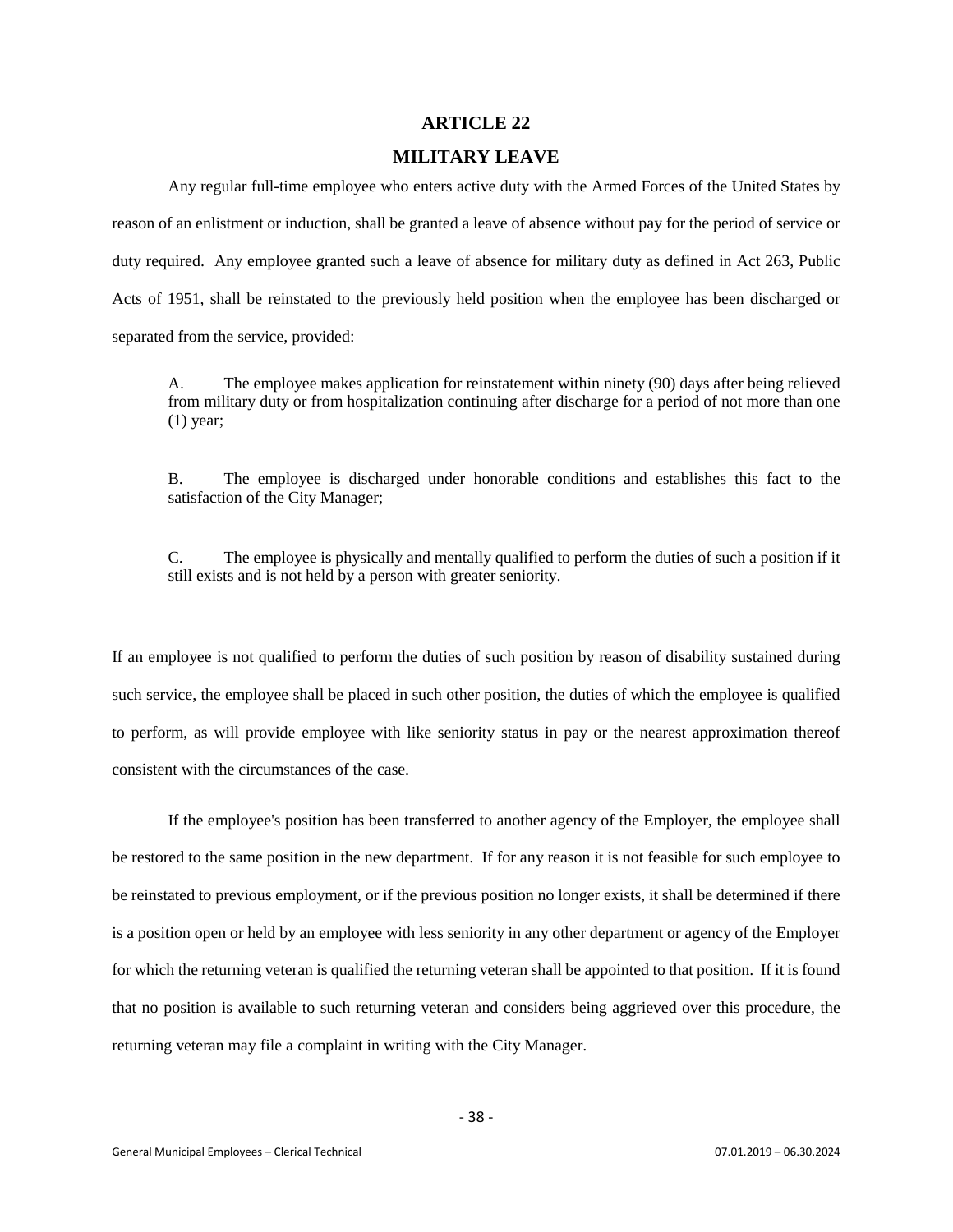# ARTICLE 22

## MILITARY LEAVE

Any regular full-time employee who enters active duty with the Armed Forces of the United States by reason of an enlistment or induction, shall be granted a leave of absence without pay for the period of service or duty required. Any employee granted such a leave of absence for military duty as defined in Act 263, Public Acts of 1951, shall be reinstated to the previously held position when the employee has been discharged or separated from the service, provided:

A. The employee makes application for reinstatement within ninety (90) days after being relieved from military duty or from hospitalization continuing after discharge for a period of not more than one (1) year;

B. The employee is discharged under honorable conditions and establishes this fact to the satisfaction of the City Manager;

C. The employee is physically and mentally qualified to perform the duties of such a position if it still exists and is not held by a person with greater seniority.

If an employee is not qualified to perform the duties of such position by reason of disability sustained during such service, the employee shall be placed in such other position, the duties of which the employee is qualified to perform, as will provide employee with like seniority status in pay or the nearest approximation thereof consistent with the circumstances of the case.

If the employee's position has been transferred to another agency of the Employer, the employee shall be restored to the same position in the new department. If for any reason it is not feasible for such employee to be reinstated to previous employment, or if the previous position no longer exists, it shall be determined if there is a position open or held by an employee with less seniority in any other department or agency of the Employer for which the returning veteran is qualified the returning veteran shall be appointed to that position. If it is found that no position is available to such returning veteran and considers being aggrieved over this procedure, the returning veteran may file a complaint in writing with the City Manager.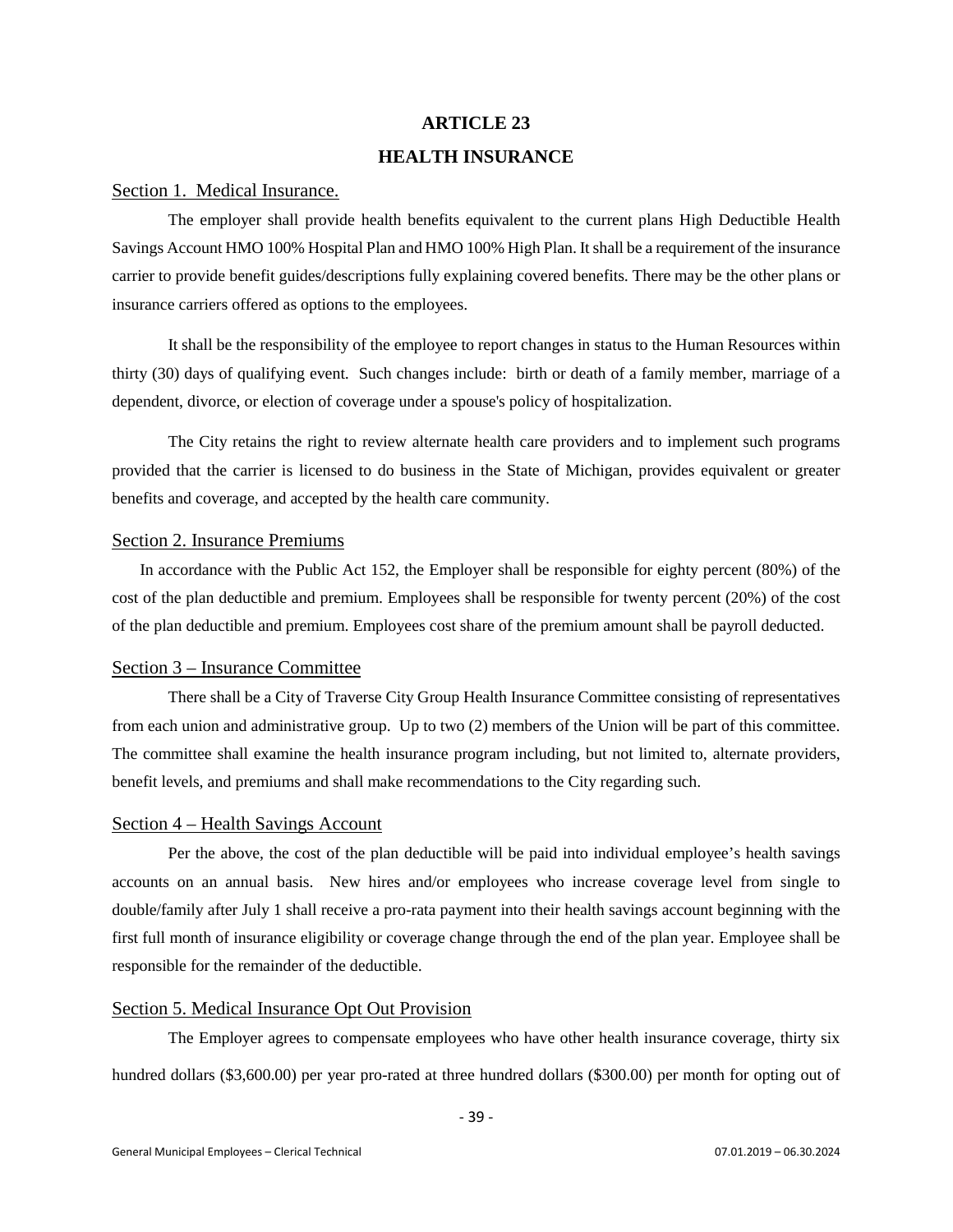# ARTICLE 23

## HEALTH INSURANCE

### Section 1. Medical Insurance.

The employer shall provide health benefits equivalent to the current plans High Deductible Health Savings Account HMO 100% Hospital Plan and HMO 100% High Plan. It shall be a requirement of the insurance carrier to provide benefit guides/descriptions fully explaining covered benefits. There may be the other plans or insurance carriers offered as options to the employees.

It shall be the responsibility of the employee to report changes in status to the Human Resources within thirty (30) days of qualifying event. Such changes include: birth or death of a family member, marriage of a dependent, divorce, or election of coverage under a spouse's policy of hospitalization.

The City retains the right to review alternate health care providers and to implement such programs provided that the carrier is licensed to do business in the State of Michigan, provides equivalent or greater benefits and coverage, and accepted by the health care community.

### Section 2. Insurance Premiums

In accordance with the Public Act 152, the Employer shall be responsible for eighty percent (80%) of the cost of the plan deductible and premium. Employees shall be responsible for twenty percent (20%) of the cost of the plan deductible and premium. Employees cost share of the premium amount shall be payroll deducted.

### Section 3 – Insurance Committee

There shall be a City of Traverse City Group Health Insurance Committee consisting of representatives from each union and administrative group. Up to two (2) members of the Union will be part of this committee. The committee shall examine the health insurance program including, but not limited to, alternate providers, benefit levels, and premiums and shall make recommendations to the City regarding such.

### Section 4 – Health Savings Account

Per the above, the cost of the plan deductible will be paid into individual employee's health savings accounts on an annual basis. New hires and/or employees who increase coverage level from single to double/family after July 1 shall receive a pro-rata payment into their health savings account beginning with the first full month of insurance eligibility or coverage change through the end of the plan year. Employee shall be responsible for the remainder of the deductible.

### Section 5. Medical Insurance Opt Out Provision

The Employer agrees to compensate employees who have other health insurance coverage, thirty six hundred dollars ($3,600.00) per year pro-rated at three hundred dollars ($300.00) per month for opting out of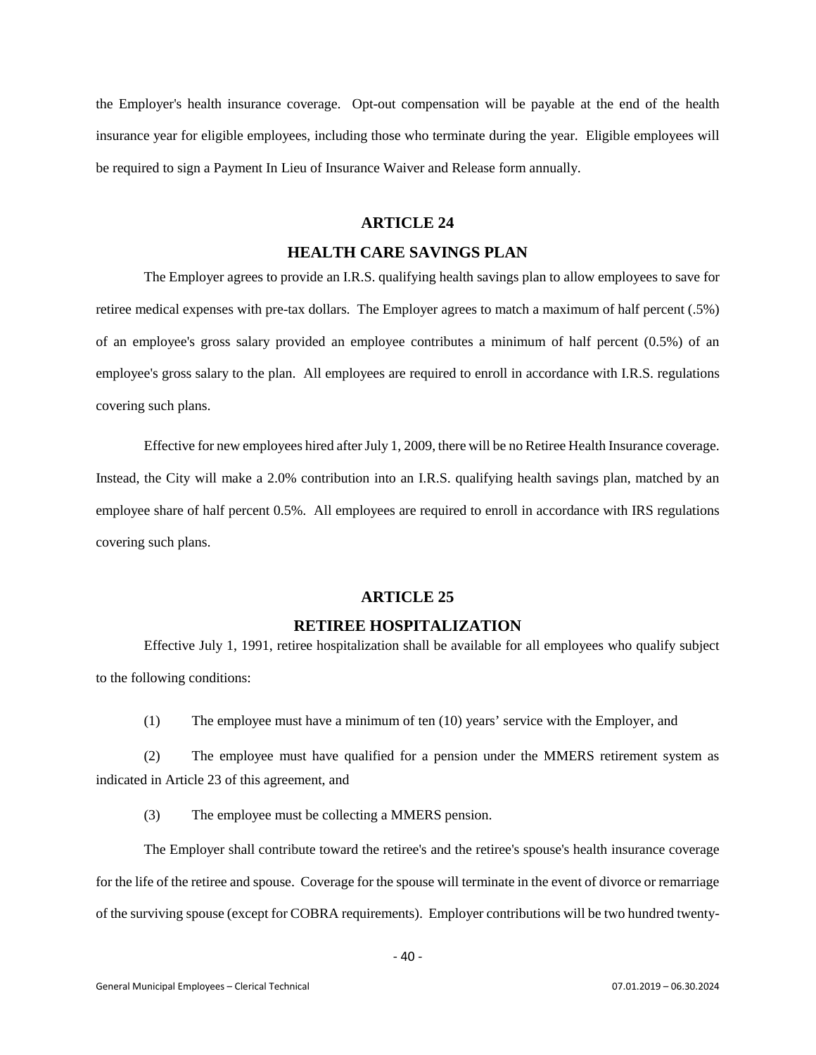the Employer's health insurance coverage. Opt-out compensation will be payable at the end of the health insurance year for eligible employees, including those who terminate during the year. Eligible employees will be required to sign a Payment In Lieu of Insurance Waiver and Release form annually.

## ARTICLE 24

## HEALTH CARE SAVINGS PLAN

The Employer agrees to provide an I.R.S. qualifying health savings plan to allow employees to save for retiree medical expenses with pre-tax dollars. The Employer agrees to match a maximum of half percent (.5%) of an employee's gross salary provided an employee contributes a minimum of half percent (0.5%) of an employee's gross salary to the plan. All employees are required to enroll in accordance with I.R.S. regulations covering such plans.

Effective for new employees hired after July 1, 2009, there will be no Retiree Health Insurance coverage. Instead, the City will make a 2.0% contribution into an I.R.S. qualifying health savings plan, matched by an employee share of half percent 0.5%. All employees are required to enroll in accordance with IRS regulations covering such plans.

## ARTICLE 25

## RETIREE HOSPITALIZATION

Effective July 1, 1991, retiree hospitalization shall be available for all employees who qualify subject to the following conditions:

(1) The employee must have a minimum of ten (10) years' service with the Employer, and

(2) The employee must have qualified for a pension under the MMERS retirement system as indicated in Article 23 of this agreement, and

(3) The employee must be collecting a MMERS pension.

The Employer shall contribute toward the retiree's and the retiree's spouse's health insurance coverage for the life of the retiree and spouse. Coverage for the spouse will terminate in the event of divorce or remarriage of the surviving spouse (except for COBRA requirements). Employer contributions will be two hundred twenty-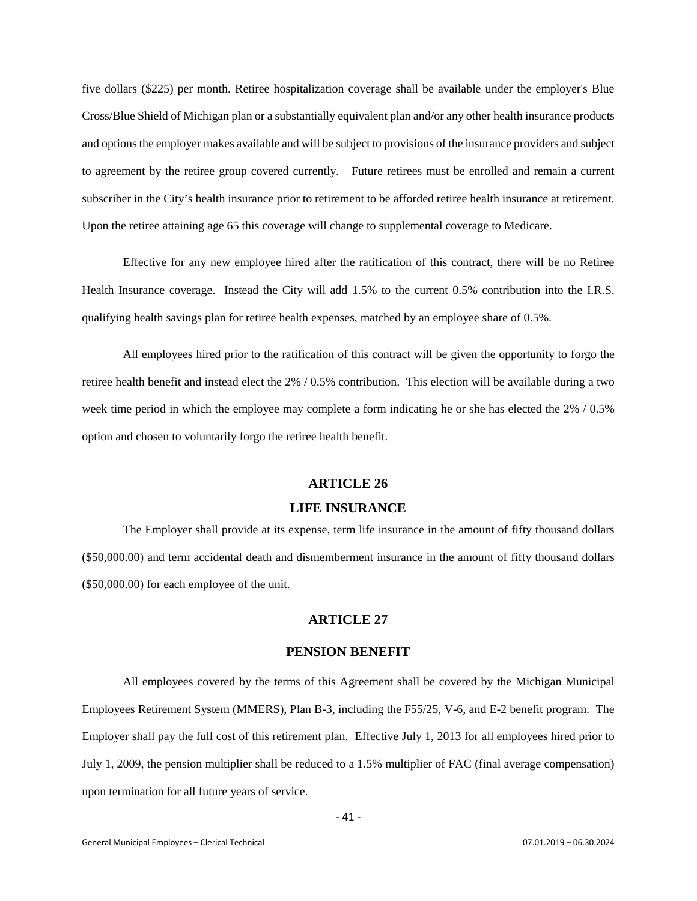five dollars ($225) per month. Retiree hospitalization coverage shall be available under the employer's Blue Cross/Blue Shield of Michigan plan or a substantially equivalent plan and/or any other health insurance products and options the employer makes available and will be subject to provisions of the insurance providers and subject to agreement by the retiree group covered currently. Future retirees must be enrolled and remain a current subscriber in the City's health insurance prior to retirement to be afforded retiree health insurance at retirement. Upon the retiree attaining age 65 this coverage will change to supplemental coverage to Medicare.

Effective for any new employee hired after the ratification of this contract, there will be no Retiree Health Insurance coverage. Instead the City will add 1.5% to the current 0.5% contribution into the I.R.S. qualifying health savings plan for retiree health expenses, matched by an employee share of 0.5%.

All employees hired prior to the ratification of this contract will be given the opportunity to forgo the retiree health benefit and instead elect the 2% / 0.5% contribution. This election will be available during a two week time period in which the employee may complete a form indicating he or she has elected the 2% / 0.5% option and chosen to voluntarily forgo the retiree health benefit.

## ARTICLE 26

## LIFE INSURANCE

The Employer shall provide at its expense, term life insurance in the amount of fifty thousand dollars ($50,000.00) and term accidental death and dismemberment insurance in the amount of fifty thousand dollars ($50,000.00) for each employee of the unit.

## ARTICLE 27

## PENSION BENEFIT

All employees covered by the terms of this Agreement shall be covered by the Michigan Municipal Employees Retirement System (MMERS), Plan B-3, including the F55/25, V-6, and E-2 benefit program. The Employer shall pay the full cost of this retirement plan. Effective July 1, 2013 for all employees hired prior to July 1, 2009, the pension multiplier shall be reduced to a 1.5% multiplier of FAC (final average compensation) upon termination for all future years of service.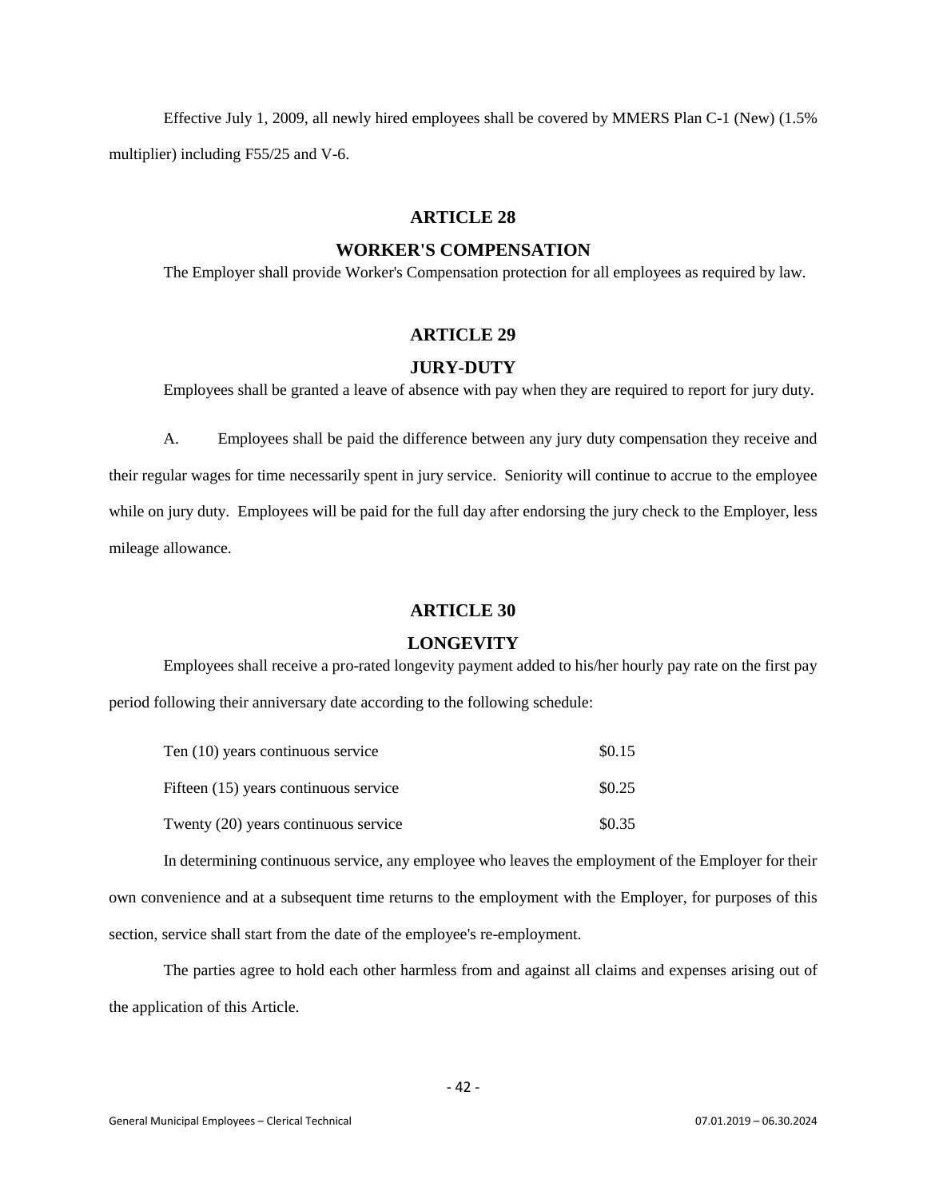Effective July 1, 2009, all newly hired employees shall be covered by MMERS Plan C-1 (New) (1.5% multiplier) including F55/25 and V-6.

## ARTICLE 28

## WORKER'S COMPENSATION

The Employer shall provide Worker's Compensation protection for all employees as required by law.

## ARTICLE 29

## JURY-DUTY

Employees shall be granted a leave of absence with pay when they are required to report for jury duty.

A. Employees shall be paid the difference between any jury duty compensation they receive and their regular wages for time necessarily spent in jury service. Seniority will continue to accrue to the employee while on jury duty. Employees will be paid for the full day after endorsing the jury check to the Employer, less mileage allowance.

## ARTICLE 30

## LONGEVITY

Employees shall receive a pro-rated longevity payment added to his/her hourly pay rate on the first pay period following their anniversary date according to the following schedule:

| | |
|---|---|
| Ten (10) years continuous service | \$0.15 |
| Fifteen (15) years continuous service | \$0.25 |
| Twenty (20) years continuous service | \$0.35 |

In determining continuous service, any employee who leaves the employment of the Employer for their own convenience and at a subsequent time returns to the employment with the Employer, for purposes of this section, service shall start from the date of the employee's re-employment.

The parties agree to hold each other harmless from and against all claims and expenses arising out of the application of this Article.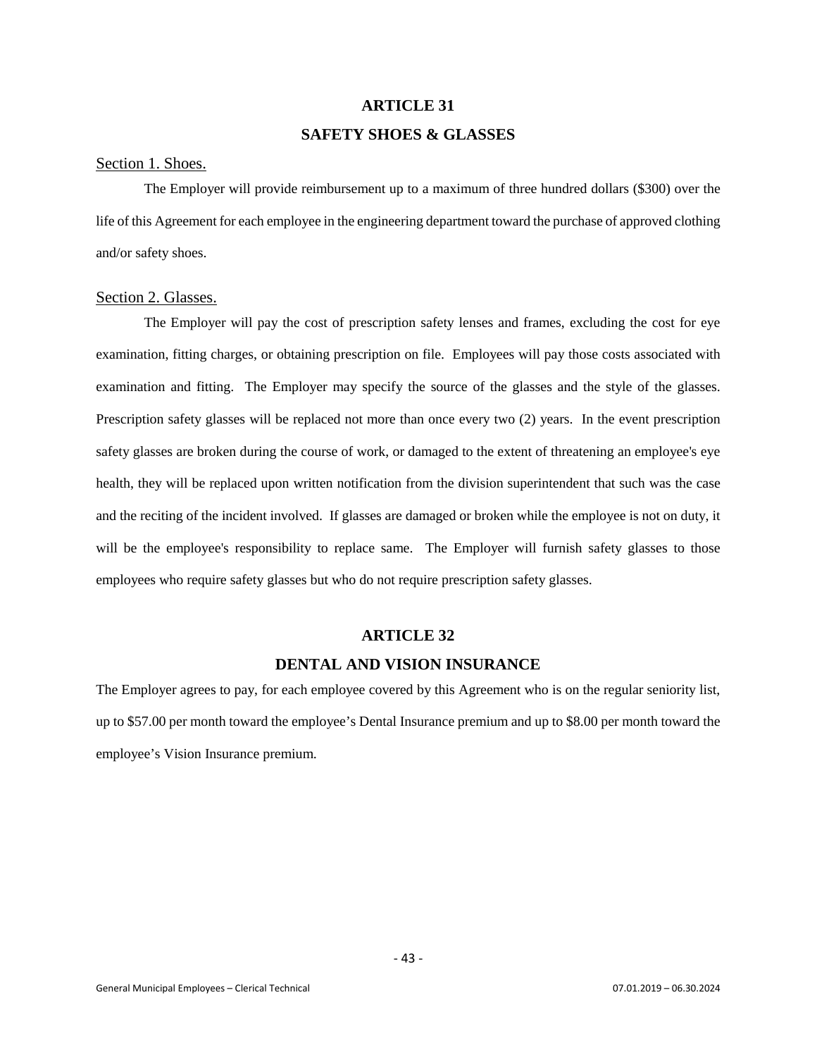## ARTICLE 31

## SAFETY SHOES & GLASSES

Section 1. Shoes.

The Employer will provide reimbursement up to a maximum of three hundred dollars ($300) over the life of this Agreement for each employee in the engineering department toward the purchase of approved clothing and/or safety shoes.

Section 2. Glasses.

The Employer will pay the cost of prescription safety lenses and frames, excluding the cost for eye examination, fitting charges, or obtaining prescription on file. Employees will pay those costs associated with examination and fitting. The Employer may specify the source of the glasses and the style of the glasses. Prescription safety glasses will be replaced not more than once every two (2) years. In the event prescription safety glasses are broken during the course of work, or damaged to the extent of threatening an employee's eye health, they will be replaced upon written notification from the division superintendent that such was the case and the reciting of the incident involved. If glasses are damaged or broken while the employee is not on duty, it will be the employee's responsibility to replace same. The Employer will furnish safety glasses to those employees who require safety glasses but who do not require prescription safety glasses.

## ARTICLE 32

## DENTAL AND VISION INSURANCE

The Employer agrees to pay, for each employee covered by this Agreement who is on the regular seniority list, up to $57.00 per month toward the employee's Dental Insurance premium and up to $8.00 per month toward the employee's Vision Insurance premium.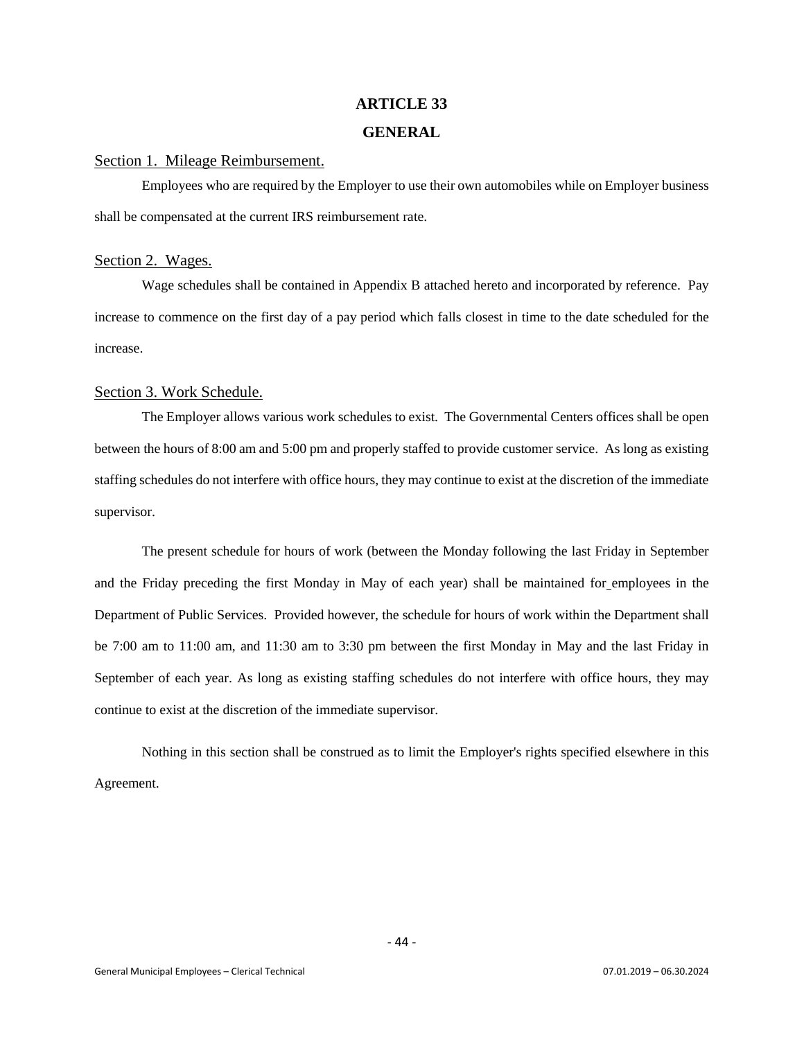# ARTICLE 33

## GENERAL

### Section 1. Mileage Reimbursement.

Employees who are required by the Employer to use their own automobiles while on Employer business shall be compensated at the current IRS reimbursement rate.

### Section 2. Wages.

Wage schedules shall be contained in Appendix B attached hereto and incorporated by reference. Pay increase to commence on the first day of a pay period which falls closest in time to the date scheduled for the increase.

### Section 3. Work Schedule.

The Employer allows various work schedules to exist. The Governmental Centers offices shall be open between the hours of 8:00 am and 5:00 pm and properly staffed to provide customer service. As long as existing staffing schedules do not interfere with office hours, they may continue to exist at the discretion of the immediate supervisor.

The present schedule for hours of work (between the Monday following the last Friday in September and the Friday preceding the first Monday in May of each year) shall be maintained for employees in the Department of Public Services. Provided however, the schedule for hours of work within the Department shall be 7:00 am to 11:00 am, and 11:30 am to 3:30 pm between the first Monday in May and the last Friday in September of each year. As long as existing staffing schedules do not interfere with office hours, they may continue to exist at the discretion of the immediate supervisor.

Nothing in this section shall be construed as to limit the Employer's rights specified elsewhere in this Agreement.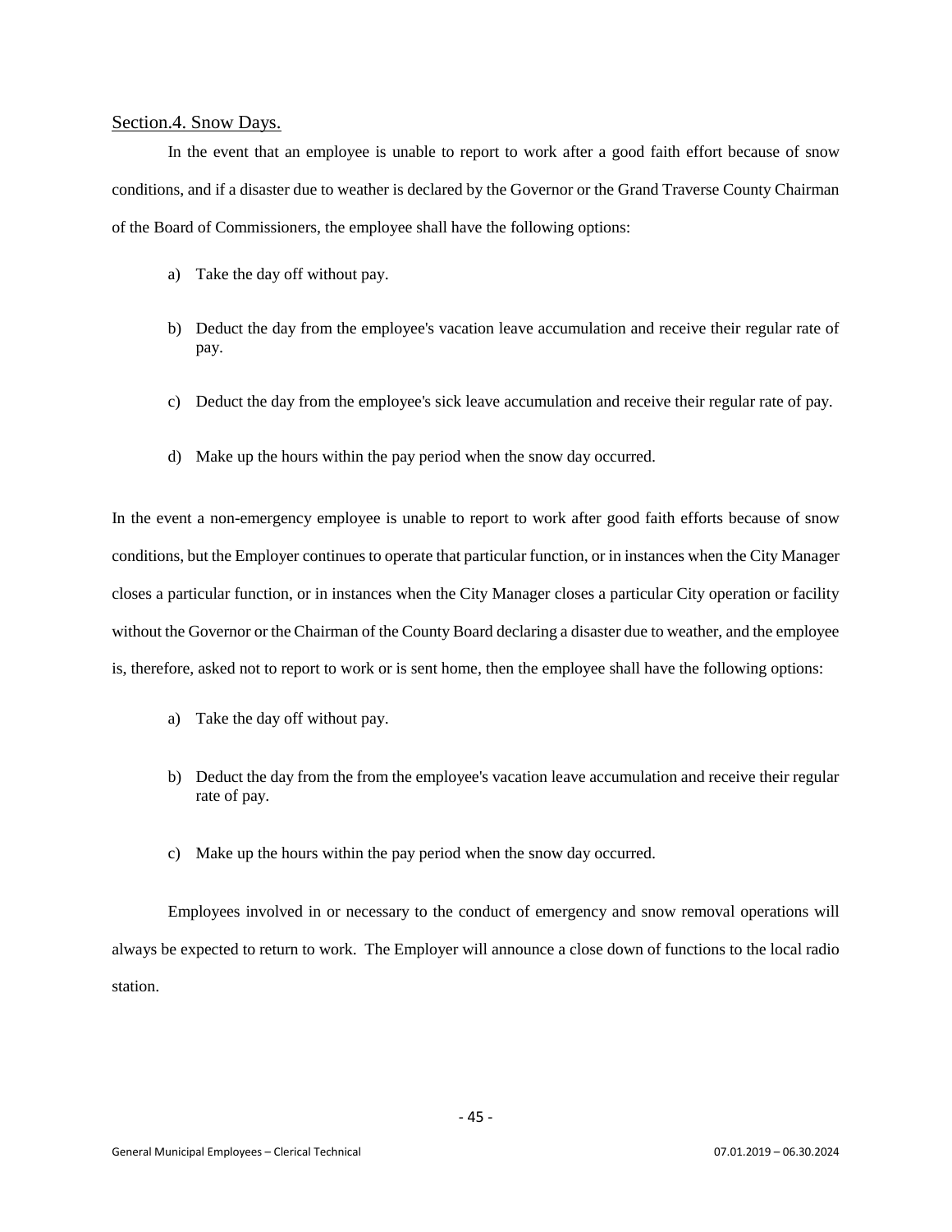## Section.4. Snow Days.

In the event that an employee is unable to report to work after a good faith effort because of snow conditions, and if a disaster due to weather is declared by the Governor or the Grand Traverse County Chairman of the Board of Commissioners, the employee shall have the following options:

a) Take the day off without pay.

b) Deduct the day from the employee's vacation leave accumulation and receive their regular rate of pay.

c) Deduct the day from the employee's sick leave accumulation and receive their regular rate of pay.

d) Make up the hours within the pay period when the snow day occurred.

In the event a non-emergency employee is unable to report to work after good faith efforts because of snow conditions, but the Employer continues to operate that particular function, or in instances when the City Manager closes a particular function, or in instances when the City Manager closes a particular City operation or facility without the Governor or the Chairman of the County Board declaring a disaster due to weather, and the employee is, therefore, asked not to report to work or is sent home, then the employee shall have the following options:

a) Take the day off without pay.

b) Deduct the day from the from the employee's vacation leave accumulation and receive their regular rate of pay.

c) Make up the hours within the pay period when the snow day occurred.

Employees involved in or necessary to the conduct of emergency and snow removal operations will always be expected to return to work. The Employer will announce a close down of functions to the local radio station.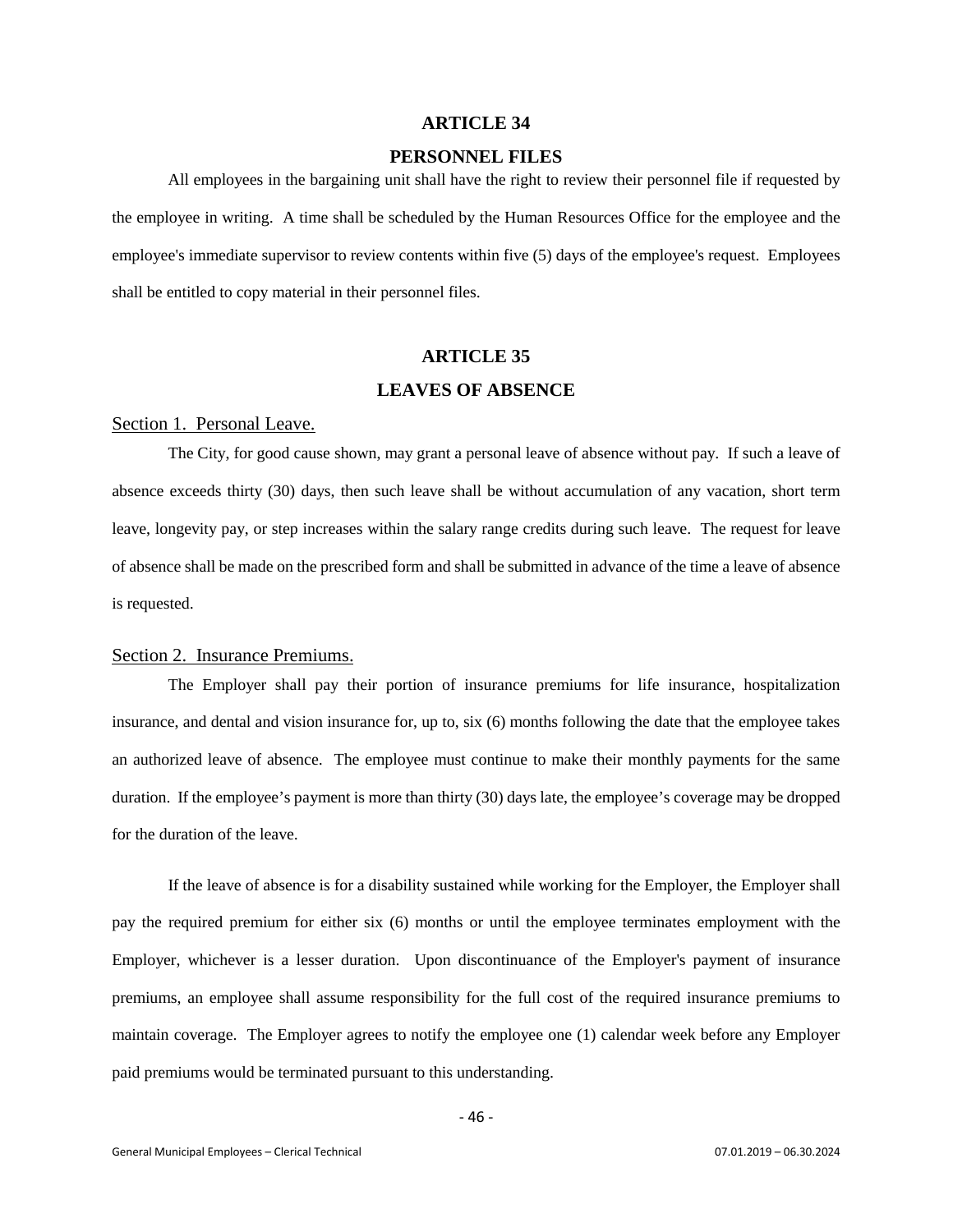## ARTICLE 34

## PERSONNEL FILES

All employees in the bargaining unit shall have the right to review their personnel file if requested by the employee in writing. A time shall be scheduled by the Human Resources Office for the employee and the employee's immediate supervisor to review contents within five (5) days of the employee's request. Employees shall be entitled to copy material in their personnel files.

## ARTICLE 35

## LEAVES OF ABSENCE

### Section 1. Personal Leave.

The City, for good cause shown, may grant a personal leave of absence without pay. If such a leave of absence exceeds thirty (30) days, then such leave shall be without accumulation of any vacation, short term leave, longevity pay, or step increases within the salary range credits during such leave. The request for leave of absence shall be made on the prescribed form and shall be submitted in advance of the time a leave of absence is requested.

### Section 2. Insurance Premiums.

The Employer shall pay their portion of insurance premiums for life insurance, hospitalization insurance, and dental and vision insurance for, up to, six (6) months following the date that the employee takes an authorized leave of absence. The employee must continue to make their monthly payments for the same duration. If the employee's payment is more than thirty (30) days late, the employee's coverage may be dropped for the duration of the leave.

If the leave of absence is for a disability sustained while working for the Employer, the Employer shall pay the required premium for either six (6) months or until the employee terminates employment with the Employer, whichever is a lesser duration. Upon discontinuance of the Employer's payment of insurance premiums, an employee shall assume responsibility for the full cost of the required insurance premiums to maintain coverage. The Employer agrees to notify the employee one (1) calendar week before any Employer paid premiums would be terminated pursuant to this understanding.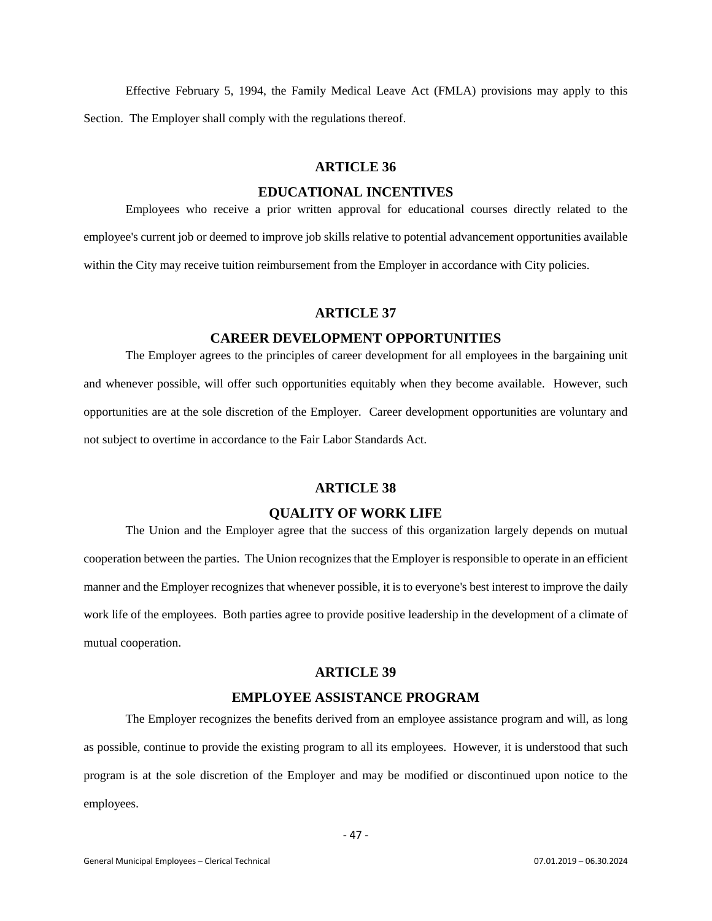Effective February 5, 1994, the Family Medical Leave Act (FMLA) provisions may apply to this Section. The Employer shall comply with the regulations thereof.

## ARTICLE 36

## EDUCATIONAL INCENTIVES

Employees who receive a prior written approval for educational courses directly related to the employee's current job or deemed to improve job skills relative to potential advancement opportunities available within the City may receive tuition reimbursement from the Employer in accordance with City policies.

## ARTICLE 37

## CAREER DEVELOPMENT OPPORTUNITIES

The Employer agrees to the principles of career development for all employees in the bargaining unit and whenever possible, will offer such opportunities equitably when they become available. However, such opportunities are at the sole discretion of the Employer. Career development opportunities are voluntary and not subject to overtime in accordance to the Fair Labor Standards Act.

## ARTICLE 38

## QUALITY OF WORK LIFE

The Union and the Employer agree that the success of this organization largely depends on mutual cooperation between the parties. The Union recognizes that the Employer is responsible to operate in an efficient manner and the Employer recognizes that whenever possible, it is to everyone's best interest to improve the daily work life of the employees. Both parties agree to provide positive leadership in the development of a climate of mutual cooperation.

## ARTICLE 39

## EMPLOYEE ASSISTANCE PROGRAM

The Employer recognizes the benefits derived from an employee assistance program and will, as long as possible, continue to provide the existing program to all its employees. However, it is understood that such program is at the sole discretion of the Employer and may be modified or discontinued upon notice to the employees.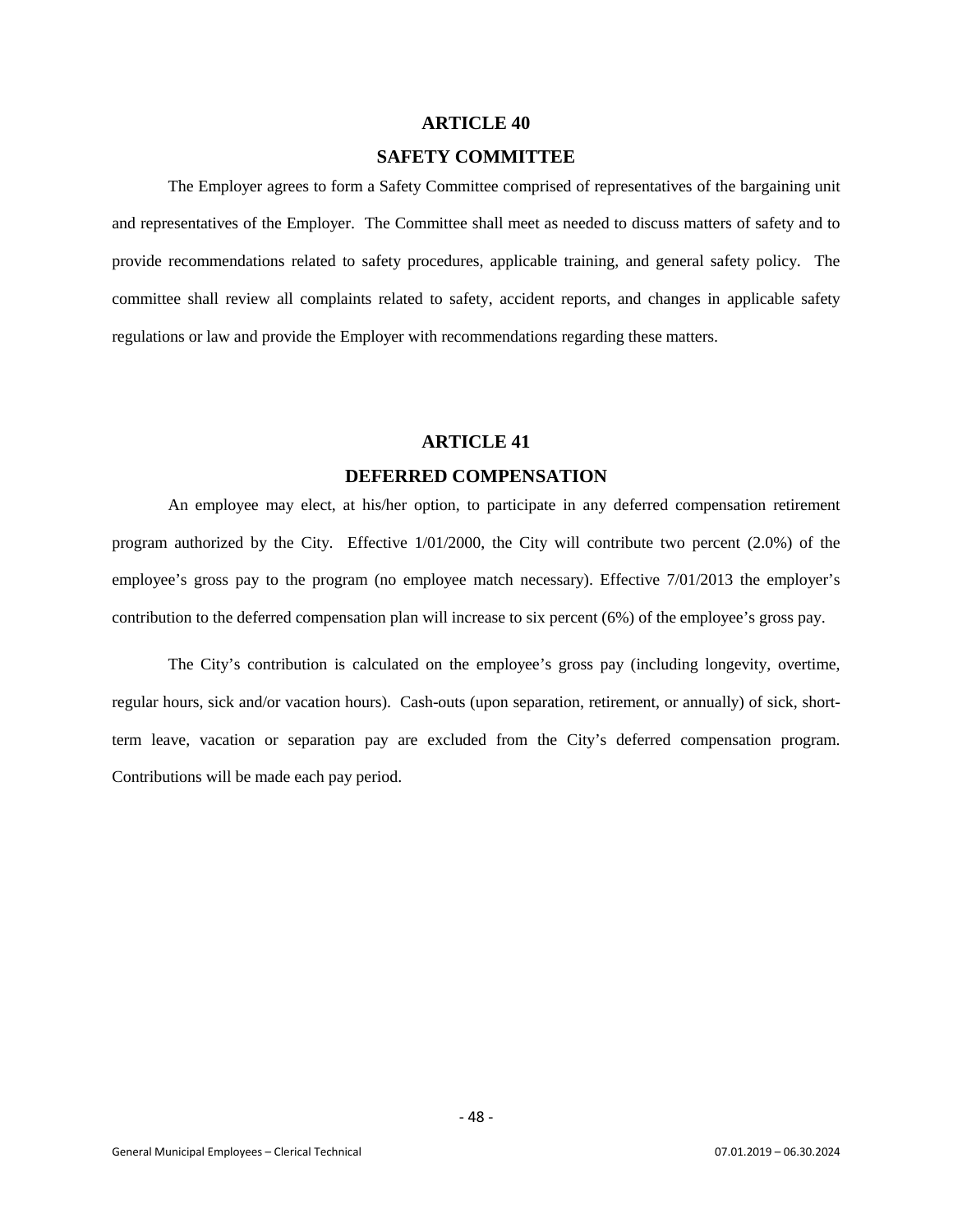## ARTICLE 40

## SAFETY COMMITTEE

The Employer agrees to form a Safety Committee comprised of representatives of the bargaining unit and representatives of the Employer. The Committee shall meet as needed to discuss matters of safety and to provide recommendations related to safety procedures, applicable training, and general safety policy. The committee shall review all complaints related to safety, accident reports, and changes in applicable safety regulations or law and provide the Employer with recommendations regarding these matters.

## ARTICLE 41

## DEFERRED COMPENSATION

An employee may elect, at his/her option, to participate in any deferred compensation retirement program authorized by the City. Effective 1/01/2000, the City will contribute two percent (2.0%) of the employee's gross pay to the program (no employee match necessary). Effective 7/01/2013 the employer's contribution to the deferred compensation plan will increase to six percent (6%) of the employee's gross pay.

The City's contribution is calculated on the employee's gross pay (including longevity, overtime, regular hours, sick and/or vacation hours). Cash-outs (upon separation, retirement, or annually) of sick, short-term leave, vacation or separation pay are excluded from the City's deferred compensation program. Contributions will be made each pay period.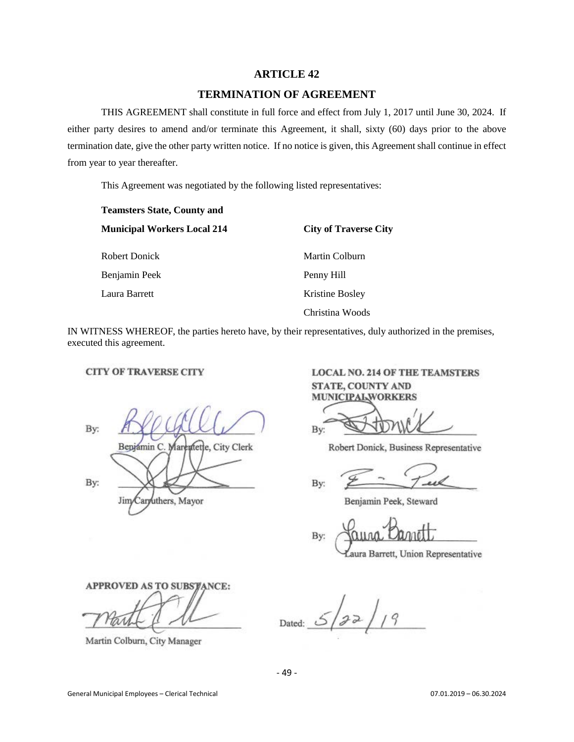# ARTICLE 42

## TERMINATION OF AGREEMENT

THIS AGREEMENT shall constitute in full force and effect from July 1, 2017 until June 30, 2024. If either party desires to amend and/or terminate this Agreement, it shall, sixty (60) days prior to the above termination date, give the other party written notice. If no notice is given, this Agreement shall continue in effect from year to year thereafter.

This Agreement was negotiated by the following listed representatives:

| **Teamsters State, County and Municipal Workers Local 214** | **City of Traverse City** |
|---|---|
| Robert Donick | Martin Colburn |
| Benjamin Peek | Penny Hill |
| Laura Barrett | Kristine Bosley |
| | Christina Woods |

IN WITNESS WHEREOF, the parties hereto have, by their representatives, duly authorized in the premises, executed this agreement.

**CITY OF TRAVERSE CITY**

By: ______________________
Benjamin C. Marentette, City Clerk

By: ______________________
Jim Carruthers, Mayor

**LOCAL NO. 214 OF THE TEAMSTERS STATE, COUNTY AND MUNICIPAL WORKERS**

By: ______________________
Robert Donick, Business Representative

By: ______________________
Benjamin Peek, Steward

By: ______________________
Laura Barrett, Union Representative

**APPROVED AS TO SUBSTANCE:**

______________________
Martin Colburn, City Manager

Dated: 5/22/19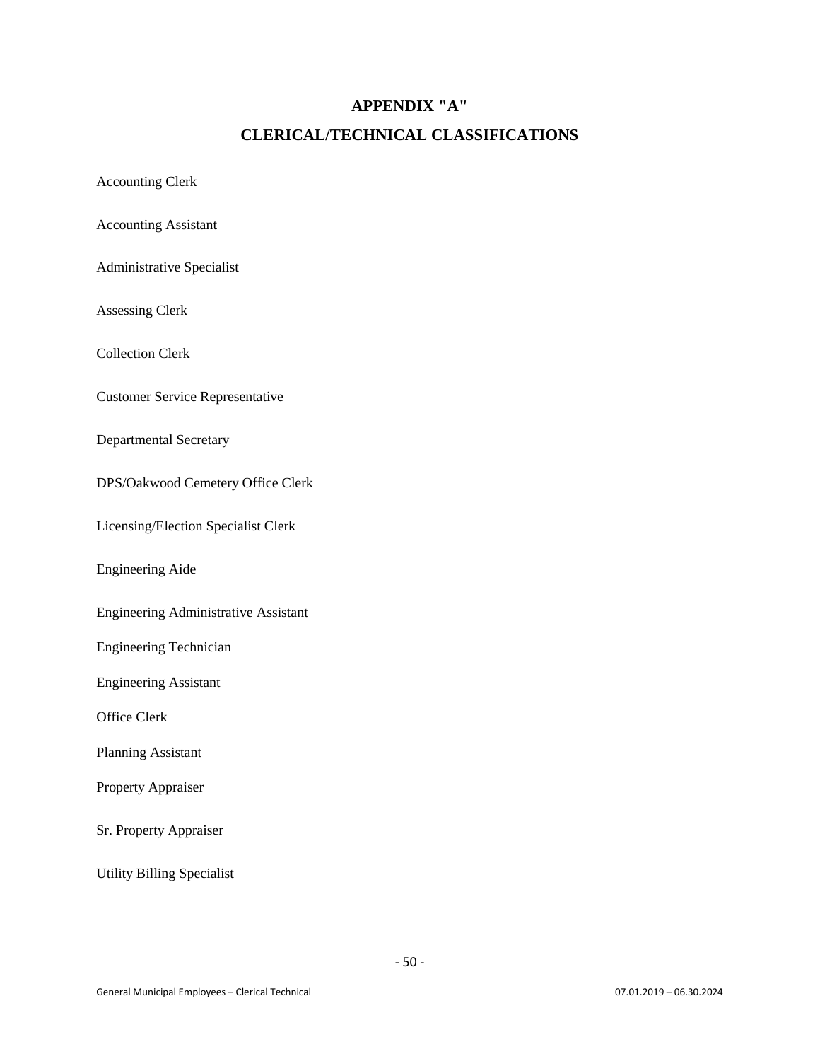# APPENDIX "A"

## CLERICAL/TECHNICAL CLASSIFICATIONS

Accounting Clerk

Accounting Assistant

Administrative Specialist

Assessing Clerk

Collection Clerk

Customer Service Representative

Departmental Secretary

DPS/Oakwood Cemetery Office Clerk

Licensing/Election Specialist Clerk

Engineering Aide

Engineering Administrative Assistant

Engineering Technician

Engineering Assistant

Office Clerk

Planning Assistant

Property Appraiser

Sr. Property Appraiser

Utility Billing Specialist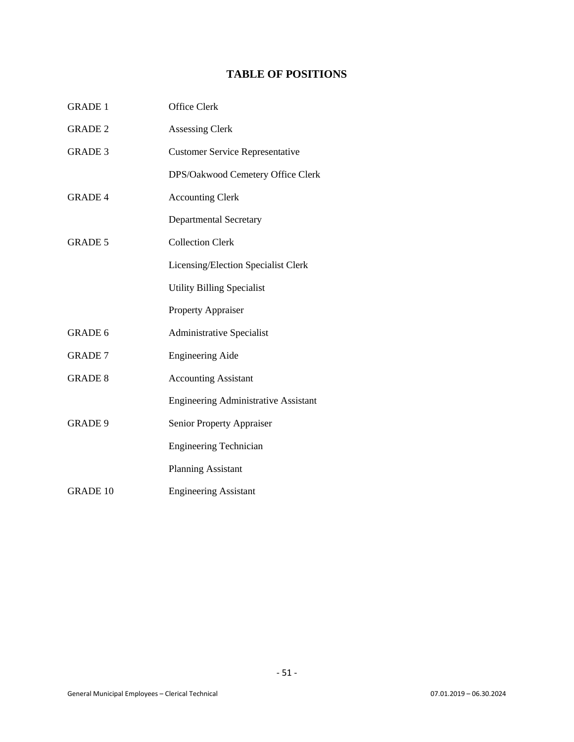# TABLE OF POSITIONS

| | |
|---|---|
| GRADE 1 | Office Clerk |
| GRADE 2 | Assessing Clerk |
| GRADE 3 | Customer Service Representative |
| | DPS/Oakwood Cemetery Office Clerk |
| GRADE 4 | Accounting Clerk |
| | Departmental Secretary |
| GRADE 5 | Collection Clerk |
| | Licensing/Election Specialist Clerk |
| | Utility Billing Specialist |
| | Property Appraiser |
| GRADE 6 | Administrative Specialist |
| GRADE 7 | Engineering Aide |
| GRADE 8 | Accounting Assistant |
| | Engineering Administrative Assistant |
| GRADE 9 | Senior Property Appraiser |
| | Engineering Technician |
| | Planning Assistant |
| GRADE 10 | Engineering Assistant |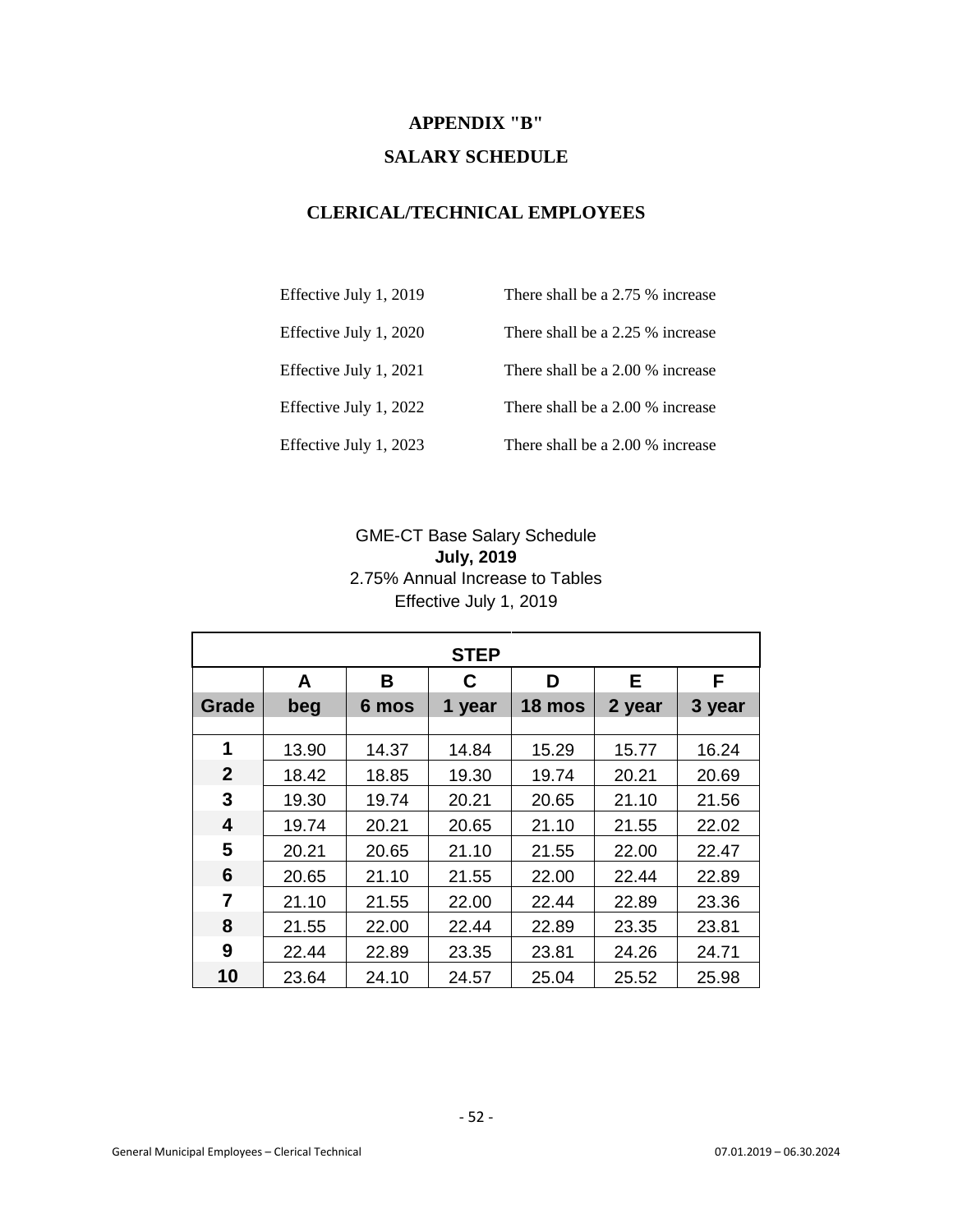# APPENDIX "B"

## SALARY SCHEDULE

### CLERICAL/TECHNICAL EMPLOYEES

| | |
|---|---|
| Effective July 1, 2019 | There shall be a 2.75 % increase |
| Effective July 1, 2020 | There shall be a 2.25 % increase |
| Effective July 1, 2021 | There shall be a 2.00 % increase |
| Effective July 1, 2022 | There shall be a 2.00 % increase |
| Effective July 1, 2023 | There shall be a 2.00 % increase |

GME-CT Base Salary Schedule
**July, 2019**
2.75% Annual Increase to Tables
Effective July 1, 2019

| | STEP | | | | | |
|---|---|---|---|---|---|---|
| | **A** | **B** | **C** | **D** | **E** | **F** |
| **Grade** | **beg** | **6 mos** | **1 year** | **18 mos** | **2 year** | **3 year** |
| **1** | 13.90 | 14.37 | 14.84 | 15.29 | 15.77 | 16.24 |
| **2** | 18.42 | 18.85 | 19.30 | 19.74 | 20.21 | 20.69 |
| **3** | 19.30 | 19.74 | 20.21 | 20.65 | 21.10 | 21.56 |
| **4** | 19.74 | 20.21 | 20.65 | 21.10 | 21.55 | 22.02 |
| **5** | 20.21 | 20.65 | 21.10 | 21.55 | 22.00 | 22.47 |
| **6** | 20.65 | 21.10 | 21.55 | 22.00 | 22.44 | 22.89 |
| **7** | 21.10 | 21.55 | 22.00 | 22.44 | 22.89 | 23.36 |
| **8** | 21.55 | 22.00 | 22.44 | 22.89 | 23.35 | 23.81 |
| **9** | 22.44 | 22.89 | 23.35 | 23.81 | 24.26 | 24.71 |
| **10** | 23.64 | 24.10 | 24.57 | 25.04 | 25.52 | 25.98 |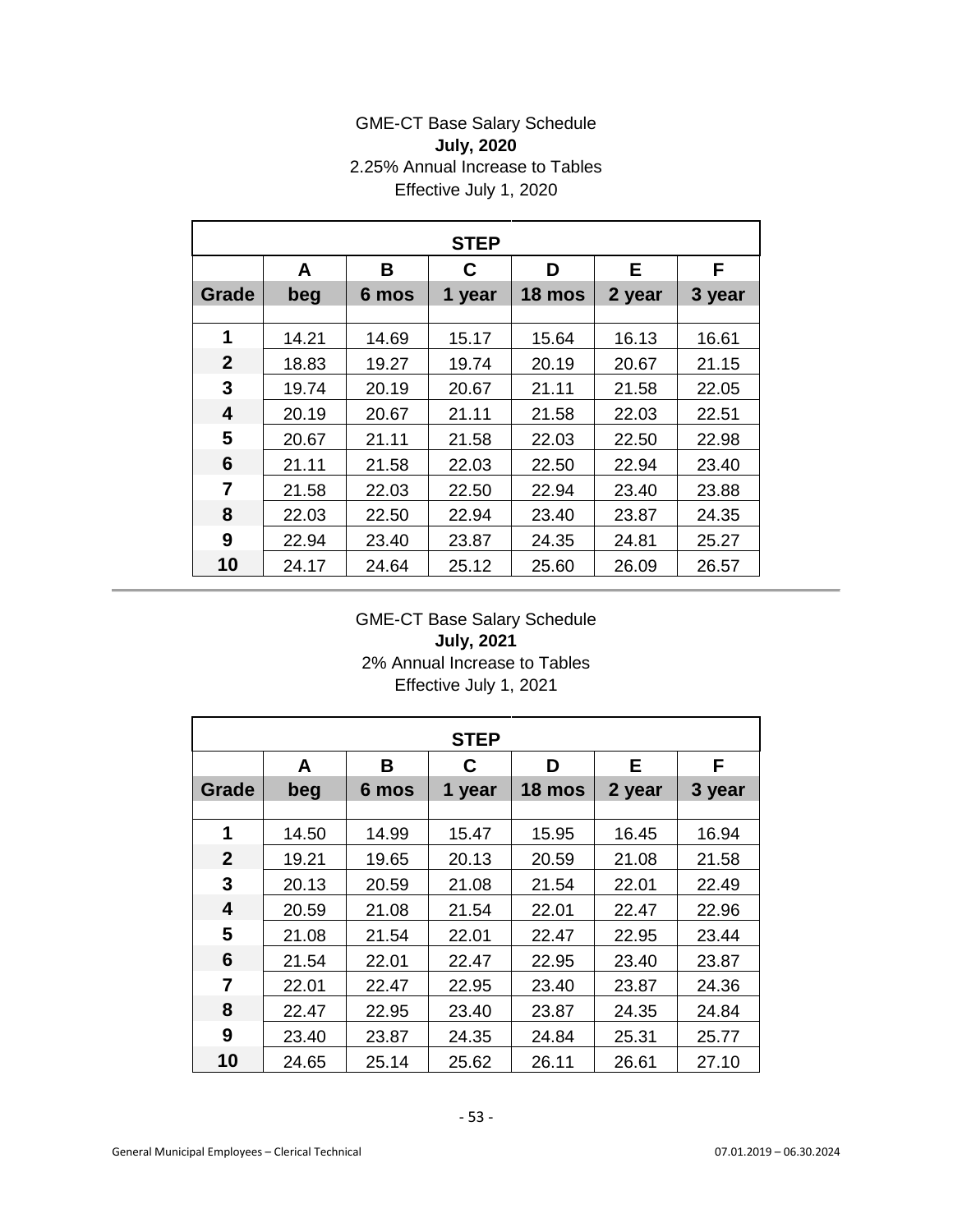GME-CT Base Salary Schedule

**July, 2020**

2.25% Annual Increase to Tables

Effective July 1, 2020

| | **STEP** | | | | | |
|---|---|---|---|---|---|---|
| | **A** | **B** | **C** | **D** | **E** | **F** |
| **Grade** | **beg** | **6 mos** | **1 year** | **18 mos** | **2 year** | **3 year** |
| **1** | 14.21 | 14.69 | 15.17 | 15.64 | 16.13 | 16.61 |
| **2** | 18.83 | 19.27 | 19.74 | 20.19 | 20.67 | 21.15 |
| **3** | 19.74 | 20.19 | 20.67 | 21.11 | 21.58 | 22.05 |
| **4** | 20.19 | 20.67 | 21.11 | 21.58 | 22.03 | 22.51 |
| **5** | 20.67 | 21.11 | 21.58 | 22.03 | 22.50 | 22.98 |
| **6** | 21.11 | 21.58 | 22.03 | 22.50 | 22.94 | 23.40 |
| **7** | 21.58 | 22.03 | 22.50 | 22.94 | 23.40 | 23.88 |
| **8** | 22.03 | 22.50 | 22.94 | 23.40 | 23.87 | 24.35 |
| **9** | 22.94 | 23.40 | 23.87 | 24.35 | 24.81 | 25.27 |
| **10** | 24.17 | 24.64 | 25.12 | 25.60 | 26.09 | 26.57 |

GME-CT Base Salary Schedule

**July, 2021**

2% Annual Increase to Tables

Effective July 1, 2021

| | **STEP** | | | | | |
|---|---|---|---|---|---|---|
| | **A** | **B** | **C** | **D** | **E** | **F** |
| **Grade** | **beg** | **6 mos** | **1 year** | **18 mos** | **2 year** | **3 year** |
| **1** | 14.50 | 14.99 | 15.47 | 15.95 | 16.45 | 16.94 |
| **2** | 19.21 | 19.65 | 20.13 | 20.59 | 21.08 | 21.58 |
| **3** | 20.13 | 20.59 | 21.08 | 21.54 | 22.01 | 22.49 |
| **4** | 20.59 | 21.08 | 21.54 | 22.01 | 22.47 | 22.96 |
| **5** | 21.08 | 21.54 | 22.01 | 22.47 | 22.95 | 23.44 |
| **6** | 21.54 | 22.01 | 22.47 | 22.95 | 23.40 | 23.87 |
| **7** | 22.01 | 22.47 | 22.95 | 23.40 | 23.87 | 24.36 |
| **8** | 22.47 | 22.95 | 23.40 | 23.87 | 24.35 | 24.84 |
| **9** | 23.40 | 23.87 | 24.35 | 24.84 | 25.31 | 25.77 |
| **10** | 24.65 | 25.14 | 25.62 | 26.11 | 26.61 | 27.10 |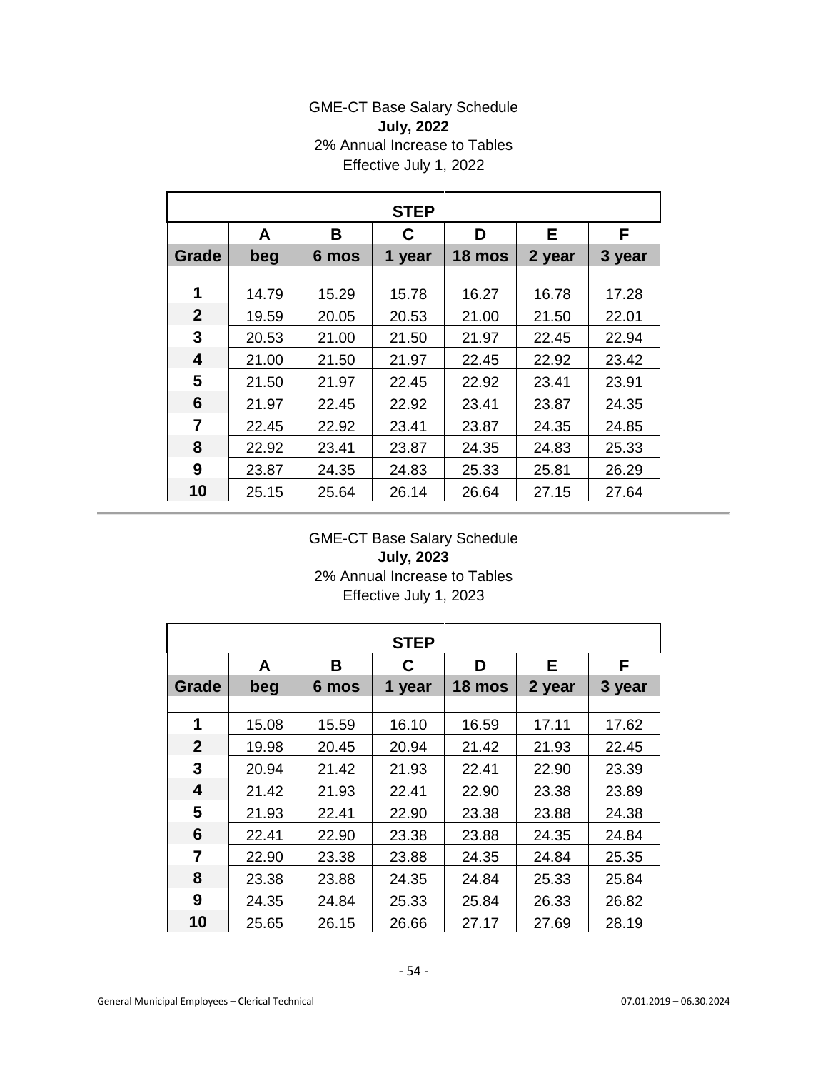GME-CT Base Salary Schedule
**July, 2022**
2% Annual Increase to Tables
Effective July 1, 2022

| STEP | | | | | | |
|---|---|---|---|---|---|---|
| | A | B | C | D | E | F |
| Grade | beg | 6 mos | 1 year | 18 mos | 2 year | 3 year |
| 1 | 14.79 | 15.29 | 15.78 | 16.27 | 16.78 | 17.28 |
| 2 | 19.59 | 20.05 | 20.53 | 21.00 | 21.50 | 22.01 |
| 3 | 20.53 | 21.00 | 21.50 | 21.97 | 22.45 | 22.94 |
| 4 | 21.00 | 21.50 | 21.97 | 22.45 | 22.92 | 23.42 |
| 5 | 21.50 | 21.97 | 22.45 | 22.92 | 23.41 | 23.91 |
| 6 | 21.97 | 22.45 | 22.92 | 23.41 | 23.87 | 24.35 |
| 7 | 22.45 | 22.92 | 23.41 | 23.87 | 24.35 | 24.85 |
| 8 | 22.92 | 23.41 | 23.87 | 24.35 | 24.83 | 25.33 |
| 9 | 23.87 | 24.35 | 24.83 | 25.33 | 25.81 | 26.29 |
| 10 | 25.15 | 25.64 | 26.14 | 26.64 | 27.15 | 27.64 |

GME-CT Base Salary Schedule
**July, 2023**
2% Annual Increase to Tables
Effective July 1, 2023

| STEP | | | | | | |
|---|---|---|---|---|---|---|
| | A | B | C | D | E | F |
| Grade | beg | 6 mos | 1 year | 18 mos | 2 year | 3 year |
| 1 | 15.08 | 15.59 | 16.10 | 16.59 | 17.11 | 17.62 |
| 2 | 19.98 | 20.45 | 20.94 | 21.42 | 21.93 | 22.45 |
| 3 | 20.94 | 21.42 | 21.93 | 22.41 | 22.90 | 23.39 |
| 4 | 21.42 | 21.93 | 22.41 | 22.90 | 23.38 | 23.89 |
| 5 | 21.93 | 22.41 | 22.90 | 23.38 | 23.88 | 24.38 |
| 6 | 22.41 | 22.90 | 23.38 | 23.88 | 24.35 | 24.84 |
| 7 | 22.90 | 23.38 | 23.88 | 24.35 | 24.84 | 25.35 |
| 8 | 23.38 | 23.88 | 24.35 | 24.84 | 25.33 | 25.84 |
| 9 | 24.35 | 24.84 | 25.33 | 25.84 | 26.33 | 26.82 |
| 10 | 25.65 | 26.15 | 26.66 | 27.17 | 27.69 | 28.19 |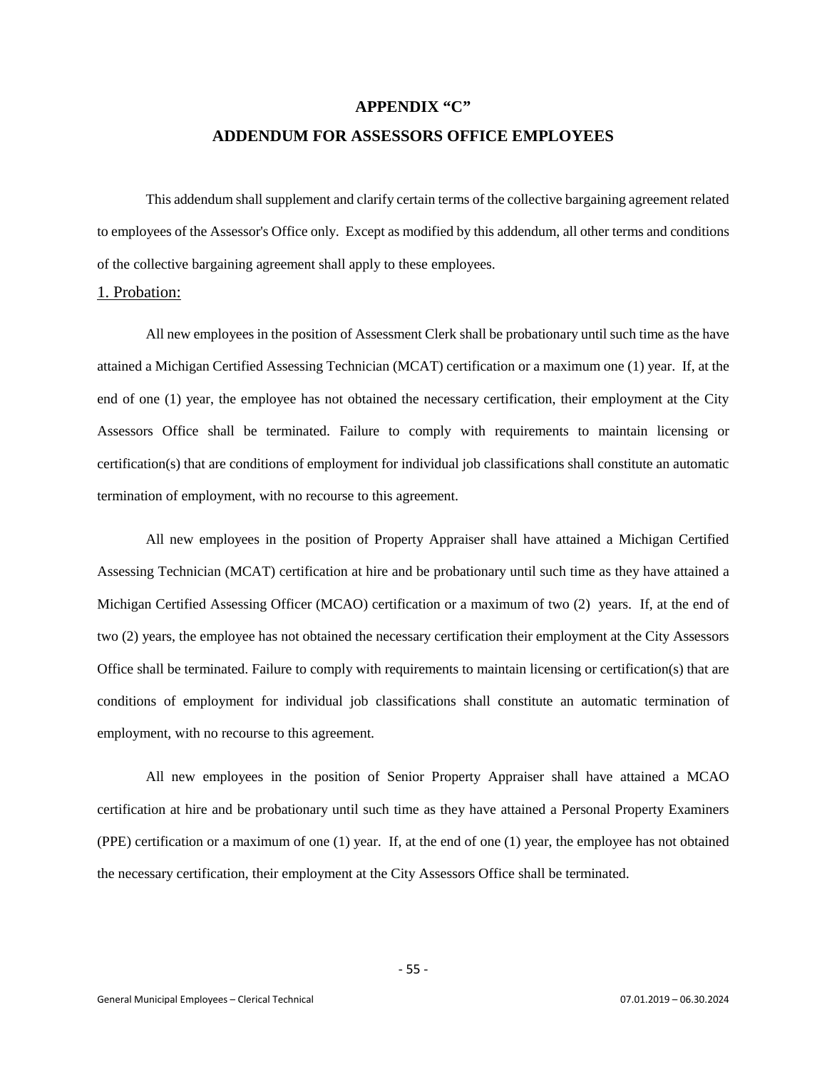# APPENDIX "C"

## ADDENDUM FOR ASSESSORS OFFICE EMPLOYEES

This addendum shall supplement and clarify certain terms of the collective bargaining agreement related to employees of the Assessor's Office only. Except as modified by this addendum, all other terms and conditions of the collective bargaining agreement shall apply to these employees.

1. Probation:

All new employees in the position of Assessment Clerk shall be probationary until such time as the have attained a Michigan Certified Assessing Technician (MCAT) certification or a maximum one (1) year. If, at the end of one (1) year, the employee has not obtained the necessary certification, their employment at the City Assessors Office shall be terminated. Failure to comply with requirements to maintain licensing or certification(s) that are conditions of employment for individual job classifications shall constitute an automatic termination of employment, with no recourse to this agreement.

All new employees in the position of Property Appraiser shall have attained a Michigan Certified Assessing Technician (MCAT) certification at hire and be probationary until such time as they have attained a Michigan Certified Assessing Officer (MCAO) certification or a maximum of two (2) years. If, at the end of two (2) years, the employee has not obtained the necessary certification their employment at the City Assessors Office shall be terminated. Failure to comply with requirements to maintain licensing or certification(s) that are conditions of employment for individual job classifications shall constitute an automatic termination of employment, with no recourse to this agreement.

All new employees in the position of Senior Property Appraiser shall have attained a MCAO certification at hire and be probationary until such time as they have attained a Personal Property Examiners (PPE) certification or a maximum of one (1) year. If, at the end of one (1) year, the employee has not obtained the necessary certification, their employment at the City Assessors Office shall be terminated.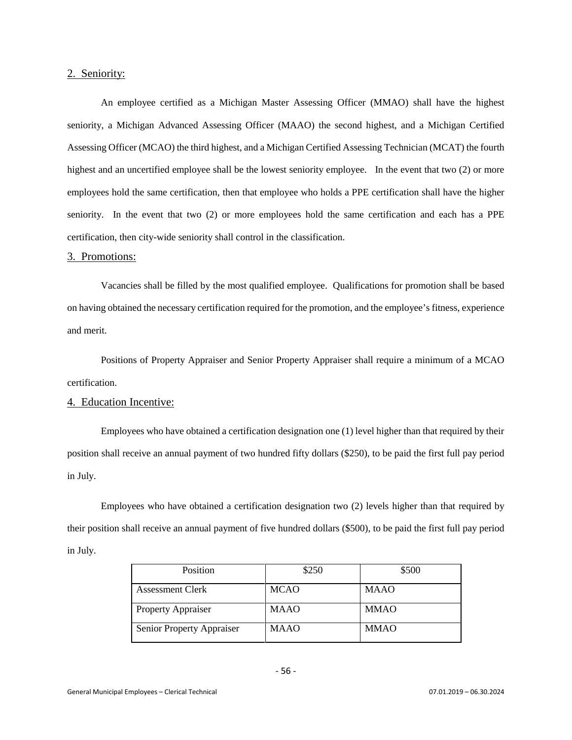## 2. Seniority:

An employee certified as a Michigan Master Assessing Officer (MMAO) shall have the highest seniority, a Michigan Advanced Assessing Officer (MAAO) the second highest, and a Michigan Certified Assessing Officer (MCAO) the third highest, and a Michigan Certified Assessing Technician (MCAT) the fourth highest and an uncertified employee shall be the lowest seniority employee. In the event that two (2) or more employees hold the same certification, then that employee who holds a PPE certification shall have the higher seniority. In the event that two (2) or more employees hold the same certification and each has a PPE certification, then city-wide seniority shall control in the classification.

## 3. Promotions:

Vacancies shall be filled by the most qualified employee. Qualifications for promotion shall be based on having obtained the necessary certification required for the promotion, and the employee's fitness, experience and merit.

Positions of Property Appraiser and Senior Property Appraiser shall require a minimum of a MCAO certification.

## 4. Education Incentive:

Employees who have obtained a certification designation one (1) level higher than that required by their position shall receive an annual payment of two hundred fifty dollars ($250), to be paid the first full pay period in July.

Employees who have obtained a certification designation two (2) levels higher than that required by their position shall receive an annual payment of five hundred dollars ($500), to be paid the first full pay period in July.

| Position | $250 | $500 |
|---|---|---|
| Assessment Clerk | MCAO | MAAO |
| Property Appraiser | MAAO | MMAO |
| Senior Property Appraiser | MAAO | MMAO |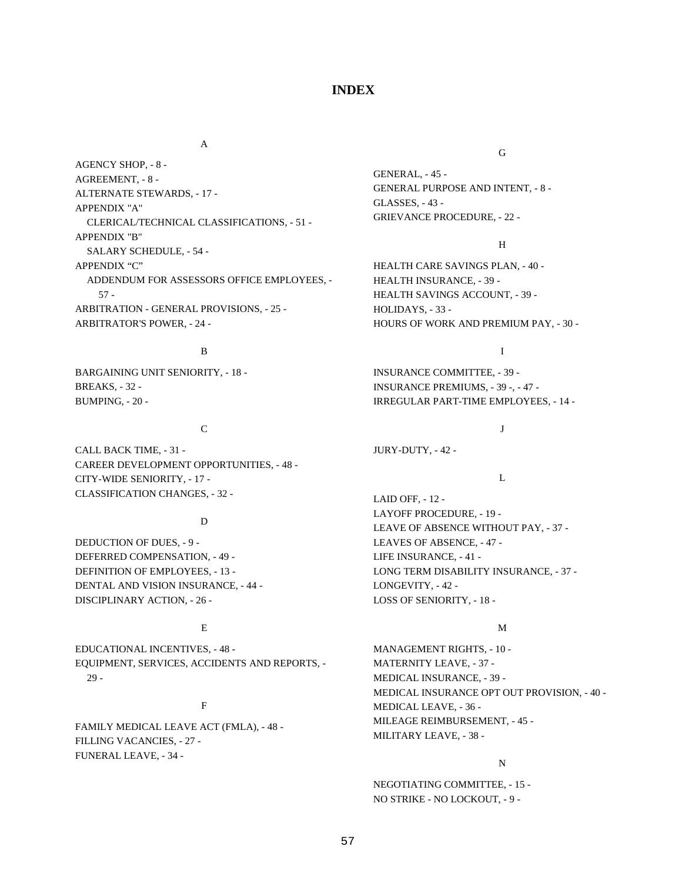# INDEX

A

AGENCY SHOP, - 8 -
AGREEMENT, - 8 -
ALTERNATE STEWARDS, - 17 -
APPENDIX "A"
  CLERICAL/TECHNICAL CLASSIFICATIONS, - 51 -
APPENDIX "B"
  SALARY SCHEDULE, - 54 -
APPENDIX “C”
  ADDENDUM FOR ASSESSORS OFFICE EMPLOYEES, - 57 -
ARBITRATION - GENERAL PROVISIONS, - 25 -
ARBITRATOR'S POWER, - 24 -

B

BARGAINING UNIT SENIORITY, - 18 -
BREAKS, - 32 -
BUMPING, - 20 -

C

CALL BACK TIME, - 31 -
CAREER DEVELOPMENT OPPORTUNITIES, - 48 -
CITY-WIDE SENIORITY, - 17 -
CLASSIFICATION CHANGES, - 32 -

D

DEDUCTION OF DUES, - 9 -
DEFERRED COMPENSATION, - 49 -
DEFINITION OF EMPLOYEES, - 13 -
DENTAL AND VISION INSURANCE, - 44 -
DISCIPLINARY ACTION, - 26 -

E

EDUCATIONAL INCENTIVES, - 48 -
EQUIPMENT, SERVICES, ACCIDENTS AND REPORTS, - 29 -

F

FAMILY MEDICAL LEAVE ACT (FMLA), - 48 -
FILLING VACANCIES, - 27 -
FUNERAL LEAVE, - 34 -

G

GENERAL, - 45 -
GENERAL PURPOSE AND INTENT, - 8 -
GLASSES, - 43 -
GRIEVANCE PROCEDURE, - 22 -

H

HEALTH CARE SAVINGS PLAN, - 40 -
HEALTH INSURANCE, - 39 -
HEALTH SAVINGS ACCOUNT, - 39 -
HOLIDAYS, - 33 -
HOURS OF WORK AND PREMIUM PAY, - 30 -

I

INSURANCE COMMITTEE, - 39 -
INSURANCE PREMIUMS, - 39 -, - 47 -
IRREGULAR PART-TIME EMPLOYEES, - 14 -

J

JURY-DUTY, - 42 -

L

LAID OFF, - 12 -
LAYOFF PROCEDURE, - 19 -
LEAVE OF ABSENCE WITHOUT PAY, - 37 -
LEAVES OF ABSENCE, - 47 -
LIFE INSURANCE, - 41 -
LONG TERM DISABILITY INSURANCE, - 37 -
LONGEVITY, - 42 -
LOSS OF SENIORITY, - 18 -

M

MANAGEMENT RIGHTS, - 10 -
MATERNITY LEAVE, - 37 -
MEDICAL INSURANCE, - 39 -
MEDICAL INSURANCE OPT OUT PROVISION, - 40 -
MEDICAL LEAVE, - 36 -
MILEAGE REIMBURSEMENT, - 45 -
MILITARY LEAVE, - 38 -

N

NEGOTIATING COMMITTEE, - 15 -
NO STRIKE - NO LOCKOUT, - 9 -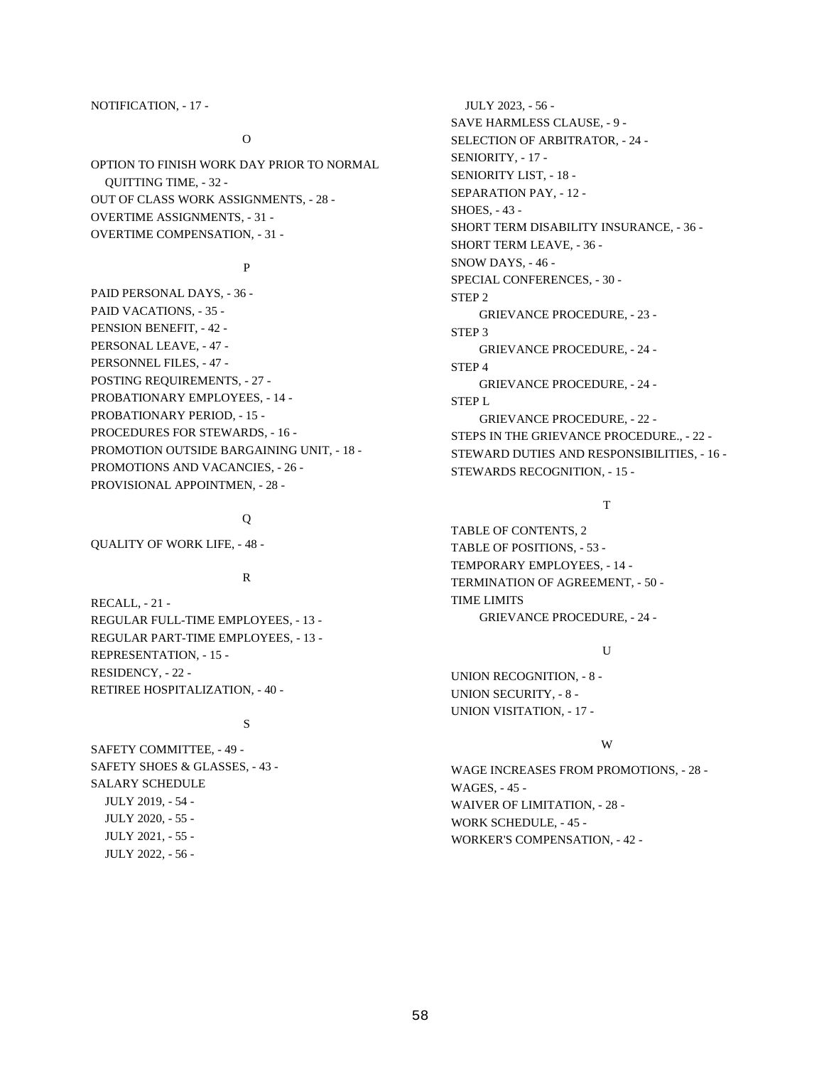NOTIFICATION, - 17 -

O

OPTION TO FINISH WORK DAY PRIOR TO NORMAL QUITTING TIME, - 32 -
OUT OF CLASS WORK ASSIGNMENTS, - 28 -
OVERTIME ASSIGNMENTS, - 31 -
OVERTIME COMPENSATION, - 31 -

P

PAID PERSONAL DAYS, - 36 -
PAID VACATIONS, - 35 -
PENSION BENEFIT, - 42 -
PERSONAL LEAVE, - 47 -
PERSONNEL FILES, - 47 -
POSTING REQUIREMENTS, - 27 -
PROBATIONARY EMPLOYEES, - 14 -
PROBATIONARY PERIOD, - 15 -
PROCEDURES FOR STEWARDS, - 16 -
PROMOTION OUTSIDE BARGAINING UNIT, - 18 -
PROMOTIONS AND VACANCIES, - 26 -
PROVISIONAL APPOINTMEN, - 28 -

Q

QUALITY OF WORK LIFE, - 48 -

R

RECALL, - 21 -
REGULAR FULL-TIME EMPLOYEES, - 13 -
REGULAR PART-TIME EMPLOYEES, - 13 -
REPRESENTATION, - 15 -
RESIDENCY, - 22 -
RETIREE HOSPITALIZATION, - 40 -

S

SAFETY COMMITTEE, - 49 -
SAFETY SHOES & GLASSES, - 43 -
SALARY SCHEDULE
  JULY 2019, - 54 -
  JULY 2020, - 55 -
  JULY 2021, - 55 -
  JULY 2022, - 56 -
  JULY 2023, - 56 -
SAVE HARMLESS CLAUSE, - 9 -
SELECTION OF ARBITRATOR, - 24 -
SENIORITY, - 17 -
SENIORITY LIST, - 18 -
SEPARATION PAY, - 12 -
SHOES, - 43 -
SHORT TERM DISABILITY INSURANCE, - 36 -
SHORT TERM LEAVE, - 36 -
SNOW DAYS, - 46 -
SPECIAL CONFERENCES, - 30 -
STEP 2
  GRIEVANCE PROCEDURE, - 23 -
STEP 3
  GRIEVANCE PROCEDURE, - 24 -
STEP 4
  GRIEVANCE PROCEDURE, - 24 -
STEP L
  GRIEVANCE PROCEDURE, - 22 -
STEPS IN THE GRIEVANCE PROCEDURE., - 22 -
STEWARD DUTIES AND RESPONSIBILITIES, - 16 -
STEWARDS RECOGNITION, - 15 -

T

TABLE OF CONTENTS, 2
TABLE OF POSITIONS, - 53 -
TEMPORARY EMPLOYEES, - 14 -
TERMINATION OF AGREEMENT, - 50 -
TIME LIMITS
  GRIEVANCE PROCEDURE, - 24 -

U

UNION RECOGNITION, - 8 -
UNION SECURITY, - 8 -
UNION VISITATION, - 17 -

W

WAGE INCREASES FROM PROMOTIONS, - 28 -
WAGES, - 45 -
WAIVER OF LIMITATION, - 28 -
WORK SCHEDULE, - 45 -
WORKER'S COMPENSATION, - 42 -